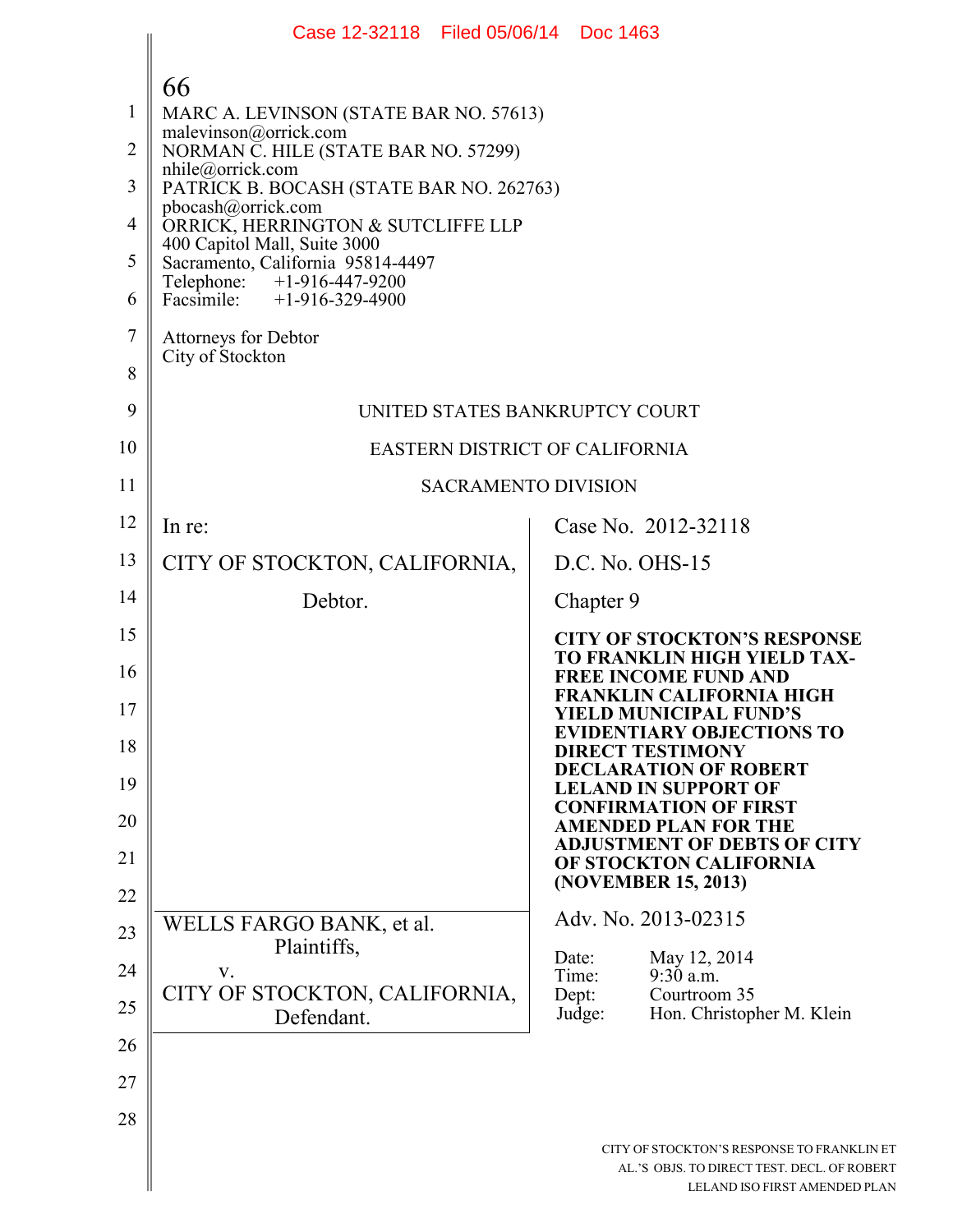MARC A. LEVINSON (STATE BAR NO. 57613)
malevinson@orrick.com
NORMAN C. HILE (STATE BAR NO. 57299)
nhile@orrick.com
PATRICK B. BOCASH (STATE BAR NO. 262763)
pbocash@orrick.com
ORRICK, HERRINGTON & SUTCLIFFE LLP
400 Capitol Mall, Suite 3000
Sacramento, California 95814-4497
Telephone: +1-916-447-9200
Facsimile: +1-916-329-4900

Attorneys for Debtor
City of Stockton

UNITED STATES BANKRUPTCY COURT

EASTERN DISTRICT OF CALIFORNIA

SACRAMENTO DIVISION

| | |
|---|---|
| In re:<br><br>CITY OF STOCKTON, CALIFORNIA,<br><br>Debtor. | Case No. 2012-32118<br><br>D.C. No. OHS-15<br><br>Chapter 9<br><br>**CITY OF STOCKTON'S RESPONSE TO FRANKLIN HIGH YIELD TAX-FREE INCOME FUND AND FRANKLIN CALIFORNIA HIGH YIELD MUNICIPAL FUND'S EVIDENTIARY OBJECTIONS TO DIRECT TESTIMONY DECLARATION OF ROBERT LELAND IN SUPPORT OF CONFIRMATION OF FIRST AMENDED PLAN FOR THE ADJUSTMENT OF DEBTS OF CITY OF STOCKTON CALIFORNIA (NOVEMBER 15, 2013)** |
| WELLS FARGO BANK, et al.<br>Plaintiffs,<br>v.<br>CITY OF STOCKTON, CALIFORNIA,<br>Defendant. | Adv. No. 2013-02315<br><br>Date: May 12, 2014<br>Time: 9:30 a.m.<br>Dept: Courtroom 35<br>Judge: Hon. Christopher M. Klein |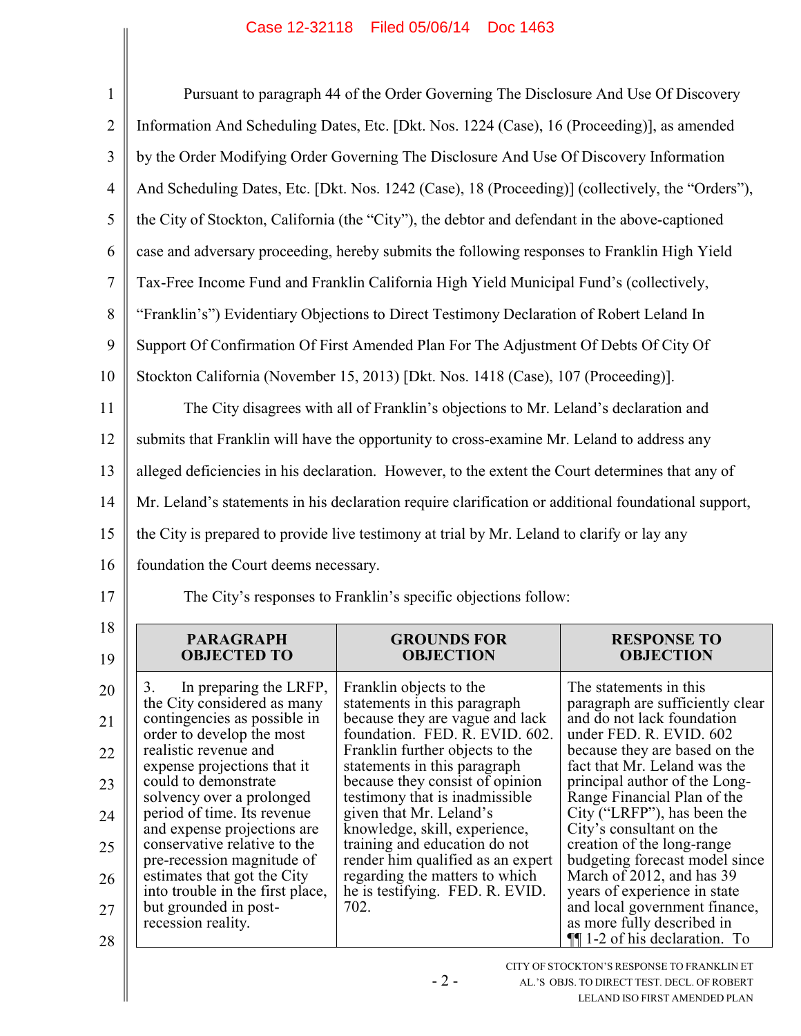Pursuant to paragraph 44 of the Order Governing The Disclosure And Use Of Discovery Information And Scheduling Dates, Etc. [Dkt. Nos. 1224 (Case), 16 (Proceeding)], as amended by the Order Modifying Order Governing The Disclosure And Use Of Discovery Information And Scheduling Dates, Etc. [Dkt. Nos. 1242 (Case), 18 (Proceeding)] (collectively, the "Orders"), the City of Stockton, California (the "City"), the debtor and defendant in the above-captioned case and adversary proceeding, hereby submits the following responses to Franklin High Yield Tax-Free Income Fund and Franklin California High Yield Municipal Fund's (collectively, "Franklin's") Evidentiary Objections to Direct Testimony Declaration of Robert Leland In Support Of Confirmation Of First Amended Plan For The Adjustment Of Debts Of City Of Stockton California (November 15, 2013) [Dkt. Nos. 1418 (Case), 107 (Proceeding)].

The City disagrees with all of Franklin's objections to Mr. Leland's declaration and submits that Franklin will have the opportunity to cross-examine Mr. Leland to address any alleged deficiencies in his declaration. However, to the extent the Court determines that any of Mr. Leland's statements in his declaration require clarification or additional foundational support, the City is prepared to provide live testimony at trial by Mr. Leland to clarify or lay any foundation the Court deems necessary.

The City's responses to Franklin's specific objections follow:

| PARAGRAPH OBJECTED TO | GROUNDS FOR OBJECTION | RESPONSE TO OBJECTION |
|---|---|---|
| 3. In preparing the LRFP, the City considered as many contingencies as possible in order to develop the most realistic revenue and expense projections that it could to demonstrate solvency over a prolonged period of time. Its revenue and expense projections are conservative relative to the pre-recession magnitude of estimates that got the City into trouble in the first place, but grounded in post-recession reality. | Franklin objects to the statements in this paragraph because they are vague and lack foundation. FED. R. EVID. 602. Franklin further objects to the statements in this paragraph because they consist of opinion testimony that is inadmissible given that Mr. Leland's knowledge, skill, experience, training and education do not render him qualified as an expert regarding the matters to which he is testifying. FED. R. EVID. 702. | The statements in this paragraph are sufficiently clear and do not lack foundation under FED. R. EVID. 602 because they are based on the fact that Mr. Leland was the principal author of the Long-Range Financial Plan of the City ("LRFP"), has been the City's consultant on the creation of the long-range budgeting forecast model since March of 2012, and has 39 years of experience in state and local government finance, as more fully described in ¶¶ 1-2 of his declaration. To |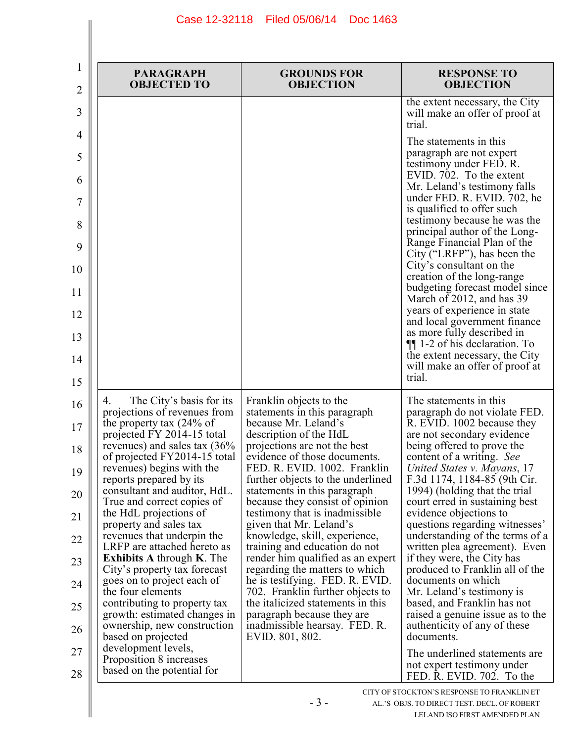| PARAGRAPH OBJECTED TO | GROUNDS FOR OBJECTION | RESPONSE TO OBJECTION |
|---|---|---|
| | | the extent necessary, the City will make an offer of proof at trial.<br><br>The statements in this paragraph are not expert testimony under FED. R. EVID. 702. To the extent Mr. Leland's testimony falls under FED. R. EVID. 702, he is qualified to offer such testimony because he was the principal author of the Long-Range Financial Plan of the City ("LRFP"), has been the City's consultant on the creation of the long-range budgeting forecast model since March of 2012, and has 39 years of experience in state and local government finance as more fully described in ¶¶ 1-2 of his declaration. To the extent necessary, the City will make an offer of proof at trial. |
| 4. The City's basis for its projections of revenues from the property tax (24% of projected FY 2014-15 total revenues) and sales tax (36% of projected FY2014-15 total revenues) begins with the reports prepared by its consultant and auditor, HdL. True and correct copies of the HdL projections of property and sales tax revenues that underpin the LRFP are attached hereto as **Exhibits A** through **K**. The City's property tax forecast goes on to project each of the four elements contributing to property tax growth: estimated changes in ownership, new construction based on projected development levels, Proposition 8 increases based on the potential for | Franklin objects to the statements in this paragraph because Mr. Leland's description of the HdL projections are not the best evidence of those documents. FED. R. EVID. 1002. Franklin further objects to the underlined statements in this paragraph because they consist of opinion testimony that is inadmissible given that Mr. Leland's knowledge, skill, experience, training and education do not render him qualified as an expert regarding the matters to which he is testifying. FED. R. EVID. 702. Franklin further objects to the italicized statements in this paragraph because they are inadmissible hearsay. FED. R. EVID. 801, 802. | The statements in this paragraph do not violate FED. R. EVID. 1002 because they are not secondary evidence being offered to prove the content of a writing. *See United States v. Mayans*, 17 F.3d 1174, 1184-85 (9th Cir. 1994) (holding that the trial court erred in sustaining best evidence objections to questions regarding witnesses' understanding of the terms of a written plea agreement). Even if they were, the City has produced to Franklin all of the documents on which Mr. Leland's testimony is based, and Franklin has not raised a genuine issue as to the authenticity of any of these documents.<br><br>The underlined statements are not expert testimony under FED. R. EVID. 702. To the |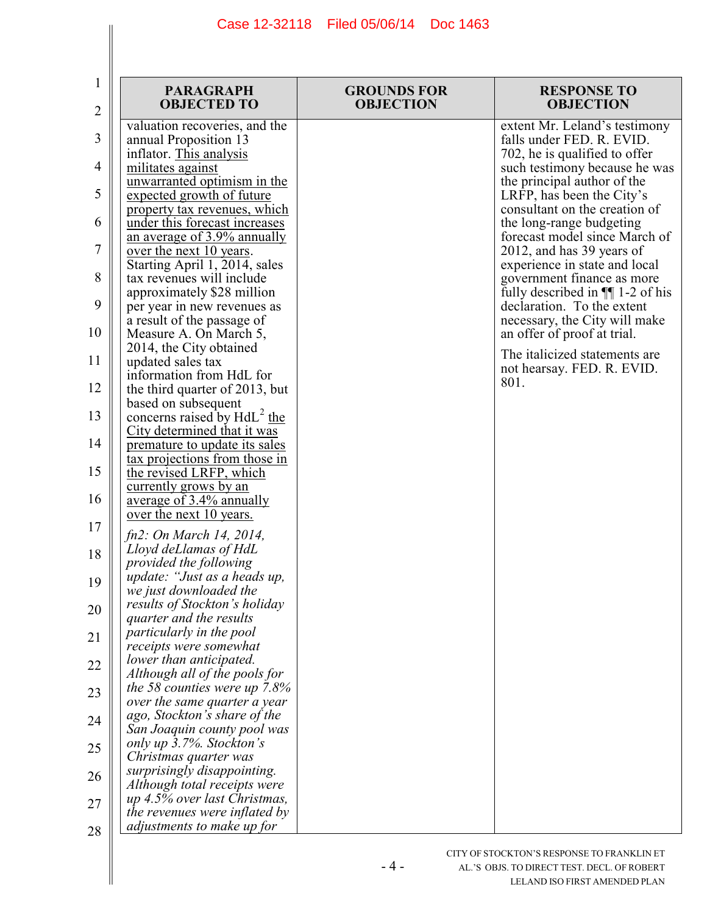| PARAGRAPH OBJECTED TO | GROUNDS FOR OBJECTION | RESPONSE TO OBJECTION |
|---|---|---|
| valuation recoveries, and the annual Proposition 13 inflator. <u>This analysis militates against unwarranted optimism in the expected growth of future property tax revenues, which under this forecast increases an average of 3.9% annually over the next 10 years</u>. Starting April 1, 2014, sales tax revenues will include approximately $28 million per year in new revenues as a result of the passage of Measure A. On March 5, 2014, the City obtained updated sales tax information from HdL for the third quarter of 2013, but based on subsequent concerns raised by HdL[2] <u>the City determined that it was premature to update its sales tax projections from those in the revised LRFP, which currently grows by an average of 3.4% annually over the next 10 years.</u><br><br>*fn2: On March 14, 2014, Lloyd deLlamas of HdL provided the following update: "Just as a heads up, we just downloaded the results of Stockton's holiday quarter and the results particularly in the pool receipts were somewhat lower than anticipated. Although all of the pools for the 58 counties were up 7.8% over the same quarter a year ago, Stockton's share of the San Joaquin county pool was only up 3.7%. Stockton's Christmas quarter was surprisingly disappointing. Although total receipts were up 4.5% over last Christmas, the revenues were inflated by adjustments to make up for* | | extent Mr. Leland's testimony falls under FED. R. EVID. 702, he is qualified to offer such testimony because he was the principal author of the LRFP, has been the City's consultant on the creation of the long-range budgeting forecast model since March of 2012, and has 39 years of experience in state and local government finance as more fully described in ¶¶ 1-2 of his declaration. To the extent necessary, the City will make an offer of proof at trial.<br><br>The italicized statements are not hearsay. FED. R. EVID. 801. |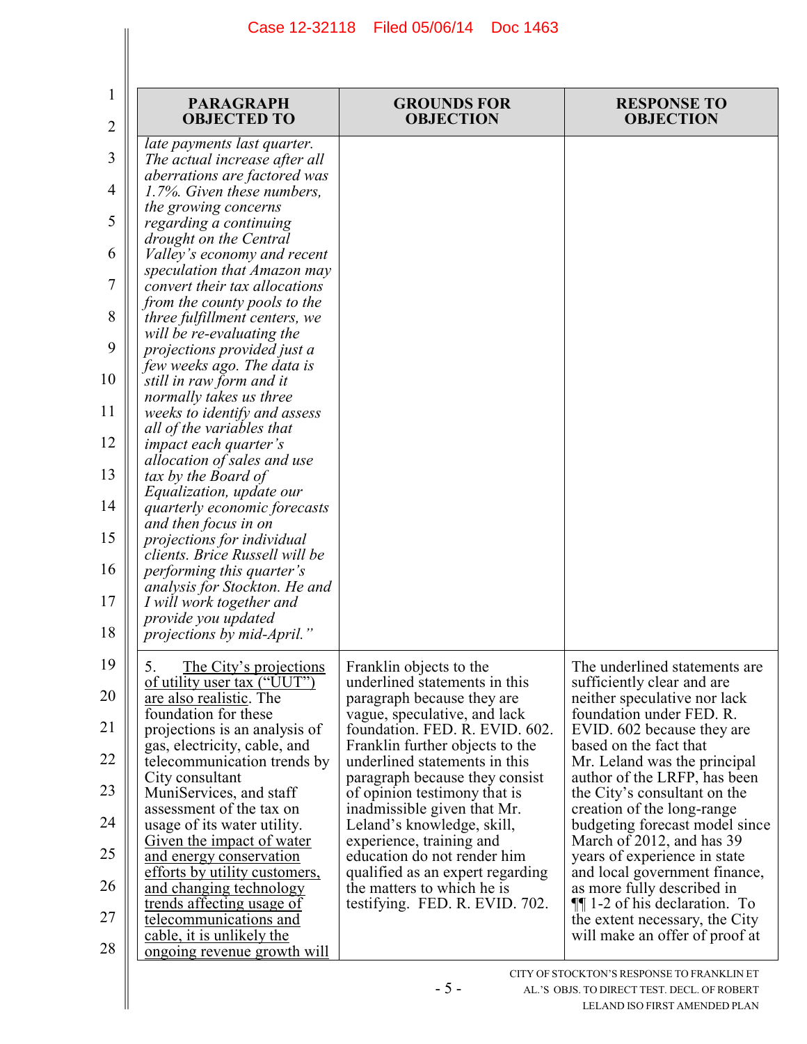| PARAGRAPH OBJECTED TO | GROUNDS FOR OBJECTION | RESPONSE TO OBJECTION |
|---|---|---|
| *late payments last quarter. The actual increase after all aberrations are factored was 1.7%. Given these numbers, the growing concerns regarding a continuing drought on the Central Valley's economy and recent speculation that Amazon may convert their tax allocations from the county pools to the three fulfillment centers, we will be re-evaluating the projections provided just a few weeks ago. The data is still in raw form and it normally takes us three weeks to identify and assess all of the variables that impact each quarter's allocation of sales and use tax by the Board of Equalization, update our quarterly economic forecasts and then focus in on projections for individual clients. Brice Russell will be performing this quarter's analysis for Stockton. He and I will work together and provide you updated projections by mid-April."* | | |
| 5. <u>The City's projections of utility user tax ("UUT") are also realistic</u>. The foundation for these projections is an analysis of gas, electricity, cable, and telecommunication trends by City consultant MuniServices, and staff assessment of the tax on usage of its water utility. <u>Given the impact of water and energy conservation efforts by utility customers, and changing technology trends affecting usage of telecommunications and cable, it is unlikely the ongoing revenue growth will</u> | Franklin objects to the underlined statements in this paragraph because they are vague, speculative, and lack foundation. FED. R. EVID. 602. Franklin further objects to the underlined statements in this paragraph because they consist of opinion testimony that is inadmissible given that Mr. Leland's knowledge, skill, experience, training and education do not render him qualified as an expert regarding the matters to which he is testifying. FED. R. EVID. 702. | The underlined statements are sufficiently clear and are neither speculative nor lack foundation under FED. R. EVID. 602 because they are based on the fact that Mr. Leland was the principal author of the LRFP, has been the City's consultant on the creation of the long-range budgeting forecast model since March of 2012, and has 39 years of experience in state and local government finance, as more fully described in ¶¶ 1-2 of his declaration. To the extent necessary, the City will make an offer of proof at |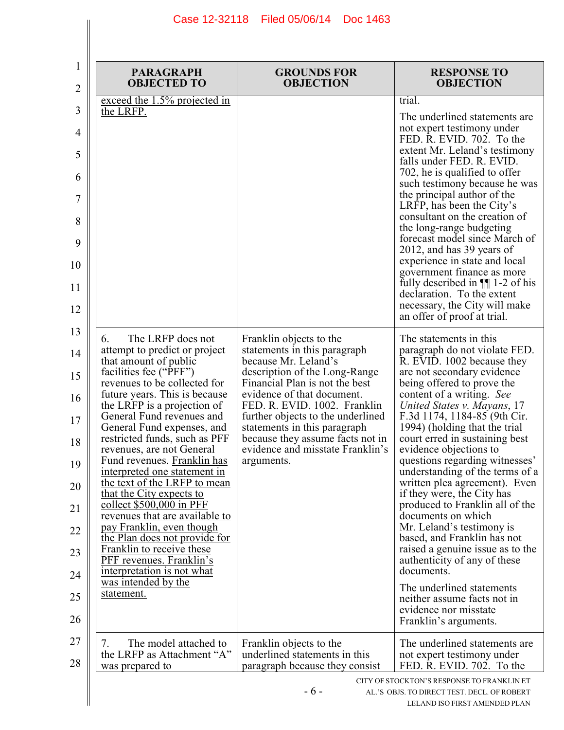| PARAGRAPH OBJECTED TO | GROUNDS FOR OBJECTION | RESPONSE TO OBJECTION |
|---|---|---|
| exceed the 1.5% projected in the LRFP. | | trial.<br><br>The underlined statements are not expert testimony under FED. R. EVID. 702. To the extent Mr. Leland's testimony falls under FED. R. EVID. 702, he is qualified to offer such testimony because he was the principal author of the LRFP, has been the City's consultant on the creation of the long-range budgeting forecast model since March of 2012, and has 39 years of experience in state and local government finance as more fully described in ¶¶ 1-2 of his declaration. To the extent necessary, the City will make an offer of proof at trial. |
| 6. The LRFP does not attempt to predict or project that amount of public facilities fee ("PFF") revenues to be collected for future years. This is because the LRFP is a projection of General Fund revenues and General Fund expenses, and restricted funds, such as PFF revenues, are not General Fund revenues. Franklin has interpreted one statement in the text of the LRFP to mean that the City expects to collect $500,000 in PFF revenues that are available to pay Franklin, even though the Plan does not provide for Franklin to receive these PFF revenues. Franklin's interpretation is not what was intended by the statement. | Franklin objects to the statements in this paragraph because Mr. Leland's description of the Long-Range Financial Plan is not the best evidence of that document. FED. R. EVID. 1002. Franklin further objects to the underlined statements in this paragraph because they assume facts not in evidence and misstate Franklin's arguments. | The statements in this paragraph do not violate FED. R. EVID. 1002 because they are not secondary evidence being offered to prove the content of a writing. *See United States v. Mayans*, 17 F.3d 1174, 1184-85 (9th Cir. 1994) (holding that the trial court erred in sustaining best evidence objections to questions regarding witnesses' understanding of the terms of a written plea agreement). Even if they were, the City has produced to Franklin all of the documents on which Mr. Leland's testimony is based, and Franklin has not raised a genuine issue as to the authenticity of any of these documents.<br><br>The underlined statements neither assume facts not in evidence nor misstate Franklin's arguments. |
| 7. The model attached to the LRFP as Attachment "A" was prepared to | Franklin objects to the underlined statements in this paragraph because they consist | The underlined statements are not expert testimony under FED. R. EVID. 702. To the |

CITY OF STOCKTON'S RESPONSE TO FRANKLIN ET AL.'S OBJS. TO DIRECT TEST. DECL. OF ROBERT LELAND ISO FIRST AMENDED PLAN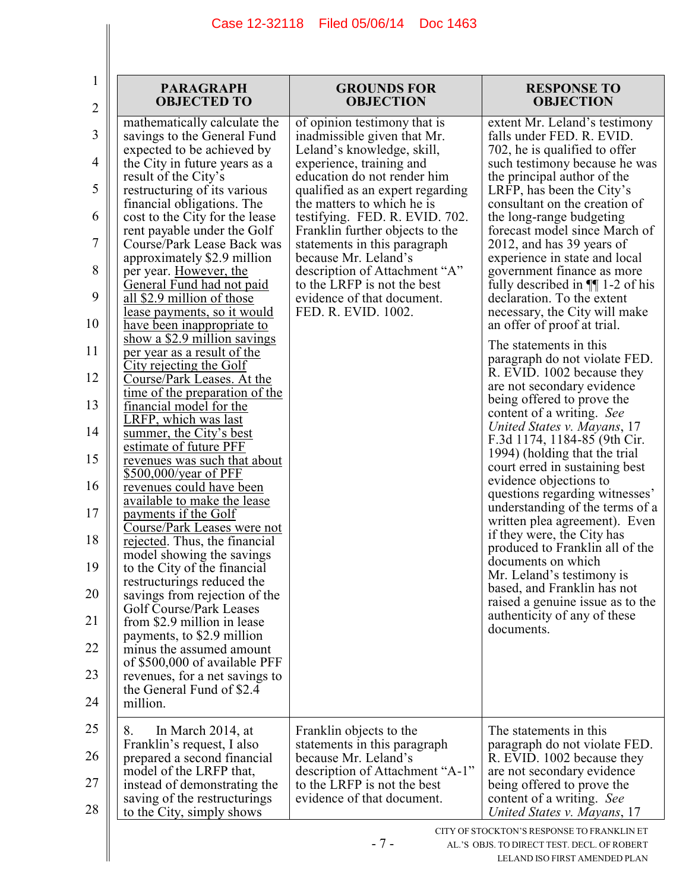| PARAGRAPH OBJECTED TO | GROUNDS FOR OBJECTION | RESPONSE TO OBJECTION |
|---|---|---|
| mathematically calculate the savings to the General Fund expected to be achieved by the City in future years as a result of the City's restructuring of its various financial obligations. The cost to the City for the lease rent payable under the Golf Course/Park Lease Back was approximately $2.9 million per year. <u>However, the General Fund had not paid all $2.9 million of those lease payments, so it would have been inappropriate to show a $2.9 million savings per year as a result of the City rejecting the Golf Course/Park Leases. At the time of the preparation of the financial model for the LRFP, which was last summer, the City's best estimate of future PFF revenues was such that about $500,000/year of PFF revenues could have been available to make the lease payments if the Golf Course/Park Leases were not rejected</u>. Thus, the financial model showing the savings to the City of the financial restructurings reduced the savings from rejection of the Golf Course/Park Leases from $2.9 million in lease payments, to $2.9 million minus the assumed amount of $500,000 of available PFF revenues, for a net savings to the General Fund of $2.4 million. | of opinion testimony that is inadmissible given that Mr. Leland's knowledge, skill, experience, training and education do not render him qualified as an expert regarding the matters to which he is testifying. FED. R. EVID. 702. Franklin further objects to the statements in this paragraph because Mr. Leland's description of Attachment "A" to the LRFP is not the best evidence of that document. FED. R. EVID. 1002. | extent Mr. Leland's testimony falls under FED. R. EVID. 702, he is qualified to offer such testimony because he was the principal author of the LRFP, has been the City's consultant on the creation of the long-range budgeting forecast model since March of 2012, and has 39 years of experience in state and local government finance as more fully described in ¶¶ 1-2 of his declaration. To the extent necessary, the City will make an offer of proof at trial.<br><br>The statements in this paragraph do not violate FED. R. EVID. 1002 because they are not secondary evidence being offered to prove the content of a writing. *See United States v. Mayans*, 17 F.3d 1174, 1184-85 (9th Cir. 1994) (holding that the trial court erred in sustaining best evidence objections to questions regarding witnesses' understanding of the terms of a written plea agreement). Even if they were, the City has produced to Franklin all of the documents on which Mr. Leland's testimony is based, and Franklin has not raised a genuine issue as to the authenticity of any of these documents. |
| 8. In March 2014, at Franklin's request, I also prepared a second financial model of the LRFP that, instead of demonstrating the saving of the restructurings to the City, simply shows | Franklin objects to the statements in this paragraph because Mr. Leland's description of Attachment "A-1" to the LRFP is not the best evidence of that document. | The statements in this paragraph do not violate FED. R. EVID. 1002 because they are not secondary evidence being offered to prove the content of a writing. *See United States v. Mayans*, 17 |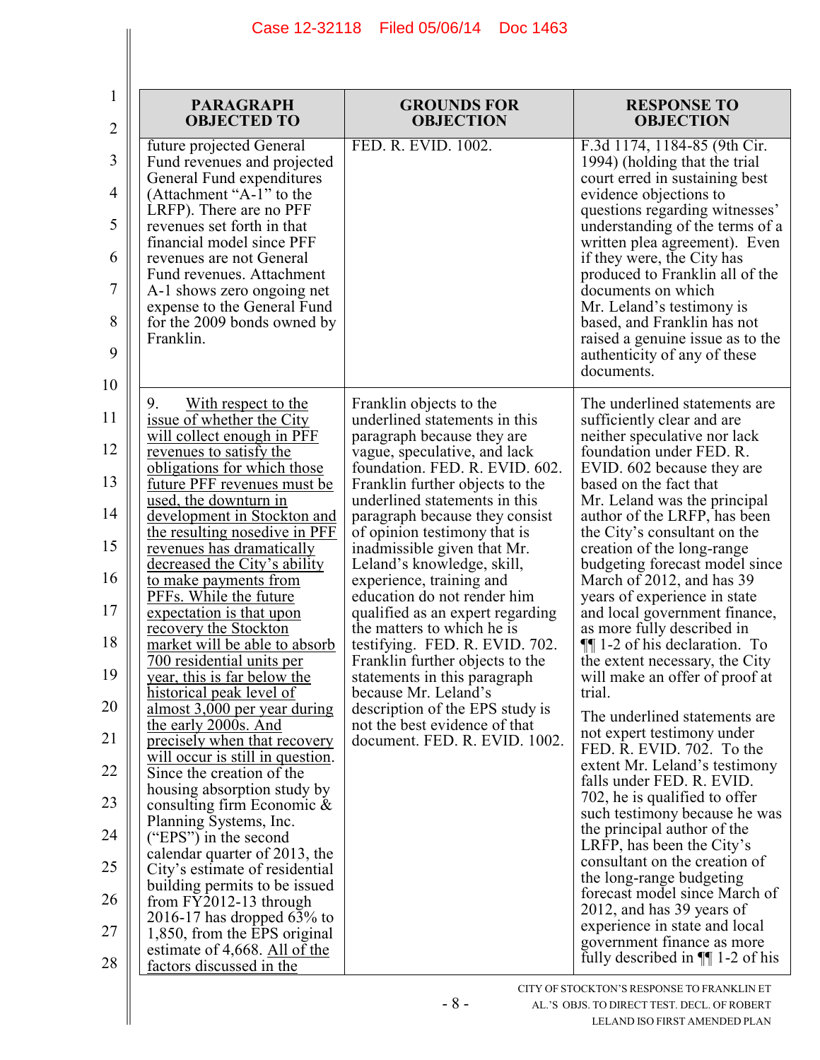| PARAGRAPH OBJECTED TO | GROUNDS FOR OBJECTION | RESPONSE TO OBJECTION |
|---|---|---|
| future projected General Fund revenues and projected General Fund expenditures (Attachment "A-1" to the LRFP). There are no PFF revenues set forth in that financial model since PFF revenues are not General Fund revenues. Attachment A-1 shows zero ongoing net expense to the General Fund for the 2009 bonds owned by Franklin. | FED. R. EVID. 1002. | F.3d 1174, 1184-85 (9th Cir. 1994) (holding that the trial court erred in sustaining best evidence objections to questions regarding witnesses' understanding of the terms of a written plea agreement). Even if they were, the City has produced to Franklin all of the documents on which Mr. Leland's testimony is based, and Franklin has not raised a genuine issue as to the authenticity of any of these documents. |
| 9. With respect to the issue of whether the City will collect enough in PFF revenues to satisfy the obligations for which those future PFF revenues must be used, the downturn in development in Stockton and the resulting nosedive in PFF revenues has dramatically decreased the City's ability to make payments from PFFs. While the future expectation is that upon recovery the Stockton market will be able to absorb 700 residential units per year, this is far below the historical peak level of almost 3,000 per year during the early 2000s. And precisely when that recovery will occur is still in question. Since the creation of the housing absorption study by consulting firm Economic & Planning Systems, Inc. ("EPS") in the second calendar quarter of 2013, the City's estimate of residential building permits to be issued from FY2012-13 through 2016-17 has dropped 63% to 1,850, from the EPS original estimate of 4,668. All of the factors discussed in the | Franklin objects to the underlined statements in this paragraph because they are vague, speculative, and lack foundation. FED. R. EVID. 602. Franklin further objects to the underlined statements in this paragraph because they consist of opinion testimony that is inadmissible given that Mr. Leland's knowledge, skill, experience, training and education do not render him qualified as an expert regarding the matters to which he is testifying. FED. R. EVID. 702. Franklin further objects to the statements in this paragraph because Mr. Leland's description of the EPS study is not the best evidence of that document. FED. R. EVID. 1002. | The underlined statements are sufficiently clear and are neither speculative nor lack foundation under FED. R. EVID. 602 because they are based on the fact that Mr. Leland was the principal author of the LRFP, has been the City's consultant on the creation of the long-range budgeting forecast model since March of 2012, and has 39 years of experience in state and local government finance, as more fully described in ¶¶ 1-2 of his declaration. To the extent necessary, the City will make an offer of proof at trial.<br><br>The underlined statements are not expert testimony under FED. R. EVID. 702. To the extent Mr. Leland's testimony falls under FED. R. EVID. 702, he is qualified to offer such testimony because he was the principal author of the LRFP, has been the City's consultant on the creation of the long-range budgeting forecast model since March of 2012, and has 39 years of experience in state and local government finance as more fully described in ¶¶ 1-2 of his |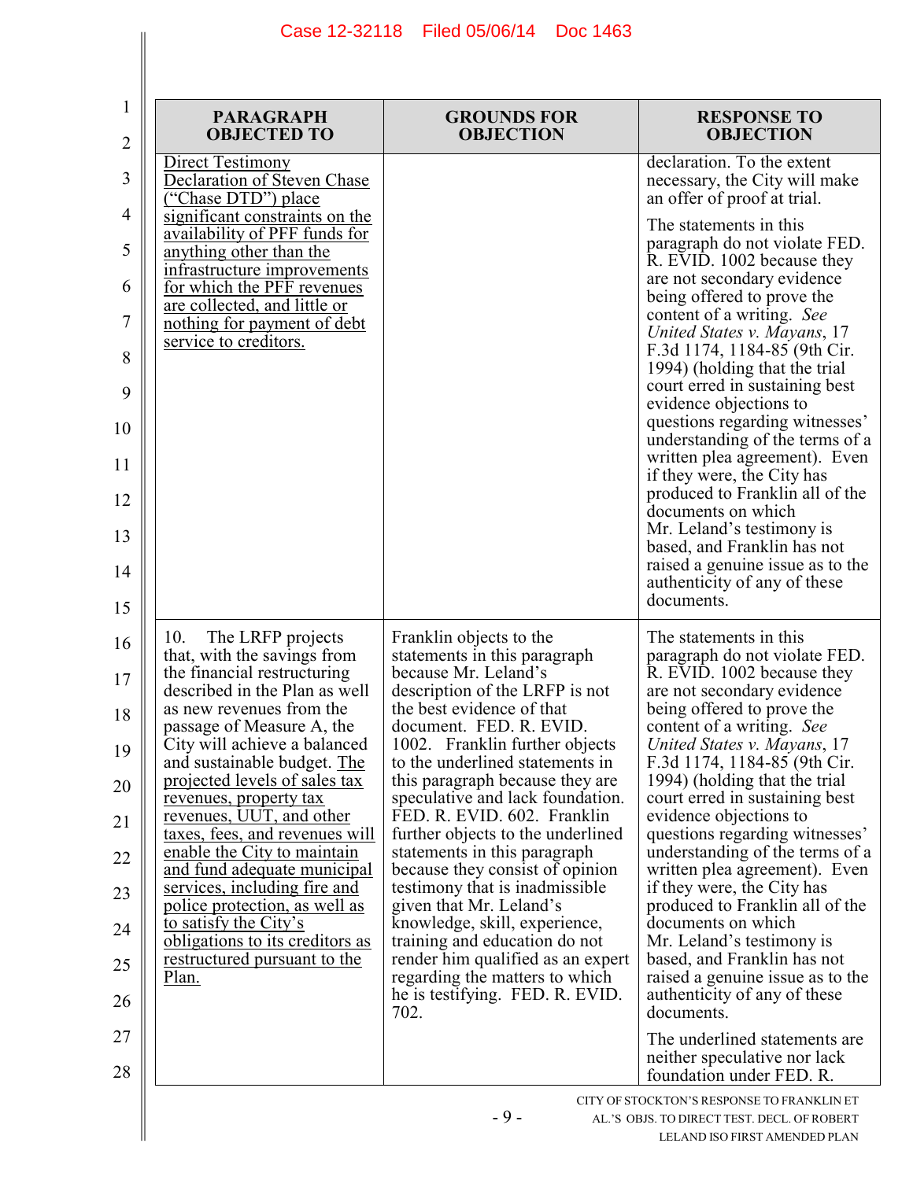| PARAGRAPH OBJECTED TO | GROUNDS FOR OBJECTION | RESPONSE TO OBJECTION |
|---|---|---|
| Direct Testimony Declaration of Steven Chase ("Chase DTD") place significant constraints on the availability of PFF funds for anything other than the infrastructure improvements for which the PFF revenues are collected, and little or nothing for payment of debt service to creditors. | | declaration. To the extent necessary, the City will make an offer of proof at trial. The statements in this paragraph do not violate FED. R. EVID. 1002 because they are not secondary evidence being offered to prove the content of a writing. *See United States v. Mayans*, 17 F.3d 1174, 1184-85 (9th Cir. 1994) (holding that the trial court erred in sustaining best evidence objections to questions regarding witnesses' understanding of the terms of a written plea agreement). Even if they were, the City has produced to Franklin all of the documents on which Mr. Leland's testimony is based, and Franklin has not raised a genuine issue as to the authenticity of any of these documents. |
| 10. The LRFP projects that, with the savings from the financial restructuring described in the Plan as well as new revenues from the passage of Measure A, the City will achieve a balanced and sustainable budget. The projected levels of sales tax revenues, property tax revenues, UUT, and other taxes, fees, and revenues will enable the City to maintain and fund adequate municipal services, including fire and police protection, as well as to satisfy the City's obligations to its creditors as restructured pursuant to the Plan. | Franklin objects to the statements in this paragraph because Mr. Leland's description of the LRFP is not the best evidence of that document. FED. R. EVID. 1002. Franklin further objects to the underlined statements in this paragraph because they are speculative and lack foundation. FED. R. EVID. 602. Franklin further objects to the underlined statements in this paragraph because they consist of opinion testimony that is inadmissible given that Mr. Leland's knowledge, skill, experience, training and education do not render him qualified as an expert regarding the matters to which he is testifying. FED. R. EVID. 702. | The statements in this paragraph do not violate FED. R. EVID. 1002 because they are not secondary evidence being offered to prove the content of a writing. *See United States v. Mayans*, 17 F.3d 1174, 1184-85 (9th Cir. 1994) (holding that the trial court erred in sustaining best evidence objections to questions regarding witnesses' understanding of the terms of a written plea agreement). Even if they were, the City has produced to Franklin all of the documents on which Mr. Leland's testimony is based, and Franklin has not raised a genuine issue as to the authenticity of any of these documents. The underlined statements are neither speculative nor lack foundation under FED. R. |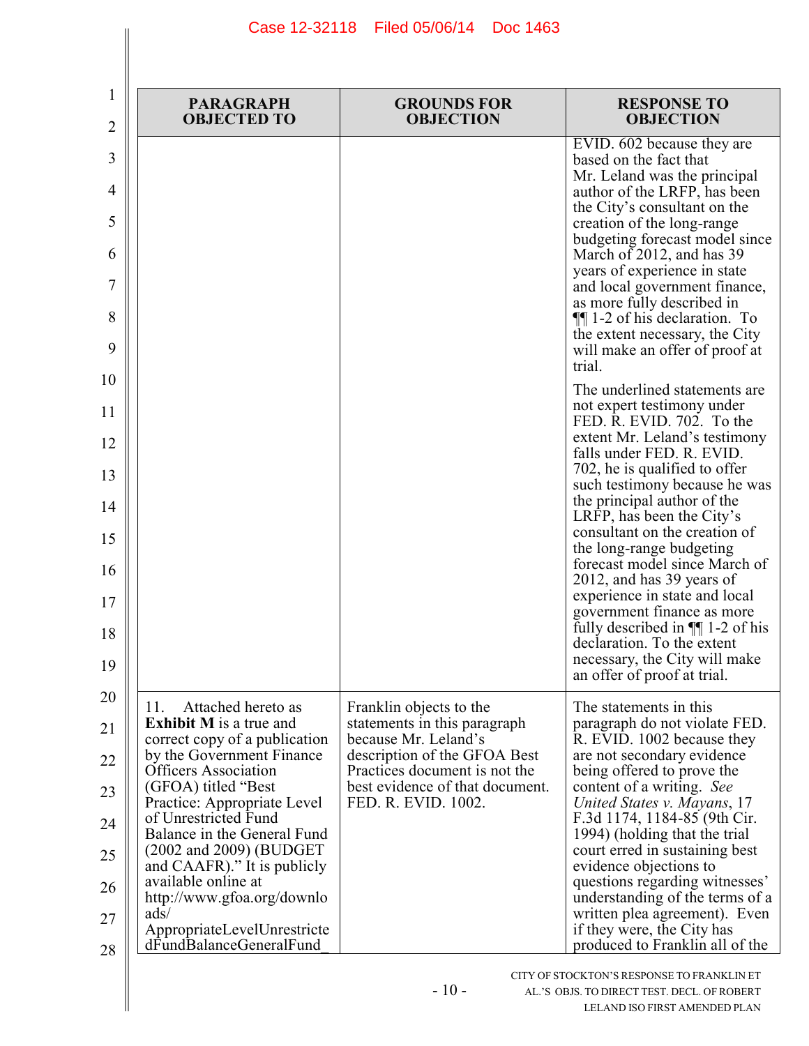| PARAGRAPH OBJECTED TO | GROUNDS FOR OBJECTION | RESPONSE TO OBJECTION |
|---|---|---|
| | | EVID. 602 because they are based on the fact that Mr. Leland was the principal author of the LRFP, has been the City's consultant on the creation of the long-range budgeting forecast model since March of 2012, and has 39 years of experience in state and local government finance, as more fully described in ¶¶ 1-2 of his declaration. To the extent necessary, the City will make an offer of proof at trial.<br><br>The underlined statements are not expert testimony under FED. R. EVID. 702. To the extent Mr. Leland's testimony falls under FED. R. EVID. 702, he is qualified to offer such testimony because he was the principal author of the LRFP, has been the City's consultant on the creation of the long-range budgeting forecast model since March of 2012, and has 39 years of experience in state and local government finance as more fully described in ¶¶ 1-2 of his declaration. To the extent necessary, the City will make an offer of proof at trial. |
| 11. Attached hereto as **Exhibit M** is a true and correct copy of a publication by the Government Finance Officers Association (GFOA) titled "Best Practice: Appropriate Level of Unrestricted Fund Balance in the General Fund (2002 and 2009) (BUDGET and CAAFR)." It is publicly available online at http://www.gfoa.org/downloads/AppropriateLevelUnrestrictedFundBalanceGeneralFund_ | Franklin objects to the statements in this paragraph because Mr. Leland's description of the GFOA Best Practices document is not the best evidence of that document. FED. R. EVID. 1002. | The statements in this paragraph do not violate FED. R. EVID. 1002 because they are not secondary evidence being offered to prove the content of a writing. *See United States v. Mayans*, 17 F.3d 1174, 1184-85 (9th Cir. 1994) (holding that the trial court erred in sustaining best evidence objections to questions regarding witnesses' understanding of the terms of a written plea agreement). Even if they were, the City has produced to Franklin all of the |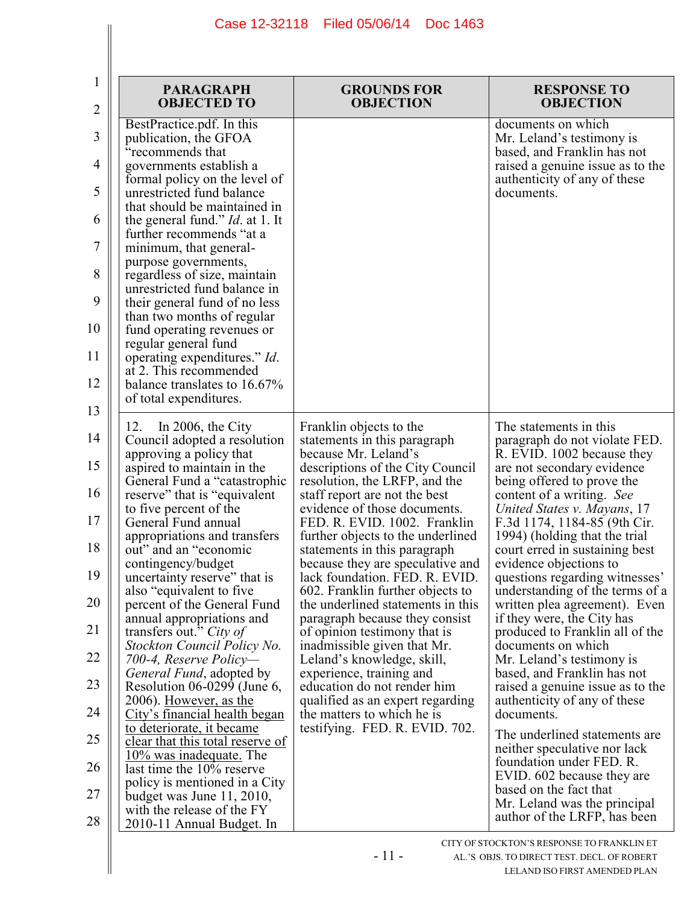| PARAGRAPH OBJECTED TO | GROUNDS FOR OBJECTION | RESPONSE TO OBJECTION |
|---|---|---|
| BestPractice.pdf. In this publication, the GFOA "recommends that governments establish a formal policy on the level of unrestricted fund balance that should be maintained in the general fund." *Id.* at 1. It further recommends "at a minimum, that general-purpose governments, regardless of size, maintain unrestricted fund balance in their general fund of no less than two months of regular fund operating revenues or regular general fund operating expenditures." *Id.* at 2. This recommended balance translates to 16.67% of total expenditures. | | documents on which Mr. Leland's testimony is based, and Franklin has not raised a genuine issue as to the authenticity of any of these documents. |
| 12. In 2006, the City Council adopted a resolution approving a policy that aspired to maintain in the General Fund a "catastrophic reserve" that is "equivalent to five percent of the General Fund annual appropriations and transfers out" and an "economic contingency/budget uncertainty reserve" that is also "equivalent to five percent of the General Fund annual appropriations and transfers out." *City of Stockton Council Policy No. 700-4, Reserve Policy—General Fund*, adopted by Resolution 06-0299 (June 6, 2006). <u>However, as the City's financial health began to deteriorate, it became clear that this total reserve of 10% was inadequate.</u> The last time the 10% reserve policy is mentioned in a City budget was June 11, 2010, with the release of the FY 2010-11 Annual Budget. In | Franklin objects to the statements in this paragraph because Mr. Leland's descriptions of the City Council resolution, the LRFP, and the staff report are not the best evidence of those documents. FED. R. EVID. 1002. Franklin further objects to the underlined statements in this paragraph because they are speculative and lack foundation. FED. R. EVID. 602. Franklin further objects to the underlined statements in this paragraph because they consist of opinion testimony that is inadmissible given that Mr. Leland's knowledge, skill, experience, training and education do not render him qualified as an expert regarding the matters to which he is testifying. FED. R. EVID. 702. | The statements in this paragraph do not violate FED. R. EVID. 1002 because they are not secondary evidence being offered to prove the content of a writing. *See United States v. Mayans*, 17 F.3d 1174, 1184-85 (9th Cir. 1994) (holding that the trial court erred in sustaining best evidence objections to questions regarding witnesses' understanding of the terms of a written plea agreement). Even if they were, the City has produced to Franklin all of the documents on which Mr. Leland's testimony is based, and Franklin has not raised a genuine issue as to the authenticity of any of these documents.<br><br>The underlined statements are neither speculative nor lack foundation under FED. R. EVID. 602 because they are based on the fact that Mr. Leland was the principal author of the LRFP, has been |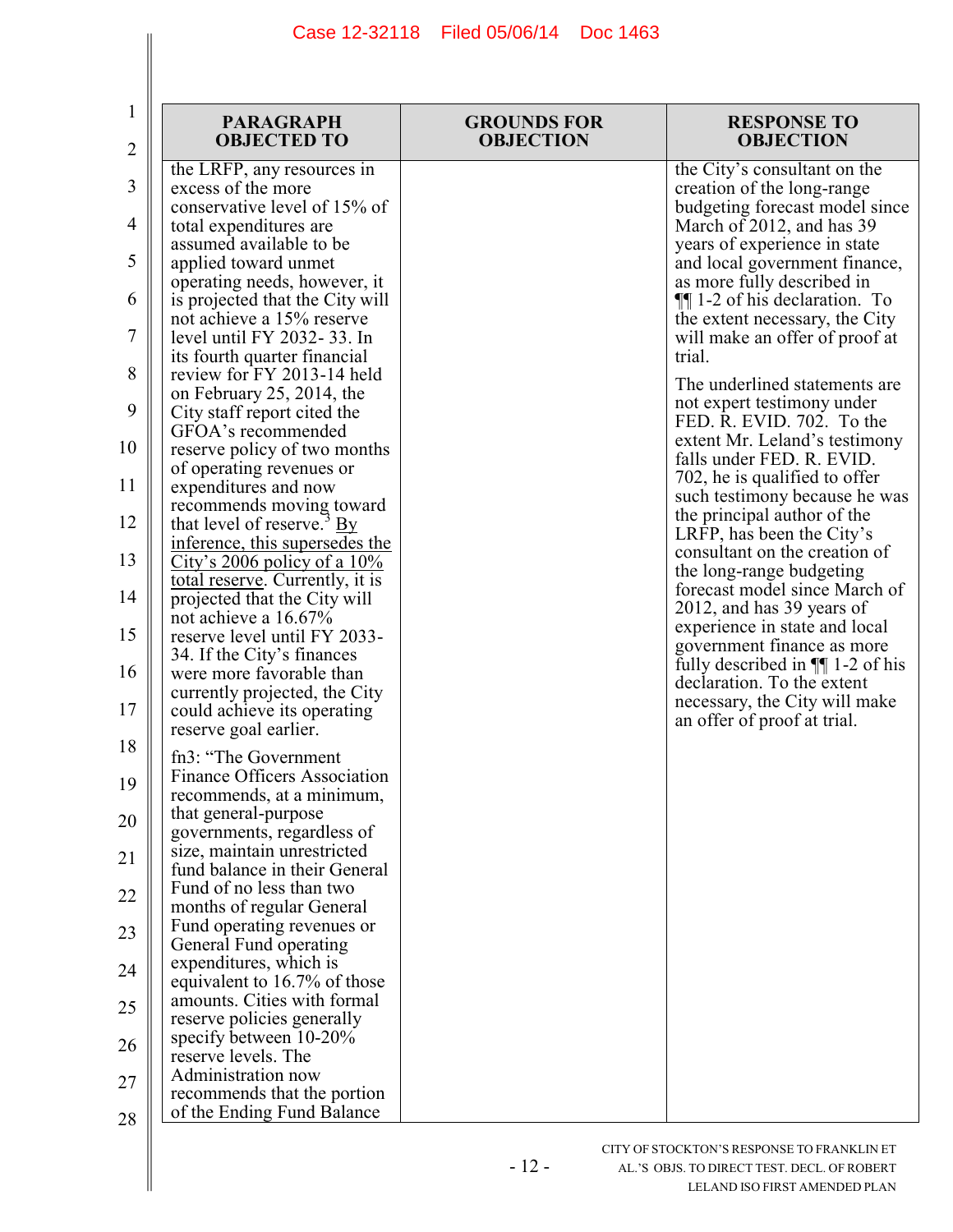| PARAGRAPH OBJECTED TO | GROUNDS FOR OBJECTION | RESPONSE TO OBJECTION |
|---|---|---|
| the LRFP, any resources in excess of the more conservative level of 15% of total expenditures are assumed available to be applied toward unmet operating needs, however, it is projected that the City will not achieve a 15% reserve level until FY 2032- 33. In its fourth quarter financial review for FY 2013-14 held on February 25, 2014, the City staff report cited the GFOA's recommended reserve policy of two months of operating revenues or expenditures and now recommends moving toward that level of reserve.[3] <u>By inference, this supersedes the City's 2006 policy of a 10% total reserve</u>. Currently, it is projected that the City will not achieve a 16.67% reserve level until FY 2033-34. If the City's finances were more favorable than currently projected, the City could achieve its operating reserve goal earlier.<br><br>fn3: "The Government Finance Officers Association recommends, at a minimum, that general-purpose governments, regardless of size, maintain unrestricted fund balance in their General Fund of no less than two months of regular General Fund operating revenues or General Fund operating expenditures, which is equivalent to 16.7% of those amounts. Cities with formal reserve policies generally specify between 10-20% reserve levels. The Administration now recommends that the portion of the Ending Fund Balance | | the City's consultant on the creation of the long-range budgeting forecast model since March of 2012, and has 39 years of experience in state and local government finance, as more fully described in ¶¶ 1-2 of his declaration. To the extent necessary, the City will make an offer of proof at trial.<br><br>The underlined statements are not expert testimony under FED. R. EVID. 702. To the extent Mr. Leland's testimony falls under FED. R. EVID. 702, he is qualified to offer such testimony because he was the principal author of the LRFP, has been the City's consultant on the creation of the long-range budgeting forecast model since March of 2012, and has 39 years of experience in state and local government finance as more fully described in ¶¶ 1-2 of his declaration. To the extent necessary, the City will make an offer of proof at trial. |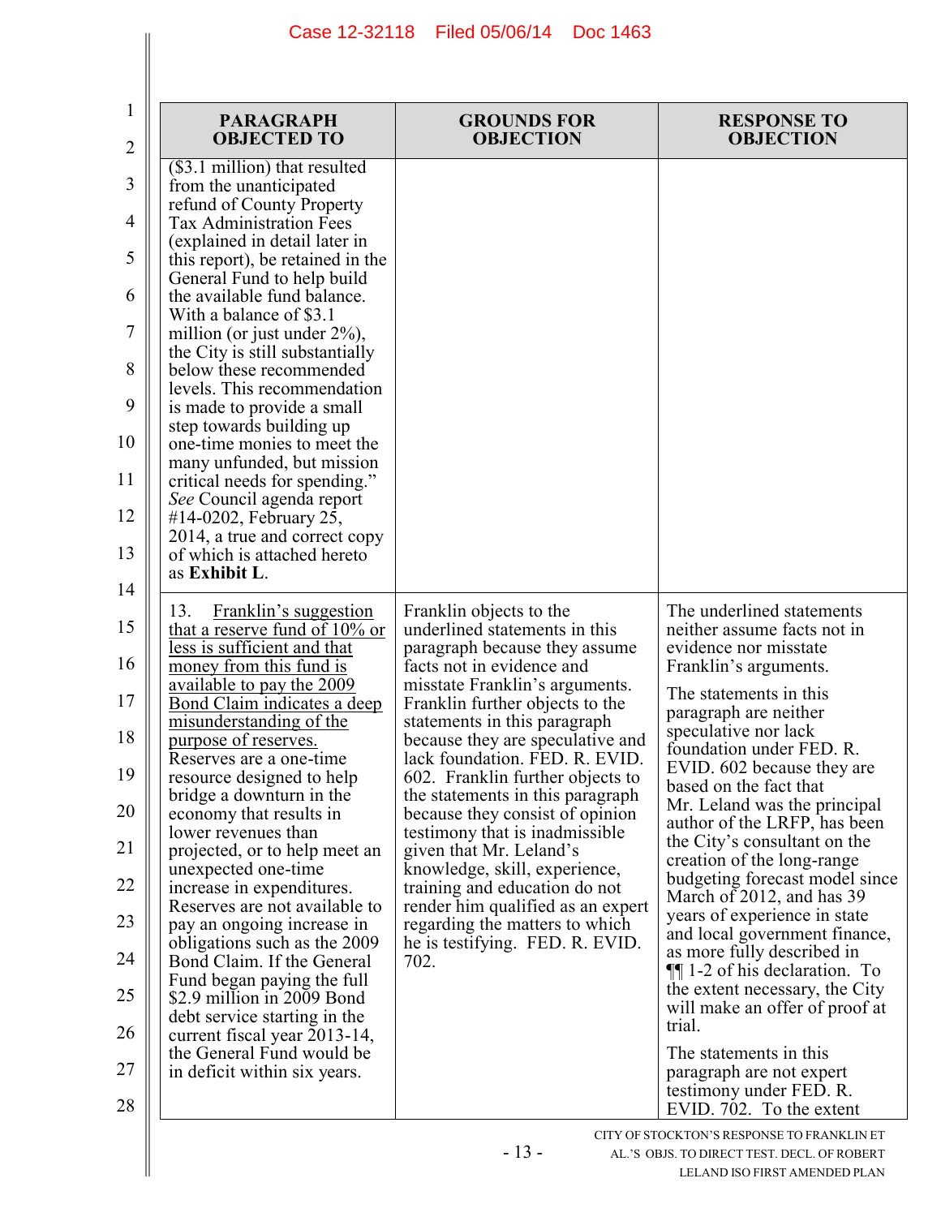| PARAGRAPH OBJECTED TO | GROUNDS FOR OBJECTION | RESPONSE TO OBJECTION |
|---|---|---|
| ($3.1 million) that resulted from the unanticipated refund of County Property Tax Administration Fees (explained in detail later in this report), be retained in the General Fund to help build the available fund balance. With a balance of $3.1 million (or just under 2%), the City is still substantially below these recommended levels. This recommendation is made to provide a small step towards building up one-time monies to meet the many unfunded, but mission critical needs for spending." *See* Council agenda report #14-0202, February 25, 2014, a true and correct copy of which is attached hereto as **Exhibit L**. | | |
| 13. Franklin's suggestion that a reserve fund of 10% or less is sufficient and that money from this fund is available to pay the 2009 Bond Claim indicates a deep misunderstanding of the purpose of reserves. Reserves are a one-time resource designed to help bridge a downturn in the economy that results in lower revenues than projected, or to help meet an unexpected one-time increase in expenditures. Reserves are not available to pay an ongoing increase in obligations such as the 2009 Bond Claim. If the General Fund began paying the full $2.9 million in 2009 Bond debt service starting in the current fiscal year 2013-14, the General Fund would be in deficit within six years. | Franklin objects to the underlined statements in this paragraph because they assume facts not in evidence and misstate Franklin's arguments. Franklin further objects to the statements in this paragraph because they are speculative and lack foundation. FED. R. EVID. 602. Franklin further objects to the statements in this paragraph because they consist of opinion testimony that is inadmissible given that Mr. Leland's knowledge, skill, experience, training and education do not render him qualified as an expert regarding the matters to which he is testifying. FED. R. EVID. 702. | The underlined statements neither assume facts not in evidence nor misstate Franklin's arguments.<br><br>The statements in this paragraph are neither speculative nor lack foundation under FED. R. EVID. 602 because they are based on the fact that Mr. Leland was the principal author of the LRFP, has been the City's consultant on the creation of the long-range budgeting forecast model since March of 2012, and has 39 years of experience in state and local government finance, as more fully described in ¶¶ 1-2 of his declaration. To the extent necessary, the City will make an offer of proof at trial.<br><br>The statements in this paragraph are not expert testimony under FED. R. EVID. 702. To the extent |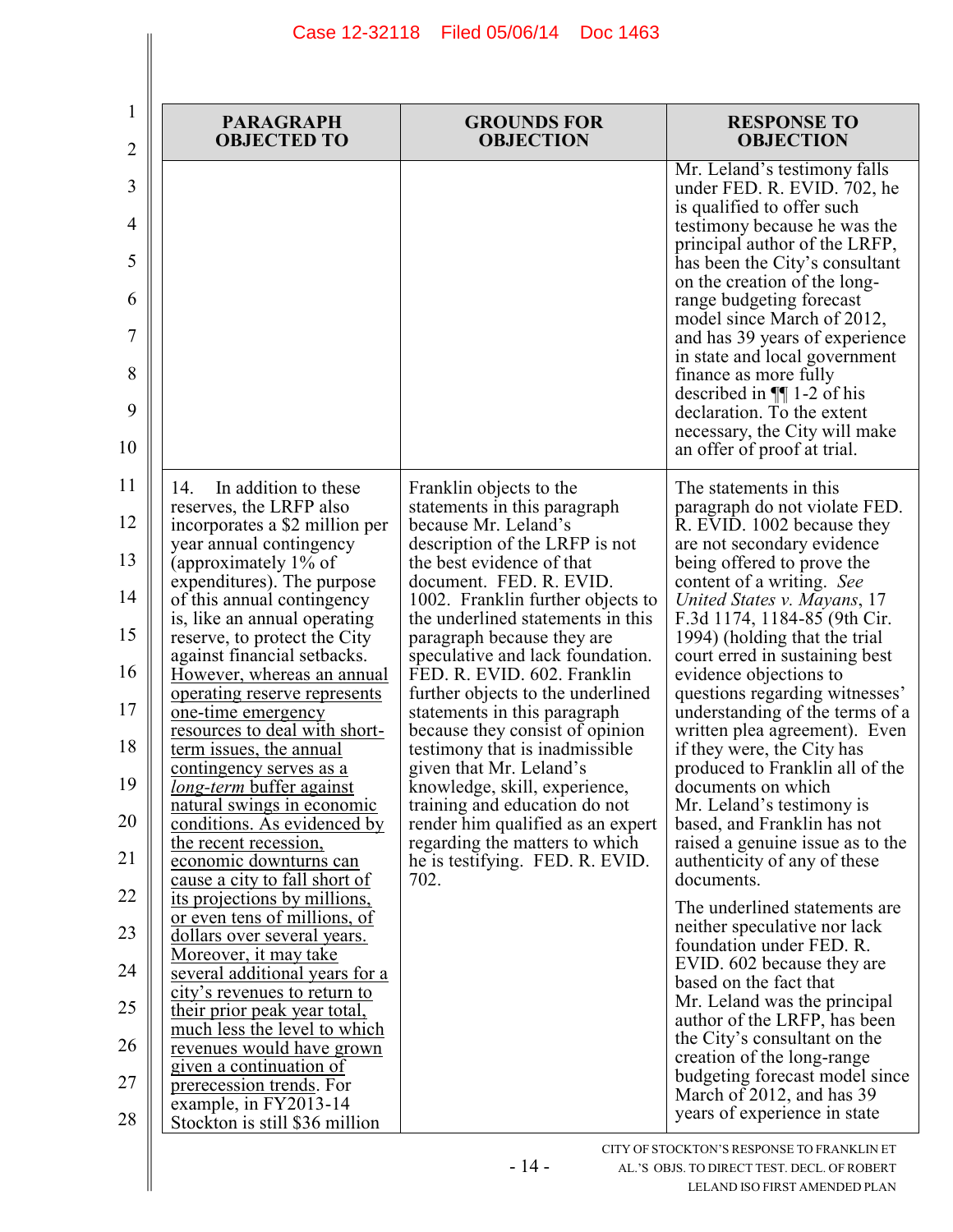| PARAGRAPH OBJECTED TO | GROUNDS FOR OBJECTION | RESPONSE TO OBJECTION |
|---|---|---|
| | | Mr. Leland's testimony falls under FED. R. EVID. 702, he is qualified to offer such testimony because he was the principal author of the LRFP, has been the City's consultant on the creation of the long-range budgeting forecast model since March of 2012, and has 39 years of experience in state and local government finance as more fully described in ¶¶ 1-2 of his declaration. To the extent necessary, the City will make an offer of proof at trial. |
| 14. In addition to these reserves, the LRFP also incorporates a $2 million per year annual contingency (approximately 1% of expenditures). The purpose of this annual contingency is, like an annual operating reserve, to protect the City against financial setbacks. <u>However, whereas an annual operating reserve represents one-time emergency resources to deal with short-term issues, the annual contingency serves as a *long-term* buffer against natural swings in economic conditions. As evidenced by the recent recession, economic downturns can cause a city to fall short of its projections by millions, or even tens of millions, of dollars over several years. Moreover, it may take several additional years for a city's revenues to return to their prior peak year total, much less the level to which revenues would have grown given a continuation of prerecession trends</u>. For example, in FY2013-14 Stockton is still $36 million | Franklin objects to the statements in this paragraph because Mr. Leland's description of the LRFP is not the best evidence of that document. FED. R. EVID. 1002. Franklin further objects to the underlined statements in this paragraph because they are speculative and lack foundation. FED. R. EVID. 602. Franklin further objects to the underlined statements in this paragraph because they consist of opinion testimony that is inadmissible given that Mr. Leland's knowledge, skill, experience, training and education do not render him qualified as an expert regarding the matters to which he is testifying. FED. R. EVID. 702. | The statements in this paragraph do not violate FED. R. EVID. 1002 because they are not secondary evidence being offered to prove the content of a writing. *See United States v. Mayans*, 17 F.3d 1174, 1184-85 (9th Cir. 1994) (holding that the trial court erred in sustaining best evidence objections to questions regarding witnesses' understanding of the terms of a written plea agreement). Even if they were, the City has produced to Franklin all of the documents on which Mr. Leland's testimony is based, and Franklin has not raised a genuine issue as to the authenticity of any of these documents.<br><br>The underlined statements are neither speculative nor lack foundation under FED. R. EVID. 602 because they are based on the fact that Mr. Leland was the principal author of the LRFP, has been the City's consultant on the creation of the long-range budgeting forecast model since March of 2012, and has 39 years of experience in state |

CITY OF STOCKTON'S RESPONSE TO FRANKLIN ET AL.'S OBJS. TO DIRECT TEST. DECL. OF ROBERT LELAND ISO FIRST AMENDED PLAN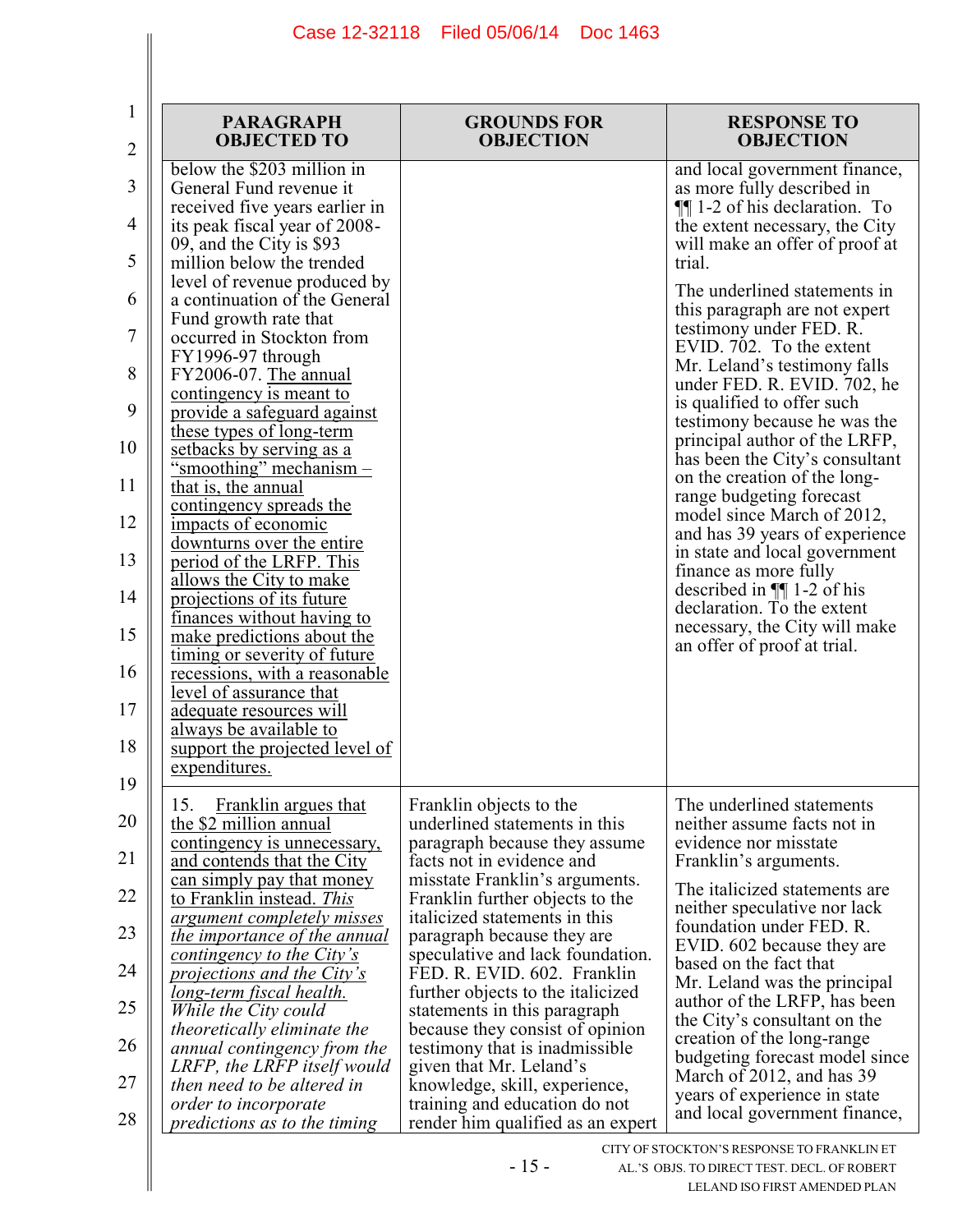| PARAGRAPH OBJECTED TO | GROUNDS FOR OBJECTION | RESPONSE TO OBJECTION |
|---|---|---|
| below the $203 million in General Fund revenue it received five years earlier in its peak fiscal year of 2008-09, and the City is $93 million below the trended level of revenue produced by a continuation of the General Fund growth rate that occurred in Stockton from FY1996-97 through FY2006-07. <u>The annual contingency is meant to provide a safeguard against these types of long-term setbacks by serving as a "smoothing" mechanism – that is, the annual contingency spreads the impacts of economic downturns over the entire period of the LRFP. This allows the City to make projections of its future finances without having to make predictions about the timing or severity of future recessions, with a reasonable level of assurance that adequate resources will always be available to support the projected level of expenditures.</u> | | and local government finance, as more fully described in ¶¶ 1-2 of his declaration. To the extent necessary, the City will make an offer of proof at trial. <br><br> The underlined statements in this paragraph are not expert testimony under FED. R. EVID. 702. To the extent Mr. Leland's testimony falls under FED. R. EVID. 702, he is qualified to offer such testimony because he was the principal author of the LRFP, has been the City's consultant on the creation of the long-range budgeting forecast model since March of 2012, and has 39 years of experience in state and local government finance as more fully described in ¶¶ 1-2 of his declaration. To the extent necessary, the City will make an offer of proof at trial. |
| 15. <u>Franklin argues that the $2 million annual contingency is unnecessary, and contends that the City can simply pay that money to Franklin instead.</u> <u>*This argument completely misses the importance of the annual contingency to the City's projections and the City's long-term fiscal health.*</u> *While the City could theoretically eliminate the annual contingency from the LRFP, the LRFP itself would then need to be altered in order to incorporate predictions as to the timing* | Franklin objects to the underlined statements in this paragraph because they assume facts not in evidence and misstate Franklin's arguments. Franklin further objects to the italicized statements in this paragraph because they are speculative and lack foundation. FED. R. EVID. 602. Franklin further objects to the italicized statements in this paragraph because they consist of opinion testimony that is inadmissible given that Mr. Leland's knowledge, skill, experience, training and education do not render him qualified as an expert | The underlined statements neither assume facts not in evidence nor misstate Franklin's arguments. <br><br> The italicized statements are neither speculative nor lack foundation under FED. R. EVID. 602 because they are based on the fact that Mr. Leland was the principal author of the LRFP, has been the City's consultant on the creation of the long-range budgeting forecast model since March of 2012, and has 39 years of experience in state and local government finance, |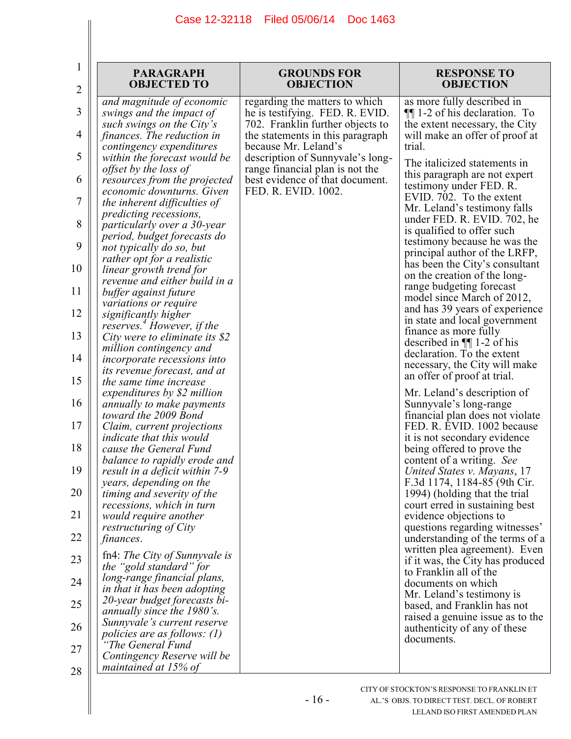| PARAGRAPH OBJECTED TO | GROUNDS FOR OBJECTION | RESPONSE TO OBJECTION |
|---|---|---|
| *and magnitude of economic swings and the impact of such swings on the City's finances. The reduction in contingency expenditures within the forecast would be offset by the loss of resources from the projected economic downturns. Given the inherent difficulties of predicting recessions, particularly over a 30-year period, budget forecasts do not typically do so, but rather opt for a realistic linear growth trend for revenue and either build in a buffer against future variations or require significantly higher reserves.*[4] *However, if the City were to eliminate its $2 million contingency and incorporate recessions into its revenue forecast, and at the same time increase expenditures by $2 million annually to make payments toward the 2009 Bond Claim, current projections indicate that this would cause the General Fund balance to rapidly erode and result in a deficit within 7-9 years, depending on the timing and severity of the recessions, which in turn would require another restructuring of City finances.* <br><br> fn4: *The City of Sunnyvale is the "gold standard" for long-range financial plans, in that it has been adopting 20-year budget forecasts bi-annually since the 1980's. Sunnyvale's current reserve policies are as follows: (1) "The General Fund Contingency Reserve will be maintained at 15% of* | regarding the matters to which he is testifying. FED. R. EVID. 702. Franklin further objects to the statements in this paragraph because Mr. Leland's description of Sunnyvale's long-range financial plan is not the best evidence of that document. FED. R. EVID. 1002. | as more fully described in ¶¶ 1-2 of his declaration. To the extent necessary, the City will make an offer of proof at trial. <br><br> The italicized statements in this paragraph are not expert testimony under FED. R. EVID. 702. To the extent Mr. Leland's testimony falls under FED. R. EVID. 702, he is qualified to offer such testimony because he was the principal author of the LRFP, has been the City's consultant on the creation of the long-range budgeting forecast model since March of 2012, and has 39 years of experience in state and local government finance as more fully described in ¶¶ 1-2 of his declaration. To the extent necessary, the City will make an offer of proof at trial. <br><br> Mr. Leland's description of Sunnyvale's long-range financial plan does not violate FED. R. EVID. 1002 because it is not secondary evidence being offered to prove the content of a writing. *See United States v. Mayans*, 17 F.3d 1174, 1184-85 (9th Cir. 1994) (holding that the trial court erred in sustaining best evidence objections to questions regarding witnesses' understanding of the terms of a written plea agreement). Even if it was, the City has produced to Franklin all of the documents on which Mr. Leland's testimony is based, and Franklin has not raised a genuine issue as to the authenticity of any of these documents. |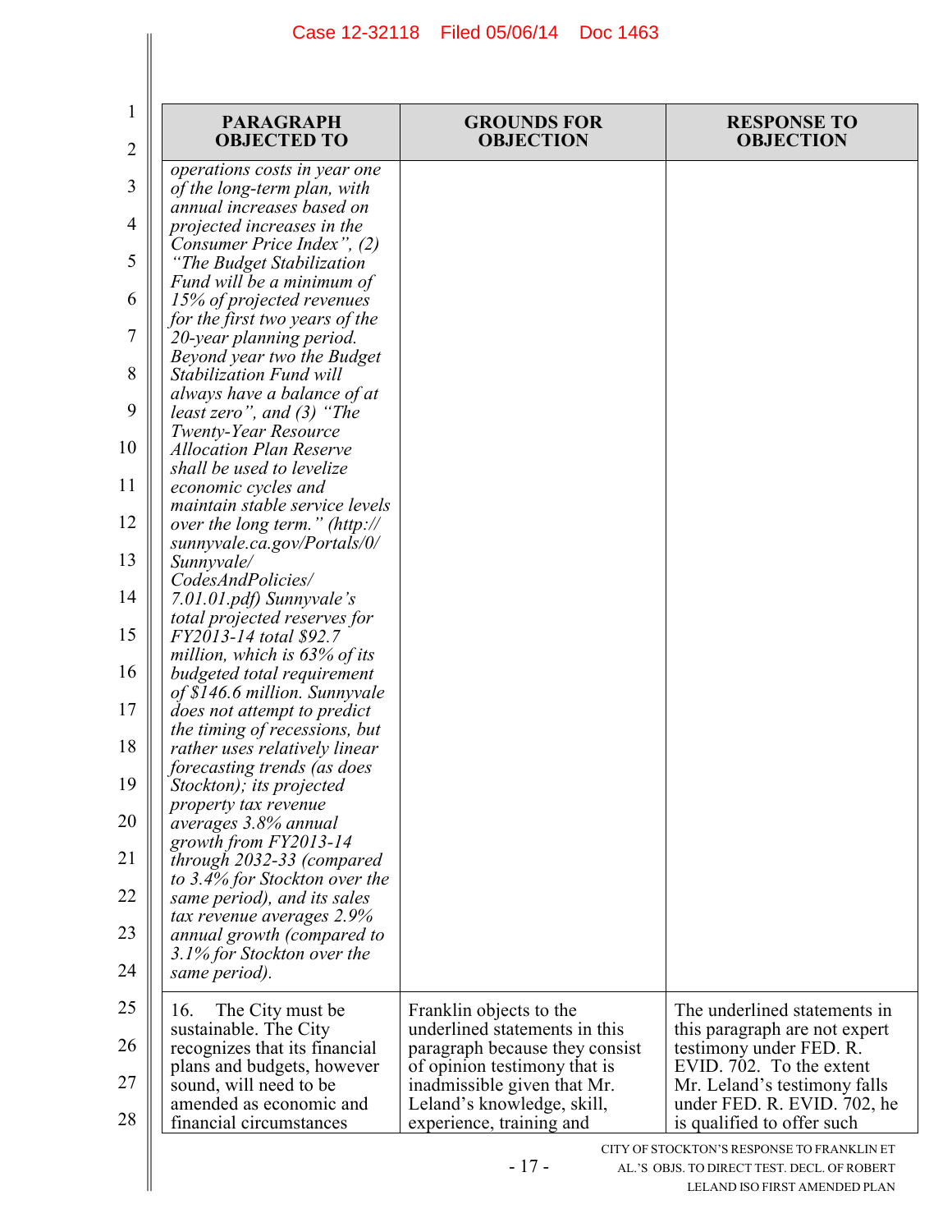| PARAGRAPH OBJECTED TO | GROUNDS FOR OBJECTION | RESPONSE TO OBJECTION |
|---|---|---|
| *operations costs in year one of the long-term plan, with annual increases based on projected increases in the Consumer Price Index", (2) "The Budget Stabilization Fund will be a minimum of 15% of projected revenues for the first two years of the 20-year planning period. Beyond year two the Budget Stabilization Fund will always have a balance of at least zero", and (3) "The Twenty-Year Resource Allocation Plan Reserve shall be used to levelize economic cycles and maintain stable service levels over the long term." (http://sunnyvale.ca.gov/Portals/0/Sunnyvale/CodesAndPolicies/7.01.01.pdf) Sunnyvale's total projected reserves for FY2013-14 total $92.7 million, which is 63% of its budgeted total requirement of $146.6 million. Sunnyvale does not attempt to predict the timing of recessions, but rather uses relatively linear forecasting trends (as does Stockton); its projected property tax revenue averages 3.8% annual growth from FY2013-14 through 2032-33 (compared to 3.4% for Stockton over the same period), and its sales tax revenue averages 2.9% annual growth (compared to 3.1% for Stockton over the same period).* | | |
| 16. The City must be sustainable. The City recognizes that its financial plans and budgets, however sound, will need to be amended as economic and financial circumstances | Franklin objects to the underlined statements in this paragraph because they consist of opinion testimony that is inadmissible given that Mr. Leland's knowledge, skill, experience, training and | The underlined statements in this paragraph are not expert testimony under FED. R. EVID. 702. To the extent Mr. Leland's testimony falls under FED. R. EVID. 702, he is qualified to offer such |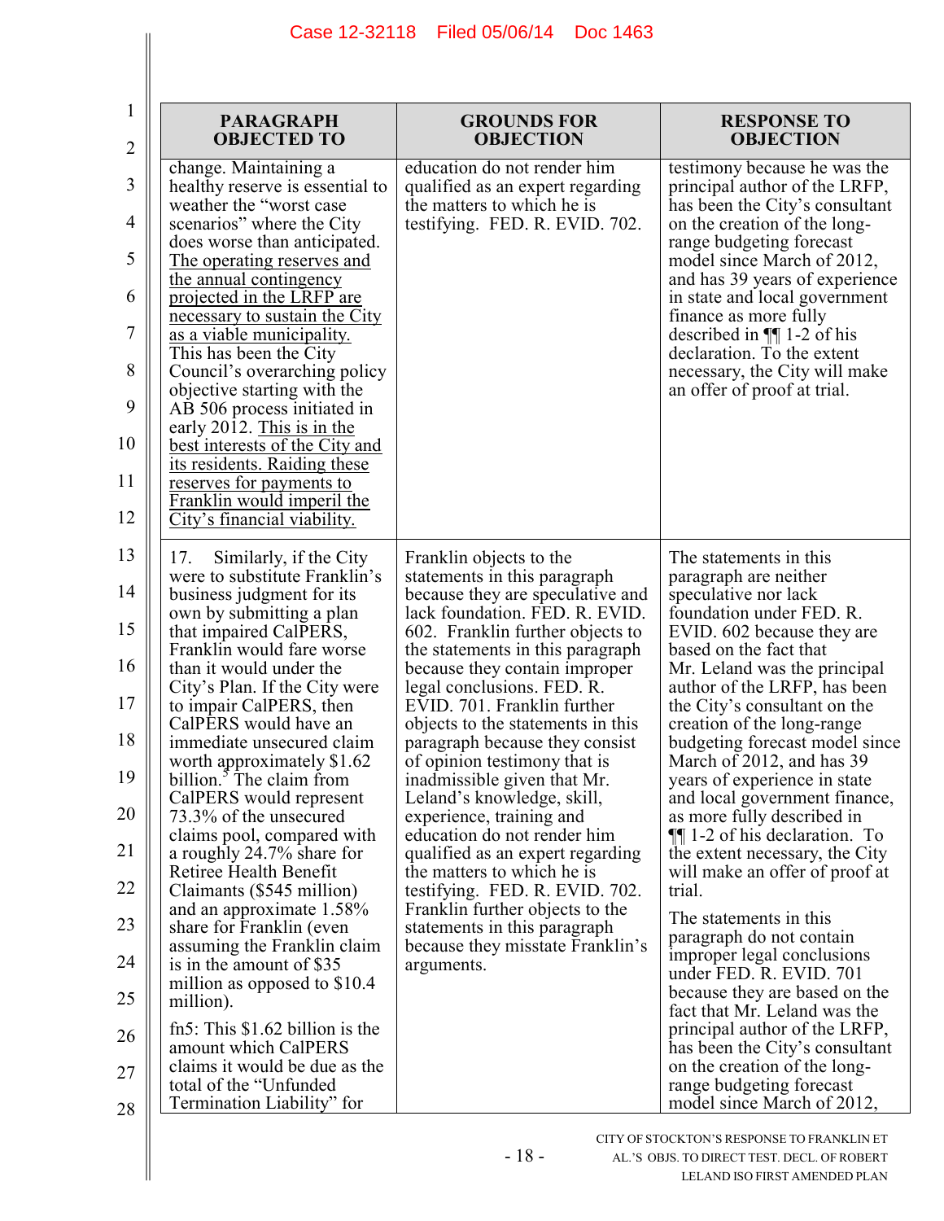| PARAGRAPH OBJECTED TO | GROUNDS FOR OBJECTION | RESPONSE TO OBJECTION |
|---|---|---|
| change. Maintaining a healthy reserve is essential to weather the "worst case scenarios" where the City does worse than anticipated. <u>The operating reserves and the annual contingency projected in the LRFP are necessary to sustain the City as a viable municipality.</u> This has been the City Council's overarching policy objective starting with the AB 506 process initiated in early 2012. <u>This is in the best interests of the City and its residents. Raiding these reserves for payments to Franklin would imperil the City's financial viability.</u> | education do not render him qualified as an expert regarding the matters to which he is testifying. FED. R. EVID. 702. | testimony because he was the principal author of the LRFP, has been the City's consultant on the creation of the long-range budgeting forecast model since March of 2012, and has 39 years of experience in state and local government finance as more fully described in ¶¶ 1-2 of his declaration. To the extent necessary, the City will make an offer of proof at trial. |
| 17. Similarly, if the City were to substitute Franklin's business judgment for its own by submitting a plan that impaired CalPERS, Franklin would fare worse than it would under the City's Plan. If the City were to impair CalPERS, then CalPERS would have an immediate unsecured claim worth approximately $1.62 billion.[5] The claim from CalPERS would represent 73.3% of the unsecured claims pool, compared with a roughly 24.7% share for Retiree Health Benefit Claimants ($545 million) and an approximate 1.58% share for Franklin (even assuming the Franklin claim is in the amount of $35 million as opposed to $10.4 million).<br><br>fn5: This $1.62 billion is the amount which CalPERS claims it would be due as the total of the "Unfunded Termination Liability" for | Franklin objects to the statements in this paragraph because they are speculative and lack foundation. FED. R. EVID. 602. Franklin further objects to the statements in this paragraph because they contain improper legal conclusions. FED. R. EVID. 701. Franklin further objects to the statements in this paragraph because they consist of opinion testimony that is inadmissible given that Mr. Leland's knowledge, skill, experience, training and education do not render him qualified as an expert regarding the matters to which he is testifying. FED. R. EVID. 702. Franklin further objects to the statements in this paragraph because they misstate Franklin's arguments. | The statements in this paragraph are neither speculative nor lack foundation under FED. R. EVID. 602 because they are based on the fact that Mr. Leland was the principal author of the LRFP, has been the City's consultant on the creation of the long-range budgeting forecast model since March of 2012, and has 39 years of experience in state and local government finance, as more fully described in ¶¶ 1-2 of his declaration. To the extent necessary, the City will make an offer of proof at trial.<br><br>The statements in this paragraph do not contain improper legal conclusions under FED. R. EVID. 701 because they are based on the fact that Mr. Leland was the principal author of the LRFP, has been the City's consultant on the creation of the long-range budgeting forecast model since March of 2012, |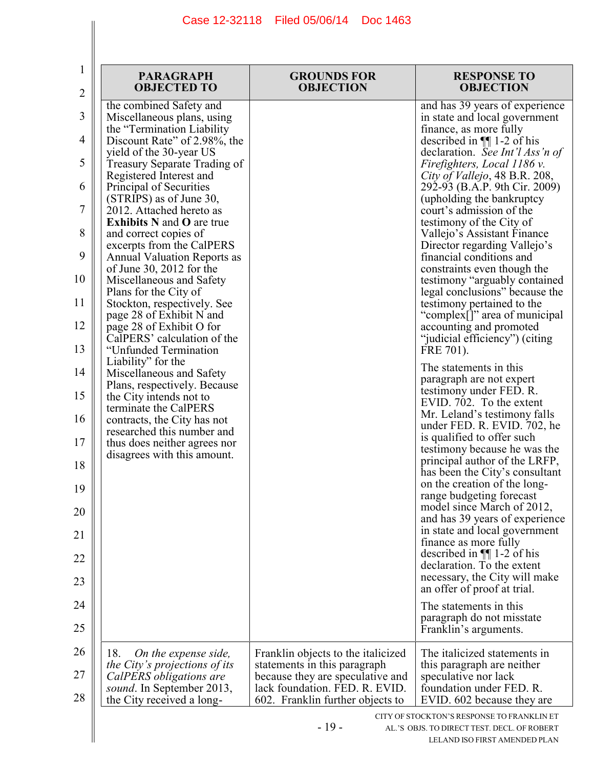| PARAGRAPH OBJECTED TO | GROUNDS FOR OBJECTION | RESPONSE TO OBJECTION |
|---|---|---|
| the combined Safety and Miscellaneous plans, using the "Termination Liability Discount Rate" of 2.98%, the yield of the 30-year US Treasury Separate Trading of Registered Interest and Principal of Securities (STRIPS) as of June 30, 2012. Attached hereto as **Exhibits N** and **O** are true and correct copies of excerpts from the CalPERS Annual Valuation Reports as of June 30, 2012 for the Miscellaneous and Safety Plans for the City of Stockton, respectively. See page 28 of Exhibit N and page 28 of Exhibit O for CalPERS' calculation of the "Unfunded Termination Liability" for the Miscellaneous and Safety Plans, respectively. Because the City intends not to terminate the CalPERS contracts, the City has not researched this number and thus does neither agrees nor disagrees with this amount. | | and has 39 years of experience in state and local government finance, as more fully described in ¶¶ 1-2 of his declaration. *See Int'l Ass'n of Firefighters, Local 1186 v. City of Vallejo*, 48 B.R. 208, 292-93 (B.A.P. 9th Cir. 2009) (upholding the bankruptcy court's admission of the testimony of the City of Vallejo's Assistant Finance Director regarding Vallejo's financial conditions and constraints even though the testimony "arguably contained legal conclusions" because the testimony pertained to the "complex[]" area of municipal accounting and promoted "judicial efficiency") (citing FRE 701).<br><br>The statements in this paragraph are not expert testimony under FED. R. EVID. 702. To the extent Mr. Leland's testimony falls under FED. R. EVID. 702, he is qualified to offer such testimony because he was the principal author of the LRFP, has been the City's consultant on the creation of the long-range budgeting forecast model since March of 2012, and has 39 years of experience in state and local government finance as more fully described in ¶¶ 1-2 of his declaration. To the extent necessary, the City will make an offer of proof at trial.<br><br>The statements in this paragraph do not misstate Franklin's arguments. |
| 18. *On the expense side, the City's projections of its CalPERS obligations are sound*. In September 2013, the City received a long- | Franklin objects to the italicized statements in this paragraph because they are speculative and lack foundation. FED. R. EVID. 602. Franklin further objects to | The italicized statements in this paragraph are neither speculative nor lack foundation under FED. R. EVID. 602 because they are |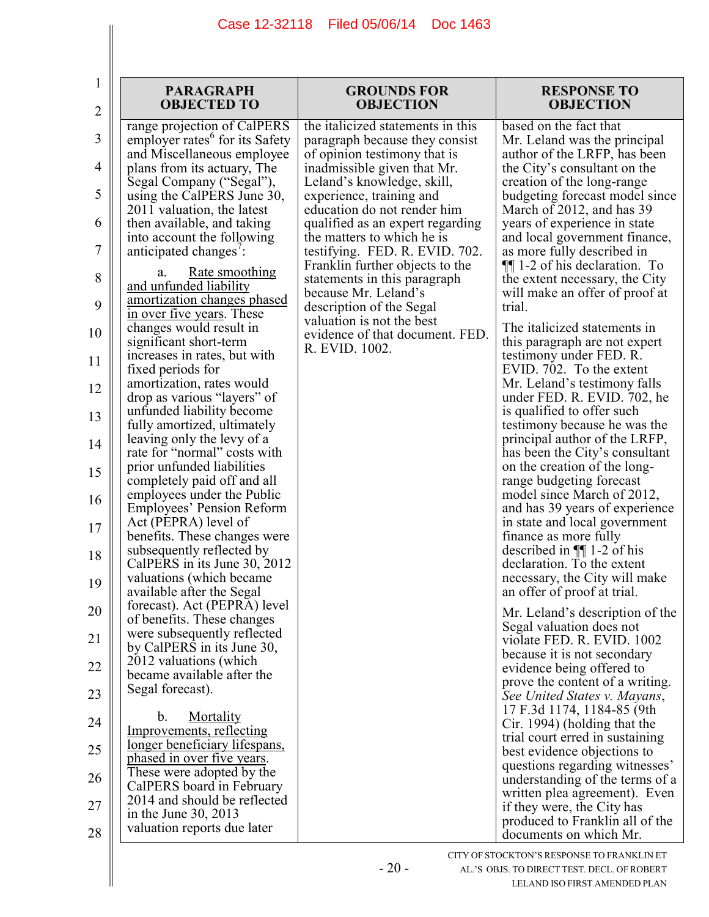| PARAGRAPH OBJECTED TO | GROUNDS FOR OBJECTION | RESPONSE TO OBJECTION |
|---|---|---|
| range projection of CalPERS employer rates[6] for its Safety and Miscellaneous employee plans from its actuary, The Segal Company ("Segal"), using the CalPERS June 30, 2011 valuation, the latest then available, and taking into account the following anticipated changes[7]:<br><br>a. Rate smoothing and unfunded liability amortization changes phased in over five years. These changes would result in significant short-term increases in rates, but with fixed periods for amortization, rates would drop as various "layers" of unfunded liability become fully amortized, ultimately leaving only the levy of a rate for "normal" costs with prior unfunded liabilities completely paid off and all employees under the Public Employees' Pension Reform Act (PEPRA) level of benefits. These changes were subsequently reflected by CalPERS in its June 30, 2012 valuations (which became available after the Segal forecast). Act (PEPRA) level of benefits. These changes were subsequently reflected by CalPERS in its June 30, 2012 valuations (which became available after the Segal forecast).<br><br>b. Mortality Improvements, reflecting longer beneficiary lifespans, phased in over five years. These were adopted by the CalPERS board in February 2014 and should be reflected in the June 30, 2013 valuation reports due later | the italicized statements in this paragraph because they consist of opinion testimony that is inadmissible given that Mr. Leland's knowledge, skill, experience, training and education do not render him qualified as an expert regarding the matters to which he is testifying. FED. R. EVID. 702. Franklin further objects to the statements in this paragraph because Mr. Leland's description of the Segal valuation is not the best evidence of that document. FED. R. EVID. 1002. | based on the fact that Mr. Leland was the principal author of the LRFP, has been the City's consultant on the creation of the long-range budgeting forecast model since March of 2012, and has 39 years of experience in state and local government finance, as more fully described in ¶¶ 1-2 of his declaration. To the extent necessary, the City will make an offer of proof at trial.<br><br>The italicized statements in this paragraph are not expert testimony under FED. R. EVID. 702. To the extent Mr. Leland's testimony falls under FED. R. EVID. 702, he is qualified to offer such testimony because he was the principal author of the LRFP, has been the City's consultant on the creation of the long-range budgeting forecast model since March of 2012, and has 39 years of experience in state and local government finance as more fully described in ¶¶ 1-2 of his declaration. To the extent necessary, the City will make an offer of proof at trial.<br><br>Mr. Leland's description of the Segal valuation does not violate FED. R. EVID. 1002 because it is not secondary evidence being offered to prove the content of a writing. *See United States v. Mayans*, 17 F.3d 1174, 1184-85 (9th Cir. 1994) (holding that the trial court erred in sustaining best evidence objections to questions regarding witnesses' understanding of the terms of a written plea agreement). Even if they were, the City has produced to Franklin all of the documents on which Mr. |

CITY OF STOCKTON'S RESPONSE TO FRANKLIN ET AL.'S OBJS. TO DIRECT TEST. DECL. OF ROBERT LELAND ISO FIRST AMENDED PLAN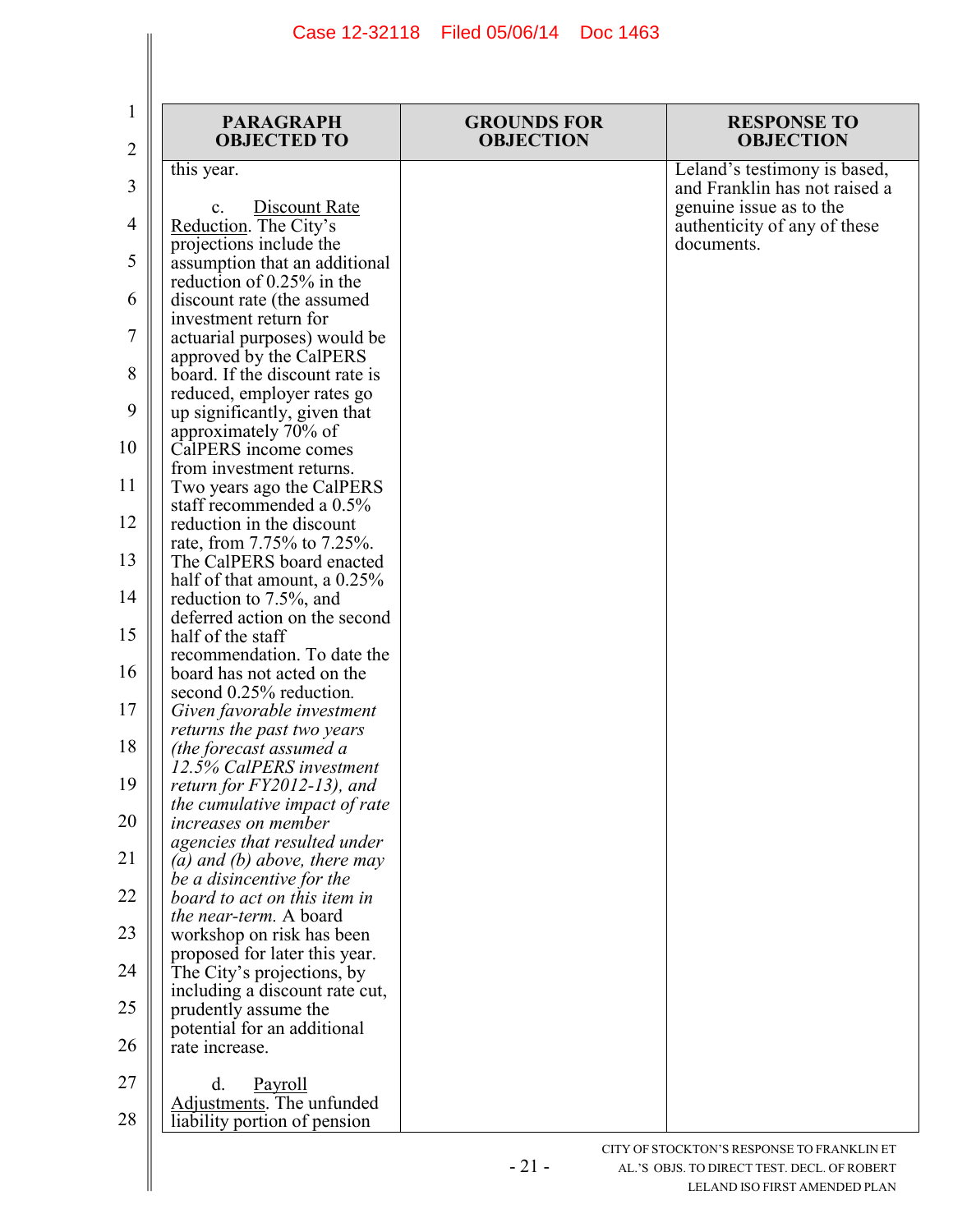| PARAGRAPH OBJECTED TO | GROUNDS FOR OBJECTION | RESPONSE TO OBJECTION |
|---|---|---|
| this year.<br><br>c. Discount Rate Reduction. The City's projections include the assumption that an additional reduction of 0.25% in the discount rate (the assumed investment return for actuarial purposes) would be approved by the CalPERS board. If the discount rate is reduced, employer rates go up significantly, given that approximately 70% of CalPERS income comes from investment returns. Two years ago the CalPERS staff recommended a 0.5% reduction in the discount rate, from 7.75% to 7.25%. The CalPERS board enacted half of that amount, a 0.25% reduction to 7.5%, and deferred action on the second half of the staff recommendation. To date the board has not acted on the second 0.25% reduction. *Given favorable investment returns the past two years (the forecast assumed a 12.5% CalPERS investment return for FY2012-13), and the cumulative impact of rate increases on member agencies that resulted under (a) and (b) above, there may be a disincentive for the board to act on this item in the near-term.* A board workshop on risk has been proposed for later this year. The City's projections, by including a discount rate cut, prudently assume the potential for an additional rate increase.<br><br>d. Payroll Adjustments. The unfunded liability portion of pension | | Leland's testimony is based, and Franklin has not raised a genuine issue as to the authenticity of any of these documents. |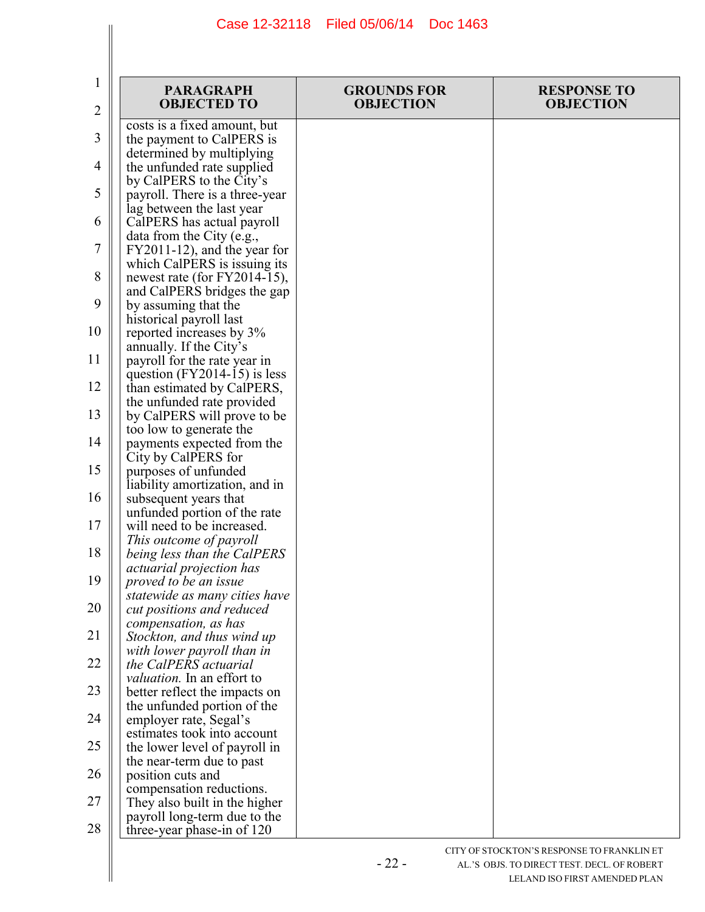| PARAGRAPH OBJECTED TO | GROUNDS FOR OBJECTION | RESPONSE TO OBJECTION |
|---|---|---|
| costs is a fixed amount, but the payment to CalPERS is determined by multiplying the unfunded rate supplied by CalPERS to the City's payroll. There is a three-year lag between the last year CalPERS has actual payroll data from the City (e.g., FY2011-12), and the year for which CalPERS is issuing its newest rate (for FY2014-15), and CalPERS bridges the gap by assuming that the historical payroll last reported increases by 3% annually. If the City's payroll for the rate year in question (FY2014-15) is less than estimated by CalPERS, the unfunded rate provided by CalPERS will prove to be too low to generate the payments expected from the City by CalPERS for purposes of unfunded liability amortization, and in subsequent years that unfunded portion of the rate will need to be increased. *This outcome of payroll being less than the CalPERS actuarial projection has proved to be an issue statewide as many cities have cut positions and reduced compensation, as has Stockton, and thus wind up with lower payroll than in the CalPERS actuarial valuation.* In an effort to better reflect the impacts on the unfunded portion of the employer rate, Segal's estimates took into account the lower level of payroll in the near-term due to past position cuts and compensation reductions. They also built in the higher payroll long-term due to the three-year phase-in of 120 | | |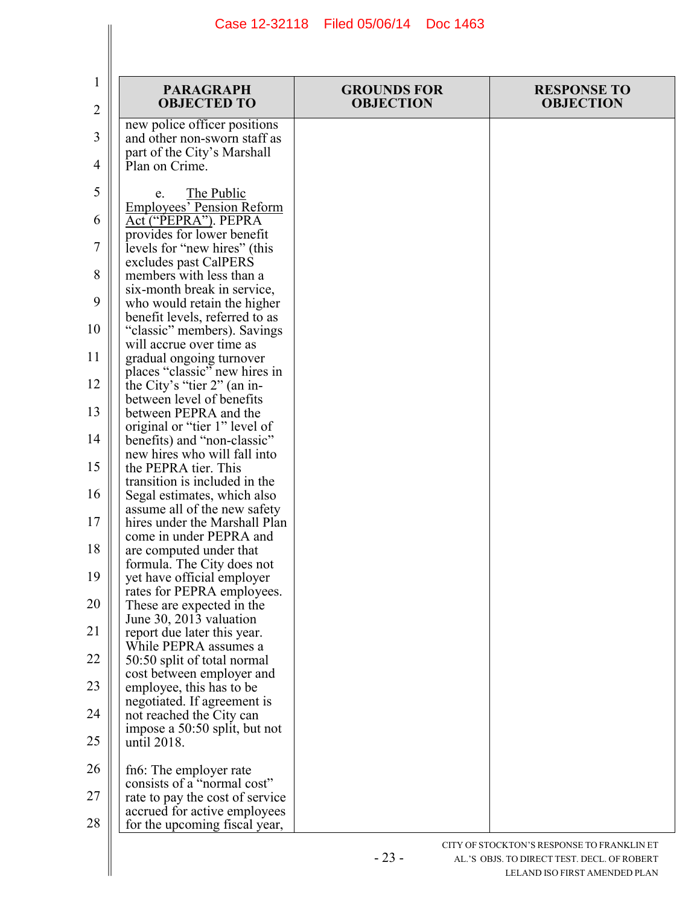| PARAGRAPH OBJECTED TO | GROUNDS FOR OBJECTION | RESPONSE TO OBJECTION |
|---|---|---|
| new police officer positions and other non-sworn staff as part of the City's Marshall Plan on Crime.<br><br>e. The Public Employees' Pension Reform Act ("PEPRA"). PEPRA provides for lower benefit levels for "new hires" (this excludes past CalPERS members with less than a six-month break in service, who would retain the higher benefit levels, referred to as "classic" members). Savings will accrue over time as gradual ongoing turnover places "classic" new hires in the City's "tier 2" (an in-between level of benefits between PEPRA and the original or "tier 1" level of benefits) and "non-classic" new hires who will fall into the PEPRA tier. This transition is included in the Segal estimates, which also assume all of the new safety hires under the Marshall Plan come in under PEPRA and are computed under that formula. The City does not yet have official employer rates for PEPRA employees. These are expected in the June 30, 2013 valuation report due later this year. While PEPRA assumes a 50:50 split of total normal cost between employer and employee, this has to be negotiated. If agreement is not reached the City can impose a 50:50 split, but not until 2018.<br><br>fn6: The employer rate consists of a "normal cost" rate to pay the cost of service accrued for active employees for the upcoming fiscal year, | | |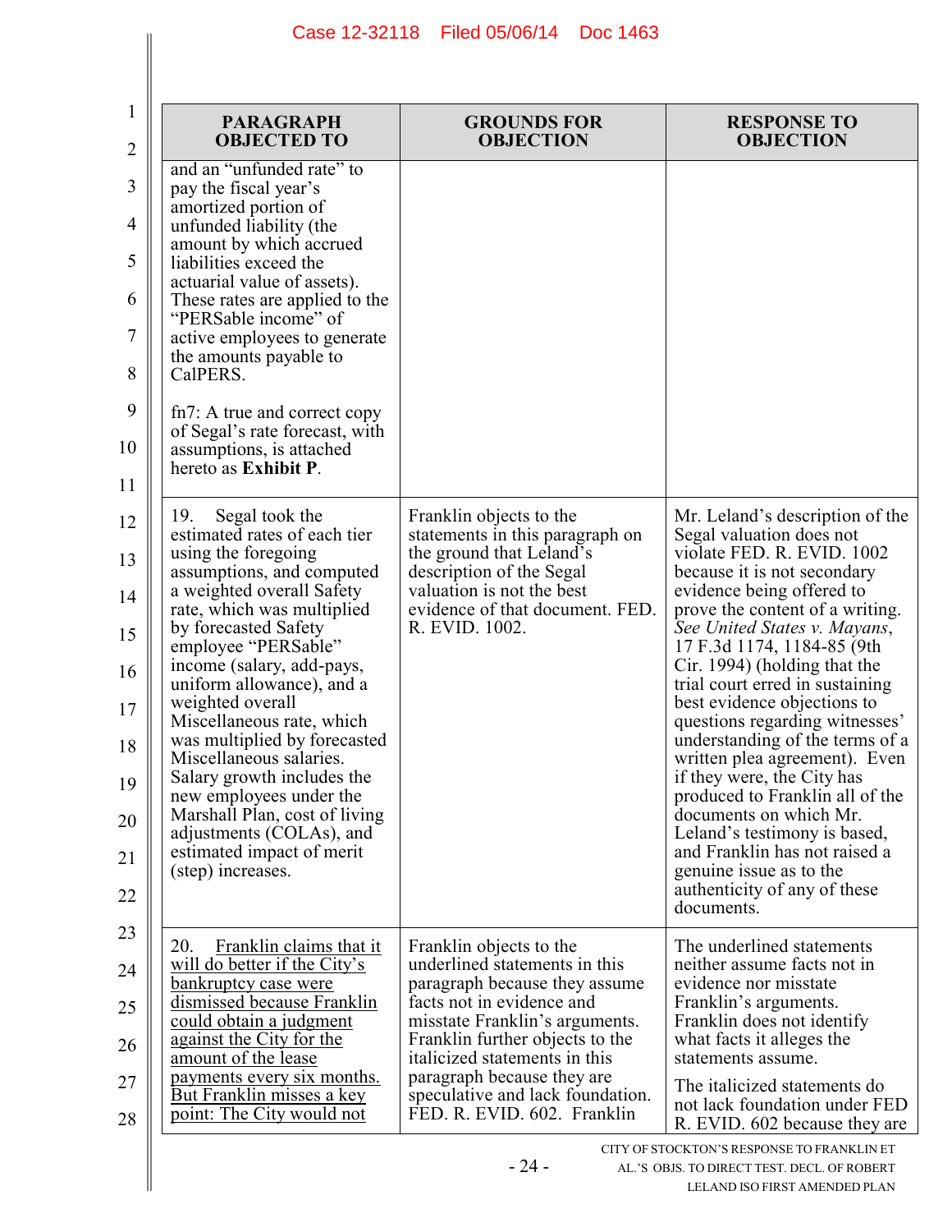| PARAGRAPH OBJECTED TO | GROUNDS FOR OBJECTION | RESPONSE TO OBJECTION |
|---|---|---|
| and an "unfunded rate" to pay the fiscal year's amortized portion of unfunded liability (the amount by which accrued liabilities exceed the actuarial value of assets). These rates are applied to the "PERSable income" of active employees to generate the amounts payable to CalPERS.<br><br>fn7: A true and correct copy of Segal's rate forecast, with assumptions, is attached hereto as **Exhibit P**. | | |
| 19. Segal took the estimated rates of each tier using the foregoing assumptions, and computed a weighted overall Safety rate, which was multiplied by forecasted Safety employee "PERSable" income (salary, add-pays, uniform allowance), and a weighted overall Miscellaneous rate, which was multiplied by forecasted Miscellaneous salaries. Salary growth includes the new employees under the Marshall Plan, cost of living adjustments (COLAs), and estimated impact of merit (step) increases. | Franklin objects to the statements in this paragraph on the ground that Leland's description of the Segal valuation is not the best evidence of that document. FED. R. EVID. 1002. | Mr. Leland's description of the Segal valuation does not violate FED. R. EVID. 1002 because it is not secondary evidence being offered to prove the content of a writing. *See United States v. Mayans*, 17 F.3d 1174, 1184-85 (9th Cir. 1994) (holding that the trial court erred in sustaining best evidence objections to questions regarding witnesses' understanding of the terms of a written plea agreement). Even if they were, the City has produced to Franklin all of the documents on which Mr. Leland's testimony is based, and Franklin has not raised a genuine issue as to the authenticity of any of these documents. |
| 20. <u>Franklin claims that it will do better if the City's bankruptcy case were dismissed because Franklin could obtain a judgment against the City for the amount of the lease payments every six months. But Franklin misses a key point: The City would not</u> | Franklin objects to the underlined statements in this paragraph because they assume facts not in evidence and misstate Franklin's arguments. Franklin further objects to the italicized statements in this paragraph because they are speculative and lack foundation. FED. R. EVID. 602. Franklin | The underlined statements neither assume facts not in evidence nor misstate Franklin's arguments. Franklin does not identify what facts it alleges the statements assume.<br><br>The italicized statements do not lack foundation under FED R. EVID. 602 because they are |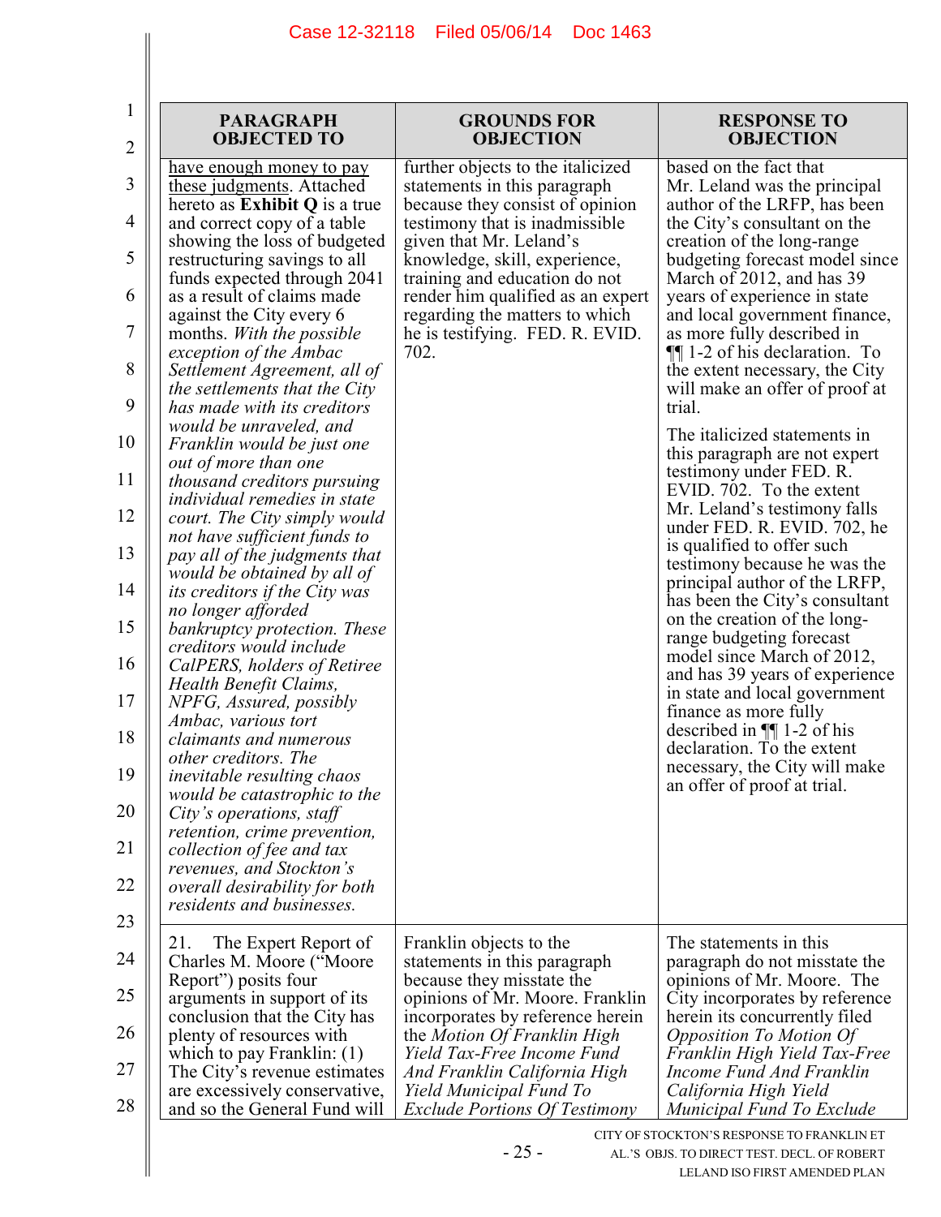| PARAGRAPH OBJECTED TO | GROUNDS FOR OBJECTION | RESPONSE TO OBJECTION |
|---|---|---|
| have enough money to pay these judgments. Attached hereto as **Exhibit Q** is a true and correct copy of a table showing the loss of budgeted restructuring savings to all funds expected through 2041 as a result of claims made against the City every 6 months. *With the possible exception of the Ambac Settlement Agreement, all of the settlements that the City has made with its creditors would be unraveled, and Franklin would be just one out of more than one thousand creditors pursuing individual remedies in state court. The City simply would not have sufficient funds to pay all of the judgments that would be obtained by all of its creditors if the City was no longer afforded bankruptcy protection. These creditors would include CalPERS, holders of Retiree Health Benefit Claims, NPFG, Assured, possibly Ambac, various tort claimants and numerous other creditors. The inevitable resulting chaos would be catastrophic to the City's operations, staff retention, crime prevention, collection of fee and tax revenues, and Stockton's overall desirability for both residents and businesses.* | further objects to the italicized statements in this paragraph because they consist of opinion testimony that is inadmissible given that Mr. Leland's knowledge, skill, experience, training and education do not render him qualified as an expert regarding the matters to which he is testifying. FED. R. EVID. 702. | based on the fact that Mr. Leland was the principal author of the LRFP, has been the City's consultant on the creation of the long-range budgeting forecast model since March of 2012, and has 39 years of experience in state and local government finance, as more fully described in ¶¶ 1-2 of his declaration. To the extent necessary, the City will make an offer of proof at trial.<br><br>The italicized statements in this paragraph are not expert testimony under FED. R. EVID. 702. To the extent Mr. Leland's testimony falls under FED. R. EVID. 702, he is qualified to offer such testimony because he was the principal author of the LRFP, has been the City's consultant on the creation of the long-range budgeting forecast model since March of 2012, and has 39 years of experience in state and local government finance as more fully described in ¶¶ 1-2 of his declaration. To the extent necessary, the City will make an offer of proof at trial. |
| 21. The Expert Report of Charles M. Moore ("Moore Report") posits four arguments in support of its conclusion that the City has plenty of resources with which to pay Franklin: (1) The City's revenue estimates are excessively conservative, and so the General Fund will | Franklin objects to the statements in this paragraph because they misstate the opinions of Mr. Moore. Franklin incorporates by reference herein the *Motion Of Franklin High Yield Tax-Free Income Fund And Franklin California High Yield Municipal Fund To Exclude Portions Of Testimony* | The statements in this paragraph do not misstate the opinions of Mr. Moore. The City incorporates by reference herein its concurrently filed *Opposition To Motion Of Franklin High Yield Tax-Free Income Fund And Franklin California High Yield Municipal Fund To Exclude* |

CITY OF STOCKTON'S RESPONSE TO FRANKLIN ET AL.'S OBJS. TO DIRECT TEST. DECL. OF ROBERT LELAND ISO FIRST AMENDED PLAN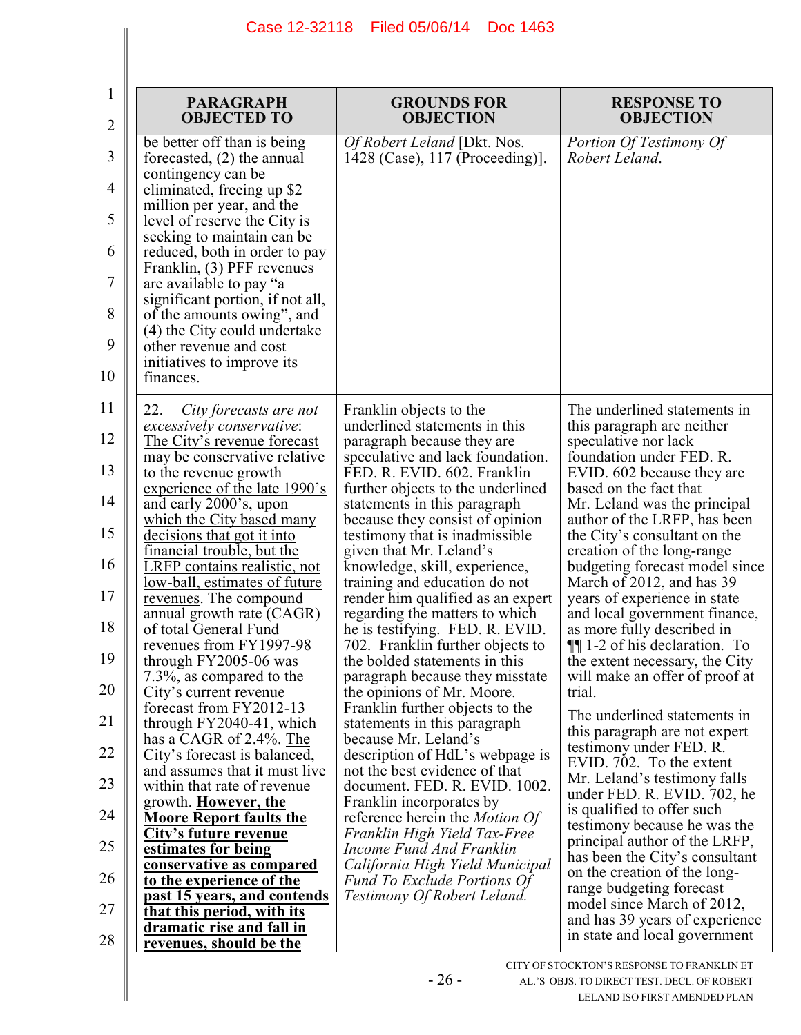| PARAGRAPH OBJECTED TO | GROUNDS FOR OBJECTION | RESPONSE TO OBJECTION |
|---|---|---|
| be better off than is being forecasted, (2) the annual contingency can be eliminated, freeing up $2 million per year, and the level of reserve the City is seeking to maintain can be reduced, both in order to pay Franklin, (3) PFF revenues are available to pay "a significant portion, if not all, of the amounts owing", and (4) the City could undertake other revenue and cost initiatives to improve its finances. | *Of Robert Leland* [Dkt. Nos. 1428 (Case), 117 (Proceeding)]. | *Portion Of Testimony Of Robert Leland.* |
| 22. *City forecasts are not excessively conservative*: The City's revenue forecast may be conservative relative to the revenue growth experience of the late 1990's and early 2000's, upon which the City based many decisions that got it into financial trouble, but the LRFP contains realistic, not low-ball, estimates of future revenues. The compound annual growth rate (CAGR) of total General Fund revenues from FY1997-98 through FY2005-06 was 7.3%, as compared to the City's current revenue forecast from FY2012-13 through FY2040-41, which has a CAGR of 2.4%. The City's forecast is balanced, and assumes that it must live within that rate of revenue growth. **However, the Moore Report faults the City's future revenue estimates for being conservative as compared to the experience of the past 15 years, and contends that this period, with its dramatic rise and fall in revenues, should be the** | Franklin objects to the underlined statements in this paragraph because they are speculative and lack foundation. FED. R. EVID. 602. Franklin further objects to the underlined statements in this paragraph because they consist of opinion testimony that is inadmissible given that Mr. Leland's knowledge, skill, experience, training and education do not render him qualified as an expert regarding the matters to which he is testifying. FED. R. EVID. 702. Franklin further objects to the bolded statements in this paragraph because they misstate the opinions of Mr. Moore. Franklin further objects to the statements in this paragraph because Mr. Leland's description of HdL's webpage is not the best evidence of that document. FED. R. EVID. 1002. Franklin incorporates by reference herein the *Motion Of Franklin High Yield Tax-Free Income Fund And Franklin California High Yield Municipal Fund To Exclude Portions Of Testimony Of Robert Leland.* | The underlined statements in this paragraph are neither speculative nor lack foundation under FED. R. EVID. 602 because they are based on the fact that Mr. Leland was the principal author of the LRFP, has been the City's consultant on the creation of the long-range budgeting forecast model since March of 2012, and has 39 years of experience in state and local government finance, as more fully described in ¶¶ 1-2 of his declaration. To the extent necessary, the City will make an offer of proof at trial.<br><br>The underlined statements in this paragraph are not expert testimony under FED. R. EVID. 702. To the extent Mr. Leland's testimony falls under FED. R. EVID. 702, he is qualified to offer such testimony because he was the principal author of the LRFP, has been the City's consultant on the creation of the long-range budgeting forecast model since March of 2012, and has 39 years of experience in state and local government |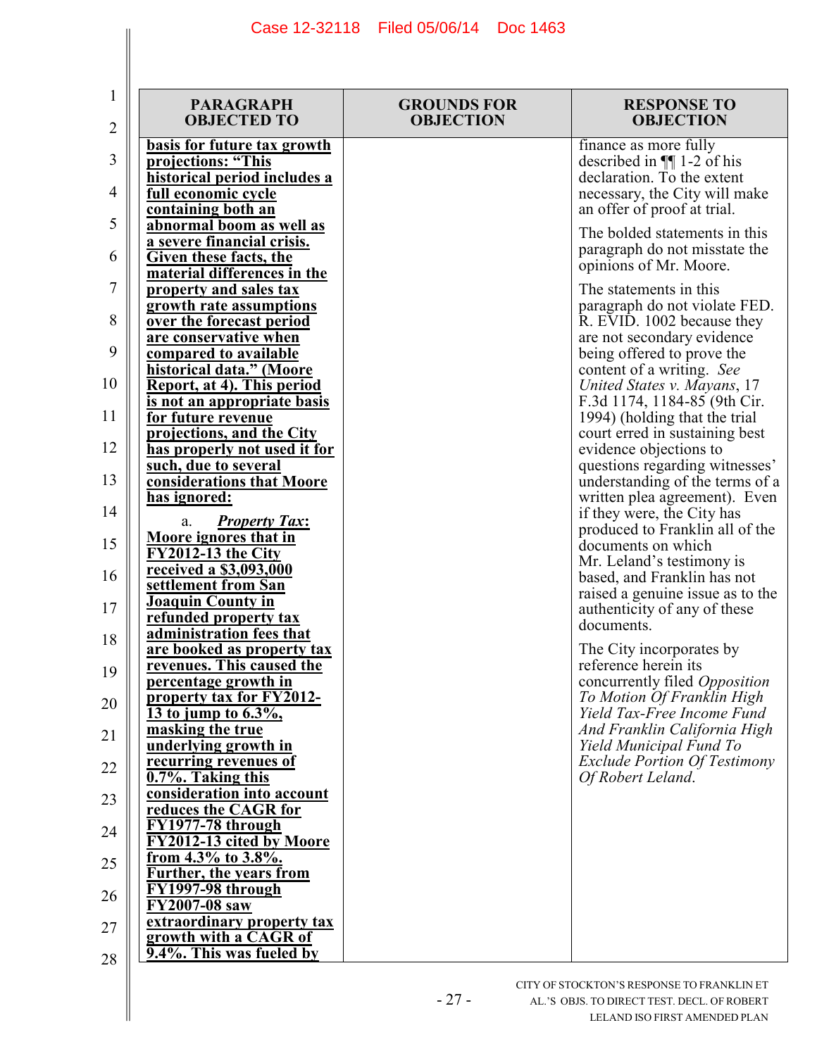| PARAGRAPH OBJECTED TO | GROUNDS FOR OBJECTION | RESPONSE TO OBJECTION |
|---|---|---|
| **basis for future tax growth projections: "This historical period includes a full economic cycle containing both an abnormal boom as well as a severe financial crisis. Given these facts, the material differences in the property and sales tax growth rate assumptions over the forecast period are conservative when compared to available historical data." (Moore Report, at 4). This period is not an appropriate basis for future revenue projections, and the City has properly not used it for such, due to several considerations that Moore has ignored:** <br><br> a. ***Property Tax*: Moore ignores that in FY2012-13 the City received a $3,093,000 settlement from San Joaquin County in refunded property tax administration fees that are booked as property tax revenues. This caused the percentage growth in property tax for FY2012-13 to jump to 6.3%, masking the true underlying growth in recurring revenues of 0.7%. Taking this consideration into account reduces the CAGR for FY1977-78 through FY2012-13 cited by Moore from 4.3% to 3.8%. Further, the years from FY1997-98 through FY2007-08 saw extraordinary property tax growth with a CAGR of 9.4%. This was fueled by** | | finance as more fully described in ¶¶ 1-2 of his declaration. To the extent necessary, the City will make an offer of proof at trial. <br><br> The bolded statements in this paragraph do not misstate the opinions of Mr. Moore. <br><br> The statements in this paragraph do not violate FED. R. EVID. 1002 because they are not secondary evidence being offered to prove the content of a writing. *See United States v. Mayans*, 17 F.3d 1174, 1184-85 (9th Cir. 1994) (holding that the trial court erred in sustaining best evidence objections to questions regarding witnesses' understanding of the terms of a written plea agreement). Even if they were, the City has produced to Franklin all of the documents on which Mr. Leland's testimony is based, and Franklin has not raised a genuine issue as to the authenticity of any of these documents. <br><br> The City incorporates by reference herein its concurrently filed *Opposition To Motion Of Franklin High Yield Tax-Free Income Fund And Franklin California High Yield Municipal Fund To Exclude Portion Of Testimony Of Robert Leland*. |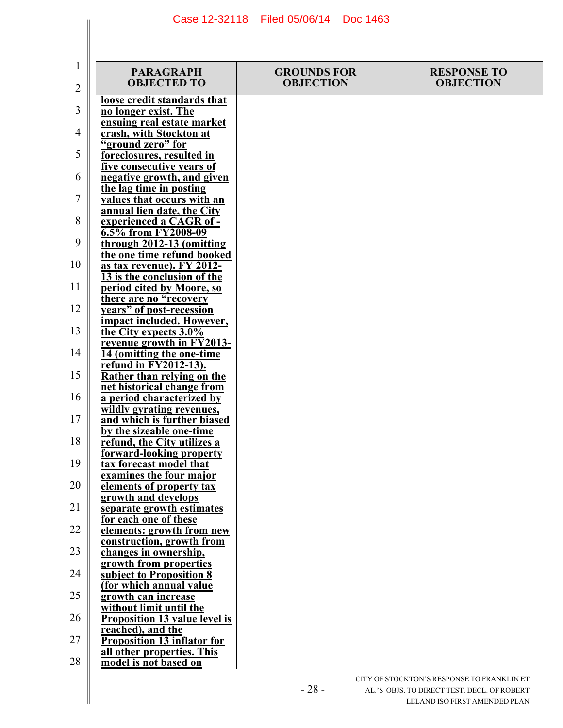| PARAGRAPH OBJECTED TO | GROUNDS FOR OBJECTION | RESPONSE TO OBJECTION |
|---|---|---|
| **loose credit standards that no longer exist. The ensuing real estate market crash, with Stockton at "ground zero" for foreclosures, resulted in five consecutive years of negative growth, and given the lag time in posting values that occurs with an annual lien date, the City experienced a CAGR of -6.5% from FY2008-09 through 2012-13 (omitting the one time refund booked as tax revenue). FY 2012-13 is the conclusion of the period cited by Moore, so there are no "recovery years" of post-recession impact included. However, the City expects 3.0% revenue growth in FY2013-14 (omitting the one-time refund in FY2012-13). Rather than relying on the net historical change from a period characterized by wildly gyrating revenues, and which is further biased by the sizeable one-time refund, the City utilizes a forward-looking property tax forecast model that examines the four major elements of property tax growth and develops separate growth estimates for each one of these elements: growth from new construction, growth from changes in ownership, growth from properties subject to Proposition 8 (for which annual value growth can increase without limit until the Proposition 13 value level is reached), and the Proposition 13 inflator for all other properties. This model is not based on** | | |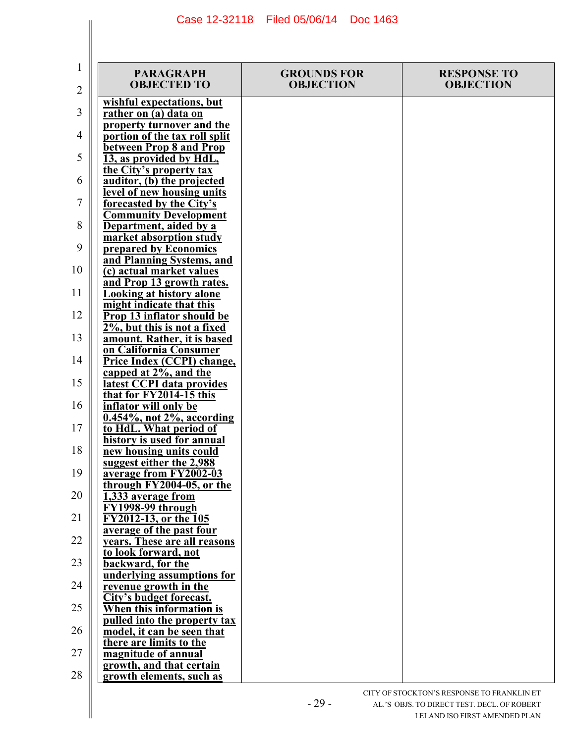| PARAGRAPH OBJECTED TO | GROUNDS FOR OBJECTION | RESPONSE TO OBJECTION |
|---|---|---|
| **wishful expectations, but rather on (a) data on property turnover and the portion of the tax roll split between Prop 8 and Prop 13, as provided by HdL, the City's property tax auditor, (b) the projected level of new housing units forecasted by the City's Community Development Department, aided by a market absorption study prepared by Economics and Planning Systems, and (c) actual market values and Prop 13 growth rates. Looking at history alone might indicate that this Prop 13 inflator should be 2%, but this is not a fixed amount. Rather, it is based on California Consumer Price Index (CCPI) change, capped at 2%, and the latest CCPI data provides that for FY2014-15 this inflator will only be 0.454%, not 2%, according to HdL. What period of history is used for annual new housing units could suggest either the 2,988 average from FY2002-03 through FY2004-05, or the 1,333 average from FY1998-99 through FY2012-13, or the 105 average of the past four years. These are all reasons to look forward, not backward, for the underlying assumptions for revenue growth in the City's budget forecast. When this information is pulled into the property tax model, it can be seen that there are limits to the magnitude of annual growth, and that certain growth elements, such as** | | |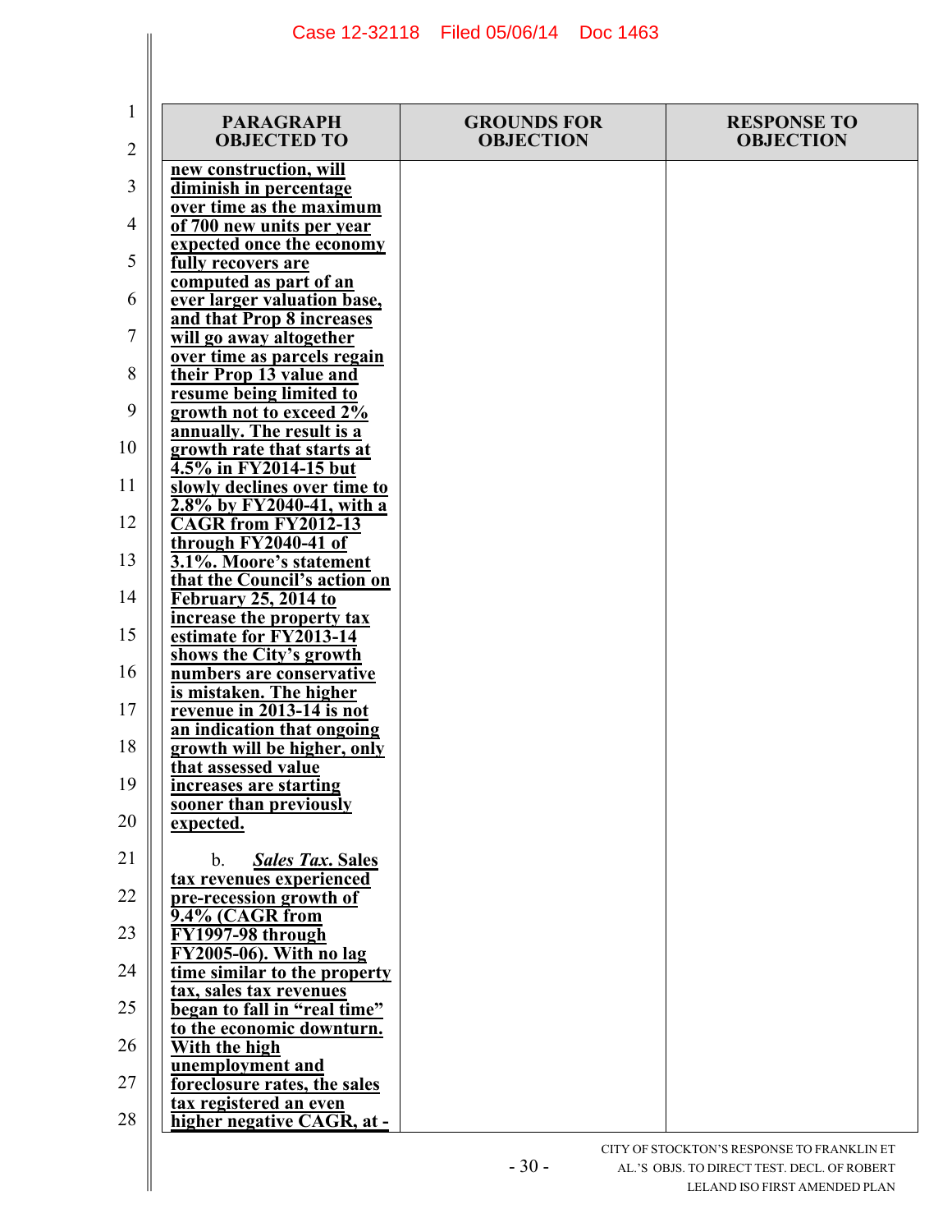| PARAGRAPH OBJECTED TO | GROUNDS FOR OBJECTION | RESPONSE TO OBJECTION |
| --- | --- | --- |
| **new construction, will diminish in percentage over time as the maximum of 700 new units per year expected once the economy fully recovers are computed as part of an ever larger valuation base, and that Prop 8 increases will go away altogether over time as parcels regain their Prop 13 value and resume being limited to growth not to exceed 2% annually. The result is a growth rate that starts at 4.5% in FY2014-15 but slowly declines over time to 2.8% by FY2040-41, with a CAGR from FY2012-13 through FY2040-41 of 3.1%. Moore's statement that the Council's action on February 25, 2014 to increase the property tax estimate for FY2013-14 shows the City's growth numbers are conservative is mistaken. The higher revenue in 2013-14 is not an indication that ongoing growth will be higher, only that assessed value increases are starting sooner than previously expected.**<br><br>b. ***Sales Tax.*** **Sales tax revenues experienced pre-recession growth of 9.4% (CAGR from FY1997-98 through FY2005-06). With no lag time similar to the property tax, sales tax revenues began to fall in "real time" to the economic downturn. With the high unemployment and foreclosure rates, the sales tax registered an even higher negative CAGR, at -** | | |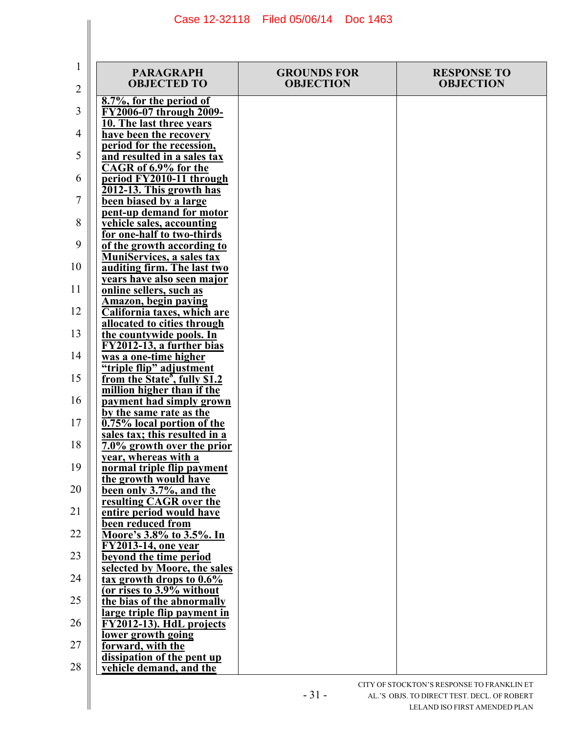| PARAGRAPH OBJECTED TO | GROUNDS FOR OBJECTION | RESPONSE TO OBJECTION |
| --- | --- | --- |
| **8.7%, for the period of FY2006-07 through 2009-10. The last three years have been the recovery period for the recession, and resulted in a sales tax CAGR of 6.9% for the period FY2010-11 through 2012-13. This growth has been biased by a large pent-up demand for motor vehicle sales, accounting for one-half to two-thirds of the growth according to MuniServices, a sales tax auditing firm. The last two years have also seen major online sellers, such as Amazon, begin paying California taxes, which are allocated to cities through the countywide pools. In FY2012-13, a further bias was a one-time higher "triple flip" adjustment from the State[8], fully $1.2 million higher than if the payment had simply grown by the same rate as the 0.75% local portion of the sales tax; this resulted in a 7.0% growth over the prior year, whereas with a normal triple flip payment the growth would have been only 3.7%, and the resulting CAGR over the entire period would have been reduced from Moore's 3.8% to 3.5%. In FY2013-14, one year beyond the time period selected by Moore, the sales tax growth drops to 0.6% (or rises to 3.9% without the bias of the abnormally large triple flip payment in FY2012-13). HdL projects lower growth going forward, with the dissipation of the pent up vehicle demand, and the** | | |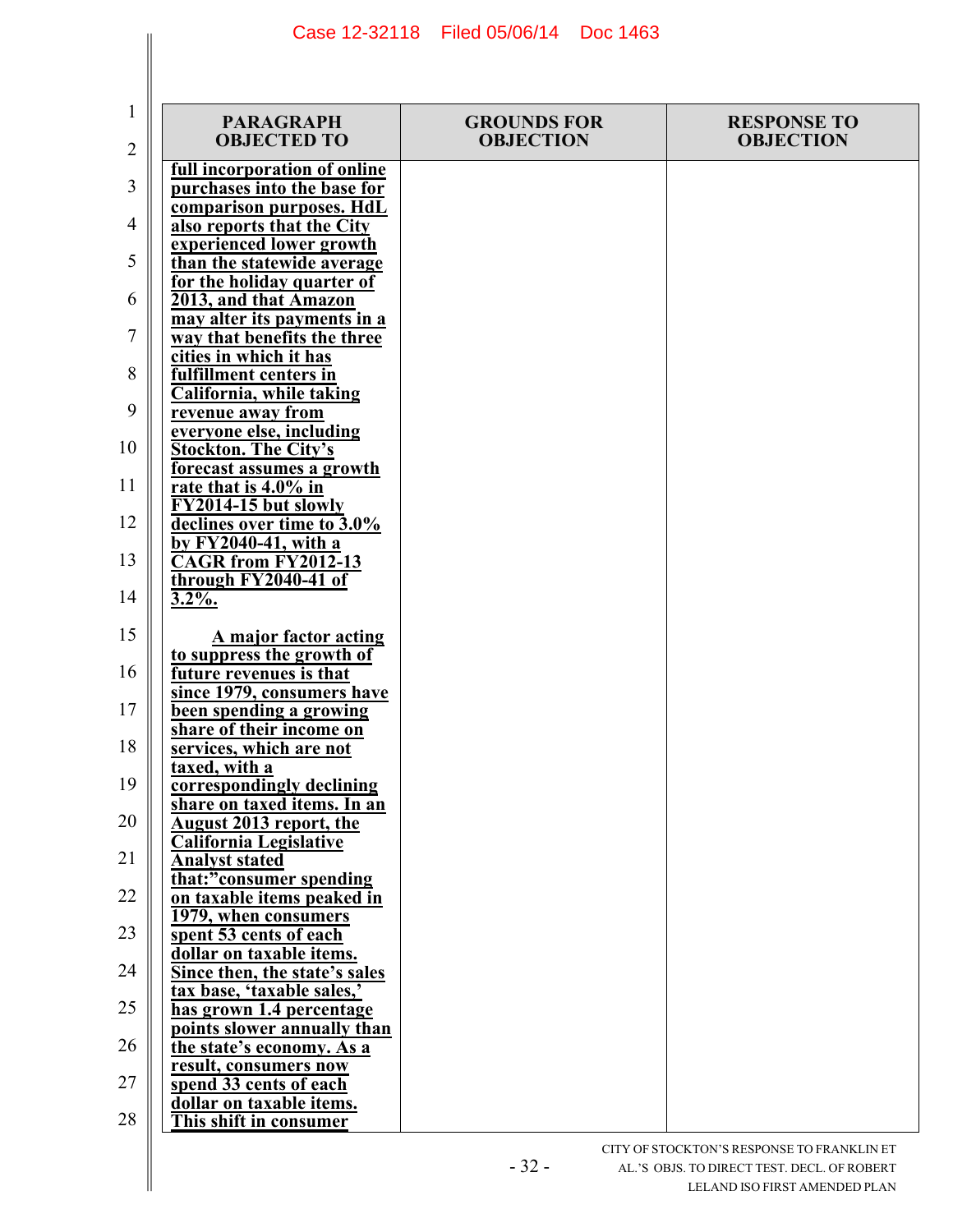| PARAGRAPH OBJECTED TO | GROUNDS FOR OBJECTION | RESPONSE TO OBJECTION |
| --- | --- | --- |
| **full incorporation of online purchases into the base for comparison purposes. HdL also reports that the City experienced lower growth than the statewide average for the holiday quarter of 2013, and that Amazon may alter its payments in a way that benefits the three cities in which it has fulfillment centers in California, while taking revenue away from everyone else, including Stockton. The City's forecast assumes a growth rate that is 4.0% in FY2014-15 but slowly declines over time to 3.0% by FY2040-41, with a CAGR from FY2012-13 through FY2040-41 of 3.2%.**<br><br>**A major factor acting to suppress the growth of future revenues is that since 1979, consumers have been spending a growing share of their income on services, which are not taxed, with a correspondingly declining share on taxed items. In an August 2013 report, the California Legislative Analyst stated that:"consumer spending on taxable items peaked in 1979, when consumers spent 53 cents of each dollar on taxable items. Since then, the state's sales tax base, 'taxable sales,' has grown 1.4 percentage points slower annually than the state's economy. As a result, consumers now spend 33 cents of each dollar on taxable items. This shift in consumer** | | |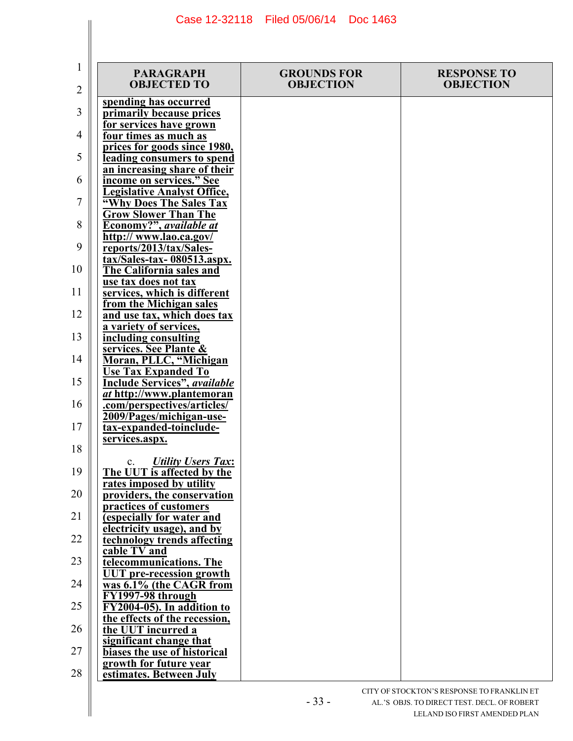| PARAGRAPH OBJECTED TO | GROUNDS FOR OBJECTION | RESPONSE TO OBJECTION |
|---|---|---|
| **spending has occurred primarily because prices for services have grown four times as much as prices for goods since 1980, leading consumers to spend an increasing share of their income on services." See Legislative Analyst Office, "Why Does The Sales Tax Grow Slower Than The Economy?", *available at* http:// www.lao.ca.gov/ reports/2013/tax/Sales-tax/Sales-tax- 080513.aspx. The California sales and use tax does not tax services, which is different from the Michigan sales and use tax, which does tax a variety of services, including consulting services. See Plante & Moran, PLLC, "Michigan Use Tax Expanded To Include Services", *available at* http://www.plantemoran .com/perspectives/articles/ 2009/Pages/michigan-use-tax-expanded-toinclude-services.aspx.**<br><br>c. ***Utility Users Tax*: The UUT is affected by the rates imposed by utility providers, the conservation practices of customers (especially for water and electricity usage), and by technology trends affecting cable TV and telecommunications. The UUT pre-recession growth was 6.1% (the CAGR from FY1997-98 through FY2004-05). In addition to the effects of the recession, the UUT incurred a significant change that biases the use of historical growth for future year estimates. Between July** | | |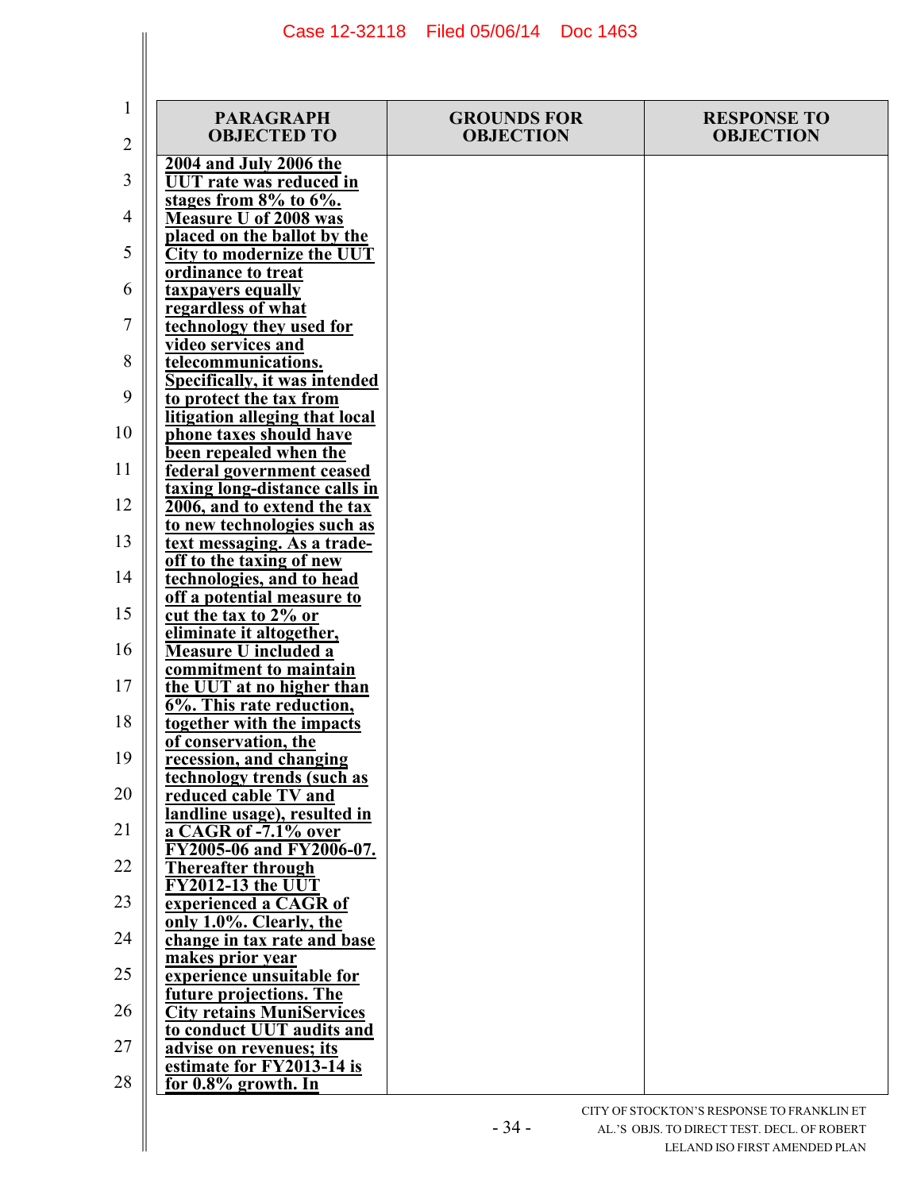| PARAGRAPH OBJECTED TO | GROUNDS FOR OBJECTION | RESPONSE TO OBJECTION |
|---|---|---|
| **2004 and July 2006 the UUT rate was reduced in stages from 8% to 6%. Measure U of 2008 was placed on the ballot by the City to modernize the UUT ordinance to treat taxpayers equally regardless of what technology they used for video services and telecommunications. Specifically, it was intended to protect the tax from litigation alleging that local phone taxes should have been repealed when the federal government ceased taxing long-distance calls in 2006, and to extend the tax to new technologies such as text messaging. As a trade-off to the taxing of new technologies, and to head off a potential measure to cut the tax to 2% or eliminate it altogether, Measure U included a commitment to maintain the UUT at no higher than 6%. This rate reduction, together with the impacts of conservation, the recession, and changing technology trends (such as reduced cable TV and landline usage), resulted in a CAGR of -7.1% over FY2005-06 and FY2006-07. Thereafter through FY2012-13 the UUT experienced a CAGR of only 1.0%. Clearly, the change in tax rate and base makes prior year experience unsuitable for future projections. The City retains MuniServices to conduct UUT audits and advise on revenues; its estimate for FY2013-14 is for 0.8% growth. In** | | |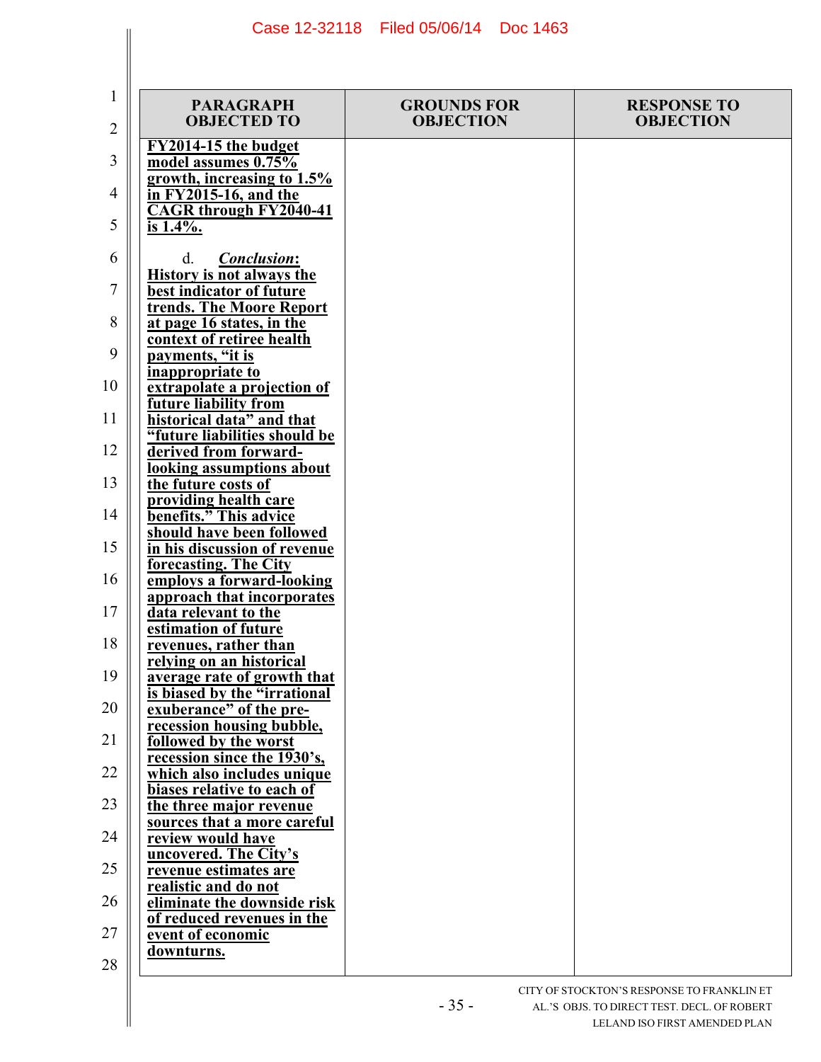| PARAGRAPH OBJECTED TO | GROUNDS FOR OBJECTION | RESPONSE TO OBJECTION |
|---|---|---|
| **FY2014-15 the budget model assumes 0.75% growth, increasing to 1.5% in FY2015-16, and the CAGR through FY2040-41 is 1.4%.**<br><br>d. ***Conclusion*: History is not always the best indicator of future trends. The Moore Report at page 16 states, in the context of retiree health payments, "it is inappropriate to extrapolate a projection of future liability from historical data" and that "future liabilities should be derived from forward-looking assumptions about the future costs of providing health care benefits." This advice should have been followed in his discussion of revenue forecasting. The City employs a forward-looking approach that incorporates data relevant to the estimation of future revenues, rather than relying on an historical average rate of growth that is biased by the "irrational exuberance" of the pre-recession housing bubble, followed by the worst recession since the 1930's, which also includes unique biases relative to each of the three major revenue sources that a more careful review would have uncovered. The City's revenue estimates are realistic and do not eliminate the downside risk of reduced revenues in the event of economic downturns.** | | |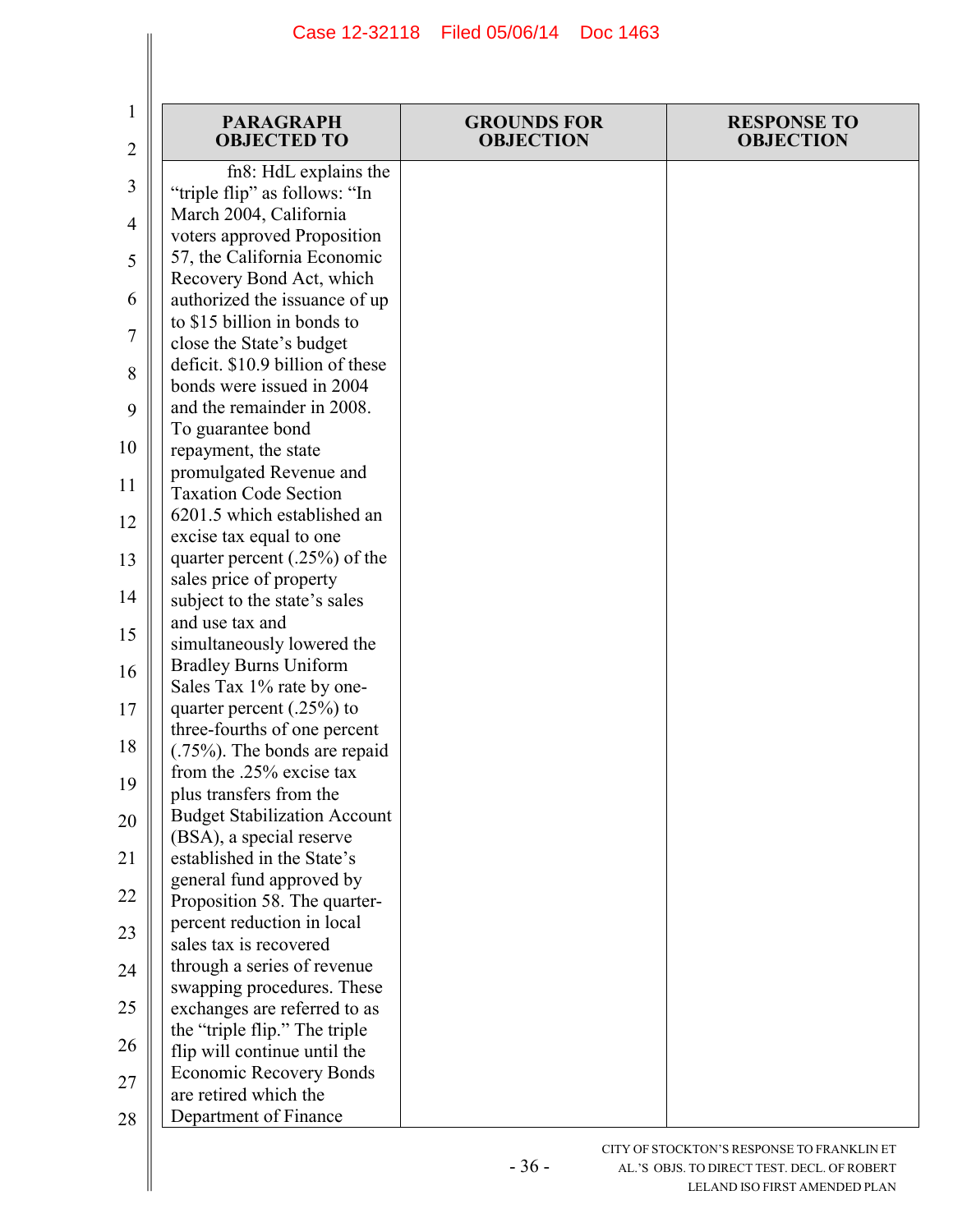| PARAGRAPH OBJECTED TO | GROUNDS FOR OBJECTION | RESPONSE TO OBJECTION |
|---|---|---|
| fn8: HdL explains the "triple flip" as follows: "In March 2004, California voters approved Proposition 57, the California Economic Recovery Bond Act, which authorized the issuance of up to $15 billion in bonds to close the State's budget deficit. $10.9 billion of these bonds were issued in 2004 and the remainder in 2008. To guarantee bond repayment, the state promulgated Revenue and Taxation Code Section 6201.5 which established an excise tax equal to one quarter percent (.25%) of the sales price of property subject to the state's sales and use tax and simultaneously lowered the Bradley Burns Uniform Sales Tax 1% rate by one-quarter percent (.25%) to three-fourths of one percent (.75%). The bonds are repaid from the .25% excise tax plus transfers from the Budget Stabilization Account (BSA), a special reserve established in the State's general fund approved by Proposition 58. The quarter-percent reduction in local sales tax is recovered through a series of revenue swapping procedures. These exchanges are referred to as the "triple flip." The triple flip will continue until the Economic Recovery Bonds are retired which the Department of Finance | | |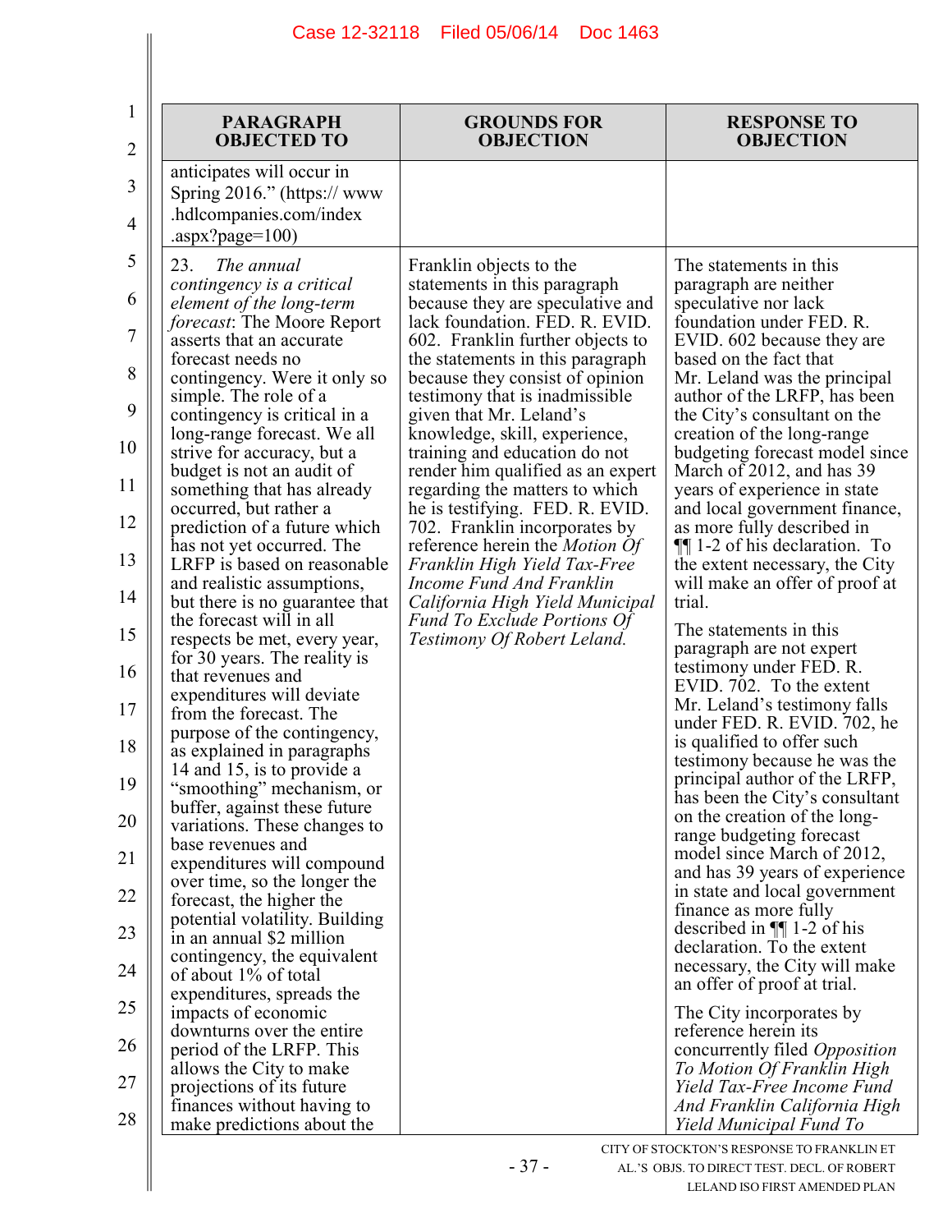| PARAGRAPH OBJECTED TO | GROUNDS FOR OBJECTION | RESPONSE TO OBJECTION |
|---|---|---|
| anticipates will occur in Spring 2016." (https:// www .hdlcompanies.com/index .aspx?page=100) | | |
| 23. *The annual contingency is a critical element of the long-term forecast*: The Moore Report asserts that an accurate forecast needs no contingency. Were it only so simple. The role of a contingency is critical in a long-range forecast. We all strive for accuracy, but a budget is not an audit of something that has already occurred, but rather a prediction of a future which has not yet occurred. The LRFP is based on reasonable and realistic assumptions, but there is no guarantee that the forecast will in all respects be met, every year, for 30 years. The reality is that revenues and expenditures will deviate from the forecast. The purpose of the contingency, as explained in paragraphs 14 and 15, is to provide a "smoothing" mechanism, or buffer, against these future variations. These changes to base revenues and expenditures will compound over time, so the longer the forecast, the higher the potential volatility. Building in an annual $2 million contingency, the equivalent of about 1% of total expenditures, spreads the impacts of economic downturns over the entire period of the LRFP. This allows the City to make projections of its future finances without having to make predictions about the | Franklin objects to the statements in this paragraph because they are speculative and lack foundation. FED. R. EVID. 602. Franklin further objects to the statements in this paragraph because they consist of opinion testimony that is inadmissible given that Mr. Leland's knowledge, skill, experience, training and education do not render him qualified as an expert regarding the matters to which he is testifying. FED. R. EVID. 702. Franklin incorporates by reference herein the *Motion Of Franklin High Yield Tax-Free Income Fund And Franklin California High Yield Municipal Fund To Exclude Portions Of Testimony Of Robert Leland.* | The statements in this paragraph are neither speculative nor lack foundation under FED. R. EVID. 602 because they are based on the fact that Mr. Leland was the principal author of the LRFP, has been the City's consultant on the creation of the long-range budgeting forecast model since March of 2012, and has 39 years of experience in state and local government finance, as more fully described in ¶¶ 1-2 of his declaration. To the extent necessary, the City will make an offer of proof at trial.<br><br>The statements in this paragraph are not expert testimony under FED. R. EVID. 702. To the extent Mr. Leland's testimony falls under FED. R. EVID. 702, he is qualified to offer such testimony because he was the principal author of the LRFP, has been the City's consultant on the creation of the long-range budgeting forecast model since March of 2012, and has 39 years of experience in state and local government finance as more fully described in ¶¶ 1-2 of his declaration. To the extent necessary, the City will make an offer of proof at trial.<br><br>The City incorporates by reference herein its concurrently filed *Opposition To Motion Of Franklin High Yield Tax-Free Income Fund And Franklin California High Yield Municipal Fund To* |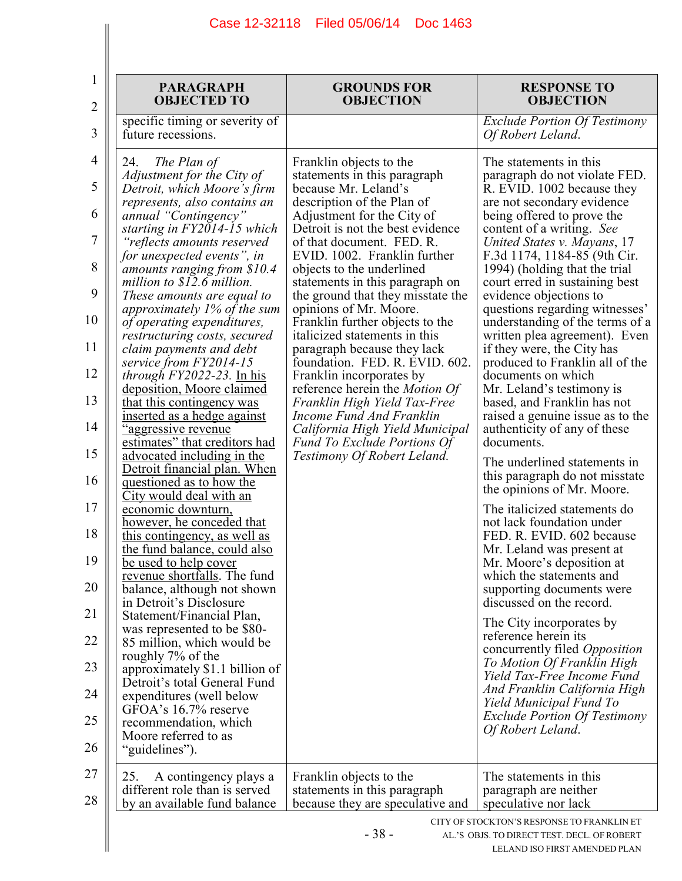| PARAGRAPH OBJECTED TO | GROUNDS FOR OBJECTION | RESPONSE TO OBJECTION |
|---|---|---|
| specific timing or severity of future recessions. | | *Exclude Portion Of Testimony Of Robert Leland*. |
| 24. *The Plan of Adjustment for the City of Detroit, which Moore's firm represents, also contains an annual "Contingency" starting in FY2014-15 which "reflects amounts reserved for unexpected events", in amounts ranging from $10.4 million to $12.6 million. These amounts are equal to approximately 1% of the sum of operating expenditures, restructuring costs, secured claim payments and debt service from FY2014-15 through FY2022-23.* In his deposition, Moore claimed that this contingency was inserted as a hedge against "aggressive revenue estimates" that creditors had advocated including in the Detroit financial plan. When questioned as to how the City would deal with an economic downturn, however, he conceded that this contingency, as well as the fund balance, could also be used to help cover revenue shortfalls. The fund balance, although not shown in Detroit's Disclosure Statement/Financial Plan, was represented to be $80-85 million, which would be roughly 7% of the approximately $1.1 billion of Detroit's total General Fund expenditures (well below GFOA's 16.7% reserve recommendation, which Moore referred to as "guidelines"). | Franklin objects to the statements in this paragraph because Mr. Leland's description of the Plan of Adjustment for the City of Detroit is not the best evidence of that document. FED. R. EVID. 1002. Franklin further objects to the underlined statements in this paragraph on the ground that they misstate the opinions of Mr. Moore. Franklin further objects to the italicized statements in this paragraph because they lack foundation. FED. R. EVID. 602. Franklin incorporates by reference herein the *Motion Of Franklin High Yield Tax-Free Income Fund And Franklin California High Yield Municipal Fund To Exclude Portions Of Testimony Of Robert Leland.* | The statements in this paragraph do not violate FED. R. EVID. 1002 because they are not secondary evidence being offered to prove the content of a writing. *See United States v. Mayans*, 17 F.3d 1174, 1184-85 (9th Cir. 1994) (holding that the trial court erred in sustaining best evidence objections to questions regarding witnesses' understanding of the terms of a written plea agreement). Even if they were, the City has produced to Franklin all of the documents on which Mr. Leland's testimony is based, and Franklin has not raised a genuine issue as to the authenticity of any of these documents.<br><br>The underlined statements in this paragraph do not misstate the opinions of Mr. Moore.<br><br>The italicized statements do not lack foundation under FED. R. EVID. 602 because Mr. Leland was present at Mr. Moore's deposition at which the statements and supporting documents were discussed on the record.<br><br>The City incorporates by reference herein its concurrently filed *Opposition To Motion Of Franklin High Yield Tax-Free Income Fund And Franklin California High Yield Municipal Fund To Exclude Portion Of Testimony Of Robert Leland*. |
| 25. A contingency plays a different role than is served by an available fund balance | Franklin objects to the statements in this paragraph because they are speculative and | The statements in this paragraph are neither speculative nor lack |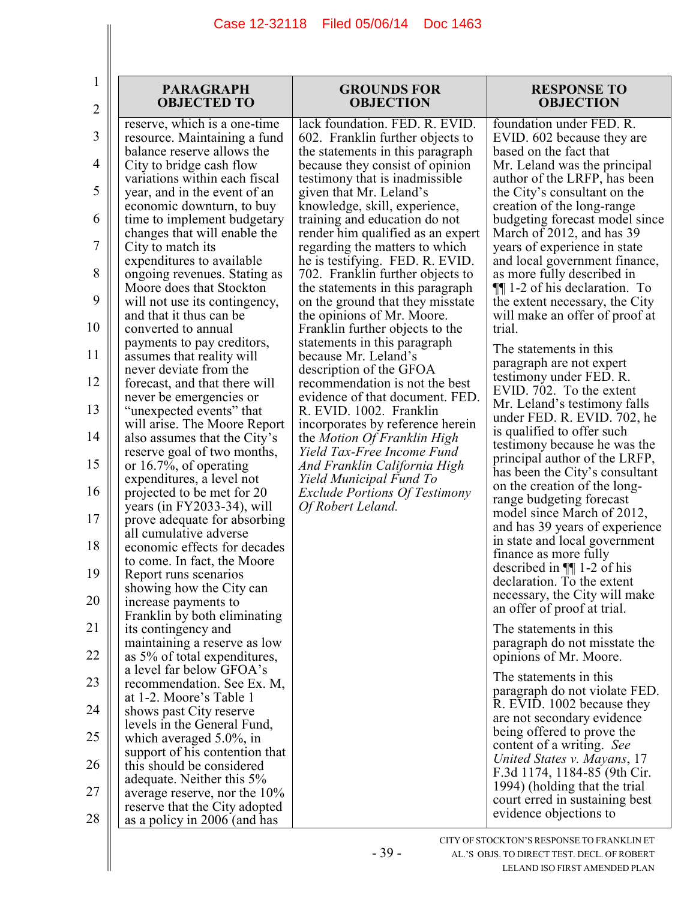| PARAGRAPH OBJECTED TO | GROUNDS FOR OBJECTION | RESPONSE TO OBJECTION |
|---|---|---|
| reserve, which is a one-time resource. Maintaining a fund balance reserve allows the City to bridge cash flow variations within each fiscal year, and in the event of an economic downturn, to buy time to implement budgetary changes that will enable the City to match its expenditures to available ongoing revenues. Stating as Moore does that Stockton will not use its contingency, and that it thus can be converted to annual payments to pay creditors, assumes that reality will never deviate from the forecast, and that there will never be emergencies or "unexpected events" that will arise. The Moore Report also assumes that the City's reserve goal of two months, or 16.7%, of operating expenditures, a level not projected to be met for 20 years (in FY2033-34), will prove adequate for absorbing all cumulative adverse economic effects for decades to come. In fact, the Moore Report runs scenarios showing how the City can increase payments to Franklin by both eliminating its contingency and maintaining a reserve as low as 5% of total expenditures, a level far below GFOA's recommendation. See Ex. M, at 1-2. Moore's Table 1 shows past City reserve levels in the General Fund, which averaged 5.0%, in support of his contention that this should be considered adequate. Neither this 5% average reserve, nor the 10% reserve that the City adopted as a policy in 2006 (and has | lack foundation. FED. R. EVID. 602. Franklin further objects to the statements in this paragraph because they consist of opinion testimony that is inadmissible given that Mr. Leland's knowledge, skill, experience, training and education do not render him qualified as an expert regarding the matters to which he is testifying. FED. R. EVID. 702. Franklin further objects to the statements in this paragraph on the ground that they misstate the opinions of Mr. Moore. Franklin further objects to the statements in this paragraph because Mr. Leland's description of the GFOA recommendation is not the best evidence of that document. FED. R. EVID. 1002. Franklin incorporates by reference herein the *Motion Of Franklin High Yield Tax-Free Income Fund And Franklin California High Yield Municipal Fund To Exclude Portions Of Testimony Of Robert Leland.* | foundation under FED. R. EVID. 602 because they are based on the fact that Mr. Leland was the principal author of the LRFP, has been the City's consultant on the creation of the long-range budgeting forecast model since March of 2012, and has 39 years of experience in state and local government finance, as more fully described in ¶¶ 1-2 of his declaration. To the extent necessary, the City will make an offer of proof at trial.<br><br>The statements in this paragraph are not expert testimony under FED. R. EVID. 702. To the extent Mr. Leland's testimony falls under FED. R. EVID. 702, he is qualified to offer such testimony because he was the principal author of the LRFP, has been the City's consultant on the creation of the long-range budgeting forecast model since March of 2012, and has 39 years of experience in state and local government finance as more fully described in ¶¶ 1-2 of his declaration. To the extent necessary, the City will make an offer of proof at trial.<br><br>The statements in this paragraph do not misstate the opinions of Mr. Moore.<br><br>The statements in this paragraph do not violate FED. R. EVID. 1002 because they are not secondary evidence being offered to prove the content of a writing. *See United States v. Mayans*, 17 F.3d 1174, 1184-85 (9th Cir. 1994) (holding that the trial court erred in sustaining best evidence objections to |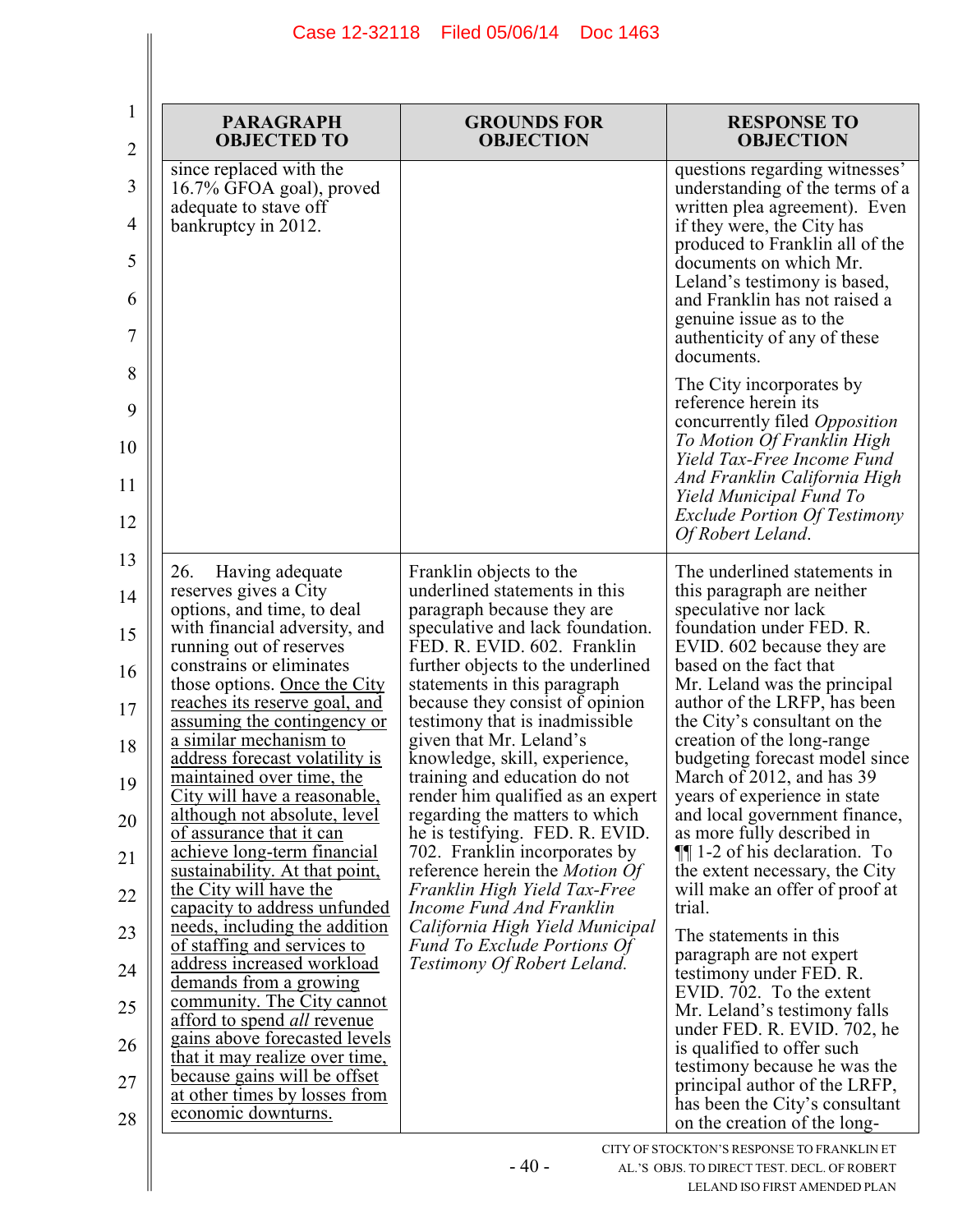| PARAGRAPH OBJECTED TO | GROUNDS FOR OBJECTION | RESPONSE TO OBJECTION |
|---|---|---|
| since replaced with the 16.7% GFOA goal), proved adequate to stave off bankruptcy in 2012. | | questions regarding witnesses' understanding of the terms of a written plea agreement). Even if they were, the City has produced to Franklin all of the documents on which Mr. Leland's testimony is based, and Franklin has not raised a genuine issue as to the authenticity of any of these documents.<br><br>The City incorporates by reference herein its concurrently filed *Opposition To Motion Of Franklin High Yield Tax-Free Income Fund And Franklin California High Yield Municipal Fund To Exclude Portion Of Testimony Of Robert Leland*. |
| 26. Having adequate reserves gives a City options, and time, to deal with financial adversity, and running out of reserves constrains or eliminates those options. <u>Once the City reaches its reserve goal, and assuming the contingency or a similar mechanism to address forecast volatility is maintained over time, the City will have a reasonable, although not absolute, level of assurance that it can achieve long-term financial sustainability. At that point, the City will have the capacity to address unfunded needs, including the addition of staffing and services to address increased workload demands from a growing community. The City cannot afford to spend *all* revenue gains above forecasted levels that it may realize over time, because gains will be offset at other times by losses from economic downturns.</u> | Franklin objects to the underlined statements in this paragraph because they are speculative and lack foundation. FED. R. EVID. 602. Franklin further objects to the underlined statements in this paragraph because they consist of opinion testimony that is inadmissible given that Mr. Leland's knowledge, skill, experience, training and education do not render him qualified as an expert regarding the matters to which he is testifying. FED. R. EVID. 702. Franklin incorporates by reference herein the *Motion Of Franklin High Yield Tax-Free Income Fund And Franklin California High Yield Municipal Fund To Exclude Portions Of Testimony Of Robert Leland.* | The underlined statements in this paragraph are neither speculative nor lack foundation under FED. R. EVID. 602 because they are based on the fact that Mr. Leland was the principal author of the LRFP, has been the City's consultant on the creation of the long-range budgeting forecast model since March of 2012, and has 39 years of experience in state and local government finance, as more fully described in ¶¶ 1-2 of his declaration. To the extent necessary, the City will make an offer of proof at trial.<br><br>The statements in this paragraph are not expert testimony under FED. R. EVID. 702. To the extent Mr. Leland's testimony falls under FED. R. EVID. 702, he is qualified to offer such testimony because he was the principal author of the LRFP, has been the City's consultant on the creation of the long- |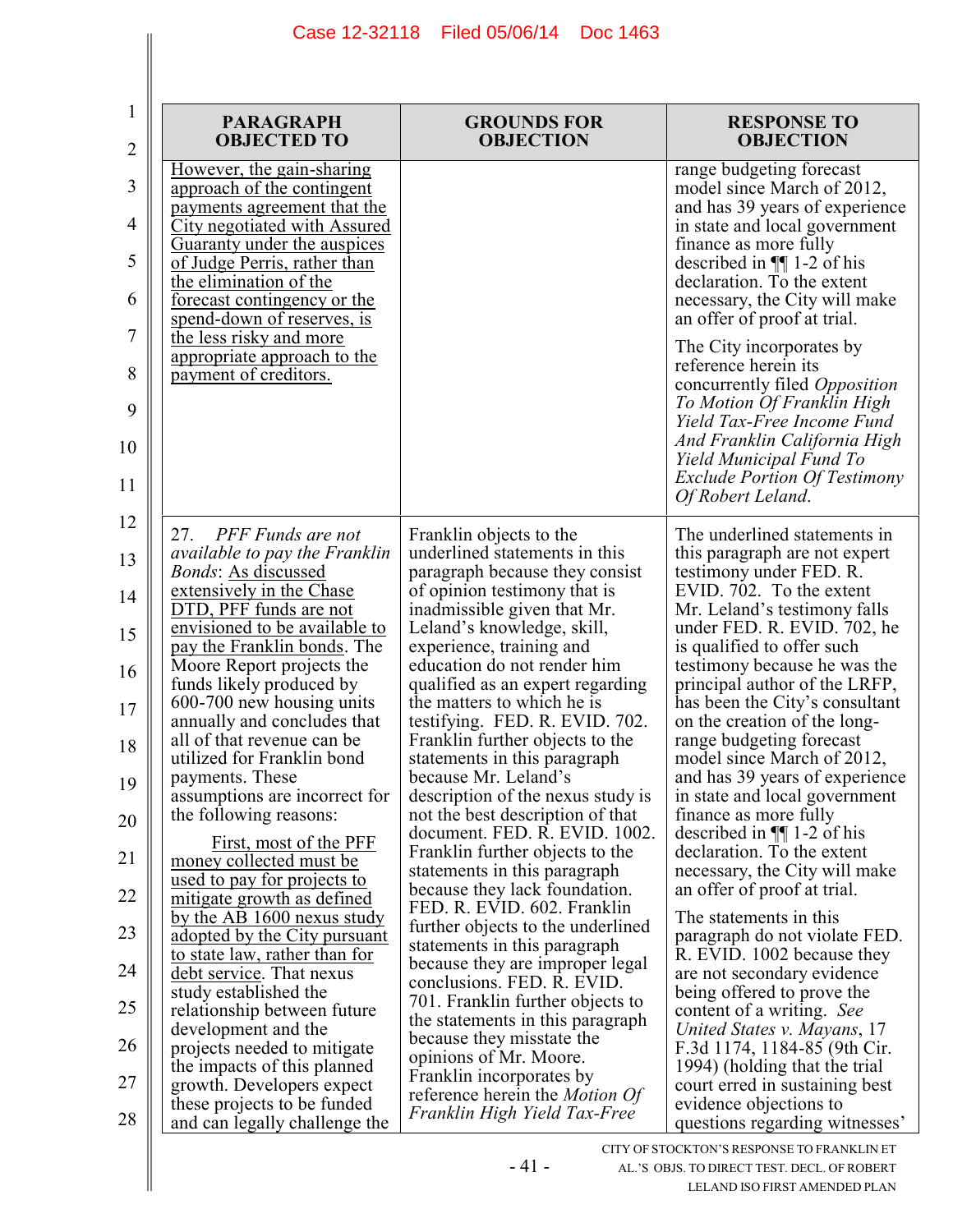| PARAGRAPH OBJECTED TO | GROUNDS FOR OBJECTION | RESPONSE TO OBJECTION |
|---|---|---|
| However, the gain-sharing approach of the contingent payments agreement that the City negotiated with Assured Guaranty under the auspices of Judge Perris, rather than the elimination of the forecast contingency or the spend-down of reserves, is the less risky and more appropriate approach to the payment of creditors. | | range budgeting forecast model since March of 2012, and has 39 years of experience in state and local government finance as more fully described in ¶¶ 1-2 of his declaration. To the extent necessary, the City will make an offer of proof at trial.<br><br>The City incorporates by reference herein its concurrently filed *Opposition To Motion Of Franklin High Yield Tax-Free Income Fund And Franklin California High Yield Municipal Fund To Exclude Portion Of Testimony Of Robert Leland*. |
| 27. *PFF Funds are not available to pay the Franklin Bonds*: As discussed extensively in the Chase DTD, PFF funds are not envisioned to be available to pay the Franklin bonds. The Moore Report projects the funds likely produced by 600-700 new housing units annually and concludes that all of that revenue can be utilized for Franklin bond payments. These assumptions are incorrect for the following reasons:<br><br>First, most of the PFF money collected must be used to pay for projects to mitigate growth as defined by the AB 1600 nexus study adopted by the City pursuant to state law, rather than for debt service. That nexus study established the relationship between future development and the projects needed to mitigate the impacts of this planned growth. Developers expect these projects to be funded and can legally challenge the | Franklin objects to the underlined statements in this paragraph because they consist of opinion testimony that is inadmissible given that Mr. Leland's knowledge, skill, experience, training and education do not render him qualified as an expert regarding the matters to which he is testifying. FED. R. EVID. 702. Franklin further objects to the statements in this paragraph because Mr. Leland's description of the nexus study is not the best description of that document. FED. R. EVID. 1002. Franklin further objects to the statements in this paragraph because they lack foundation. FED. R. EVID. 602. Franklin further objects to the underlined statements in this paragraph because they are improper legal conclusions. FED. R. EVID. 701. Franklin further objects to the statements in this paragraph because they misstate the opinions of Mr. Moore. Franklin incorporates by reference herein the *Motion Of Franklin High Yield Tax-Free* | The underlined statements in this paragraph are not expert testimony under FED. R. EVID. 702. To the extent Mr. Leland's testimony falls under FED. R. EVID. 702, he is qualified to offer such testimony because he was the principal author of the LRFP, has been the City's consultant on the creation of the long-range budgeting forecast model since March of 2012, and has 39 years of experience in state and local government finance as more fully described in ¶¶ 1-2 of his declaration. To the extent necessary, the City will make an offer of proof at trial.<br><br>The statements in this paragraph do not violate FED. R. EVID. 1002 because they are not secondary evidence being offered to prove the content of a writing. *See United States v. Mayans*, 17 F.3d 1174, 1184-85 (9th Cir. 1994) (holding that the trial court erred in sustaining best evidence objections to questions regarding witnesses' |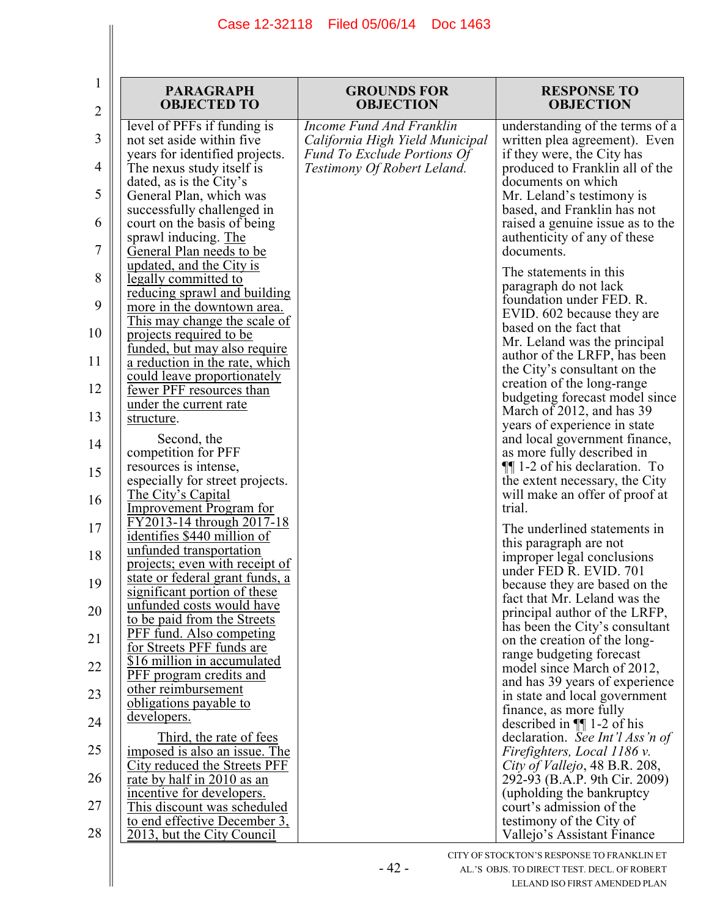| PARAGRAPH OBJECTED TO | GROUNDS FOR OBJECTION | RESPONSE TO OBJECTION |
|---|---|---|
| level of PFFs if funding is not set aside within five years for identified projects. The nexus study itself is dated, as is the City's General Plan, which was successfully challenged in court on the basis of being sprawl inducing. <u>The General Plan needs to be updated, and the City is legally committed to reducing sprawl and building more in the downtown area. This may change the scale of projects required to be funded, but may also require a reduction in the rate, which could leave proportionately fewer PFF resources than under the current rate structure</u>.<br><br>Second, the competition for PFF resources is intense, especially for street projects. <u>The City's Capital Improvement Program for FY2013-14 through 2017-18 identifies $440 million of unfunded transportation projects; even with receipt of state or federal grant funds, a significant portion of these unfunded costs would have to be paid from the Streets PFF fund. Also competing for Streets PFF funds are $16 million in accumulated PFF program credits and other reimbursement obligations payable to developers.</u><br><br><u>Third, the rate of fees imposed is also an issue. The City reduced the Streets PFF rate by half in 2010 as an incentive for developers. This discount was scheduled to end effective December 3, 2013, but the City Council</u> | *Income Fund And Franklin California High Yield Municipal Fund To Exclude Portions Of Testimony Of Robert Leland.* | understanding of the terms of a written plea agreement). Even if they were, the City has produced to Franklin all of the documents on which Mr. Leland's testimony is based, and Franklin has not raised a genuine issue as to the authenticity of any of these documents.<br><br>The statements in this paragraph do not lack foundation under FED. R. EVID. 602 because they are based on the fact that Mr. Leland was the principal author of the LRFP, has been the City's consultant on the creation of the long-range budgeting forecast model since March of 2012, and has 39 years of experience in state and local government finance, as more fully described in ¶¶ 1-2 of his declaration. To the extent necessary, the City will make an offer of proof at trial.<br><br>The underlined statements in this paragraph are not improper legal conclusions under FED R. EVID. 701 because they are based on the fact that Mr. Leland was the principal author of the LRFP, has been the City's consultant on the creation of the long-range budgeting forecast model since March of 2012, and has 39 years of experience in state and local government finance, as more fully described in ¶¶ 1-2 of his declaration. *See Int'l Ass'n of Firefighters, Local 1186 v. City of Vallejo*, 48 B.R. 208, 292-93 (B.A.P. 9th Cir. 2009) (upholding the bankruptcy court's admission of the testimony of the City of Vallejo's Assistant Finance |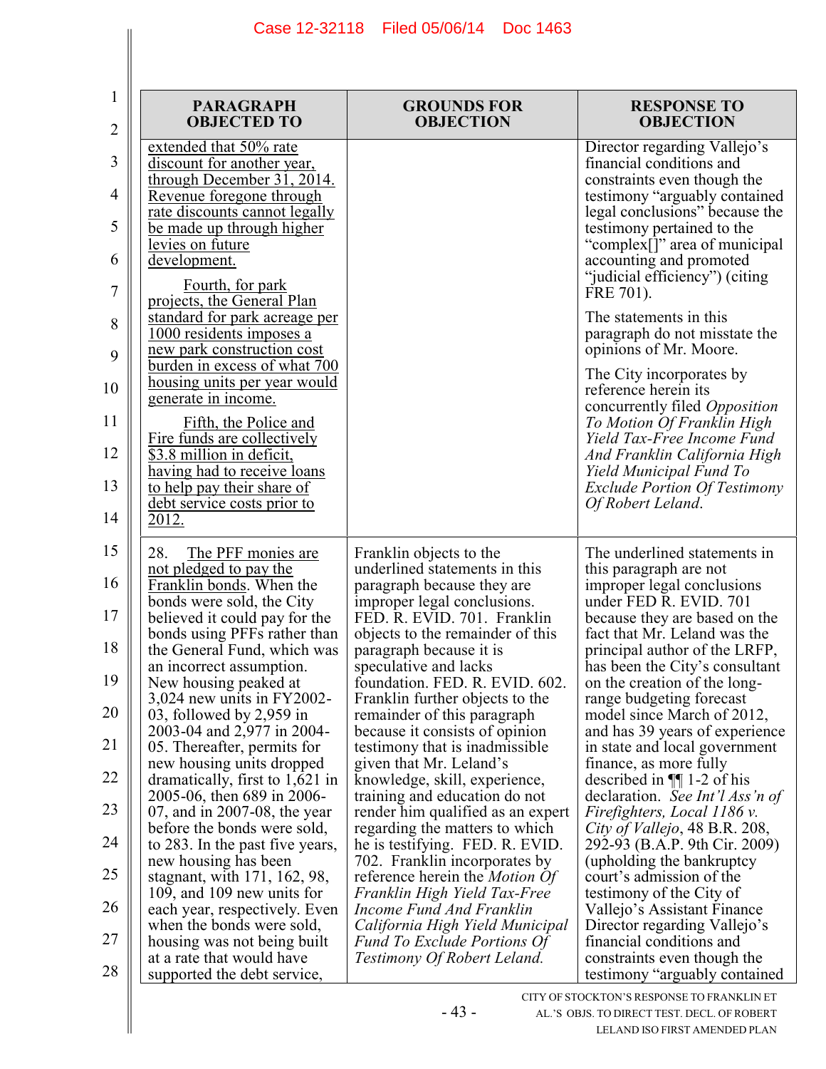| PARAGRAPH OBJECTED TO | GROUNDS FOR OBJECTION | RESPONSE TO OBJECTION |
|---|---|---|
| <u>extended that 50% rate discount for another year, through December 31, 2014. Revenue foregone through rate discounts cannot legally be made up through higher levies on future development.</u><br><br><u>Fourth, for park projects, the General Plan standard for park acreage per 1000 residents imposes a new park construction cost burden in excess of what 700 housing units per year would generate in income.</u><br><br><u>Fifth, the Police and Fire funds are collectively $3.8 million in deficit, having had to receive loans to help pay their share of debt service costs prior to 2012.</u> | | Director regarding Vallejo's financial conditions and constraints even though the testimony "arguably contained legal conclusions" because the testimony pertained to the "complex[]" area of municipal accounting and promoted "judicial efficiency") (citing FRE 701).<br><br>The statements in this paragraph do not misstate the opinions of Mr. Moore.<br><br>The City incorporates by reference herein its concurrently filed *Opposition To Motion Of Franklin High Yield Tax-Free Income Fund And Franklin California High Yield Municipal Fund To Exclude Portion Of Testimony Of Robert Leland*. |
| 28. <u>The PFF monies are not pledged to pay the Franklin bonds</u>. When the bonds were sold, the City believed it could pay for the bonds using PFFs rather than the General Fund, which was an incorrect assumption. New housing peaked at 3,024 new units in FY2002-03, followed by 2,959 in 2003-04 and 2,977 in 2004-05. Thereafter, permits for new housing units dropped dramatically, first to 1,621 in 2005-06, then 689 in 2006-07, and in 2007-08, the year before the bonds were sold, to 283. In the past five years, new housing has been stagnant, with 171, 162, 98, 109, and 109 new units for each year, respectively. Even when the bonds were sold, housing was not being built at a rate that would have supported the debt service, | Franklin objects to the underlined statements in this paragraph because they are improper legal conclusions. FED. R. EVID. 701. Franklin objects to the remainder of this paragraph because it is speculative and lacks foundation. FED. R. EVID. 602. Franklin further objects to the remainder of this paragraph because it consists of opinion testimony that is inadmissible given that Mr. Leland's knowledge, skill, experience, training and education do not render him qualified as an expert regarding the matters to which he is testifying. FED. R. EVID. 702. Franklin incorporates by reference herein the *Motion Of Franklin High Yield Tax-Free Income Fund And Franklin California High Yield Municipal Fund To Exclude Portions Of Testimony Of Robert Leland.* | The underlined statements in this paragraph are not improper legal conclusions under FED R. EVID. 701 because they are based on the fact that Mr. Leland was the principal author of the LRFP, has been the City's consultant on the creation of the long-range budgeting forecast model since March of 2012, and has 39 years of experience in state and local government finance, as more fully described in ¶¶ 1-2 of his declaration. *See Int'l Ass'n of Firefighters, Local 1186 v. City of Vallejo*, 48 B.R. 208, 292-93 (B.A.P. 9th Cir. 2009) (upholding the bankruptcy court's admission of the testimony of the City of Vallejo's Assistant Finance Director regarding Vallejo's financial conditions and constraints even though the testimony "arguably contained |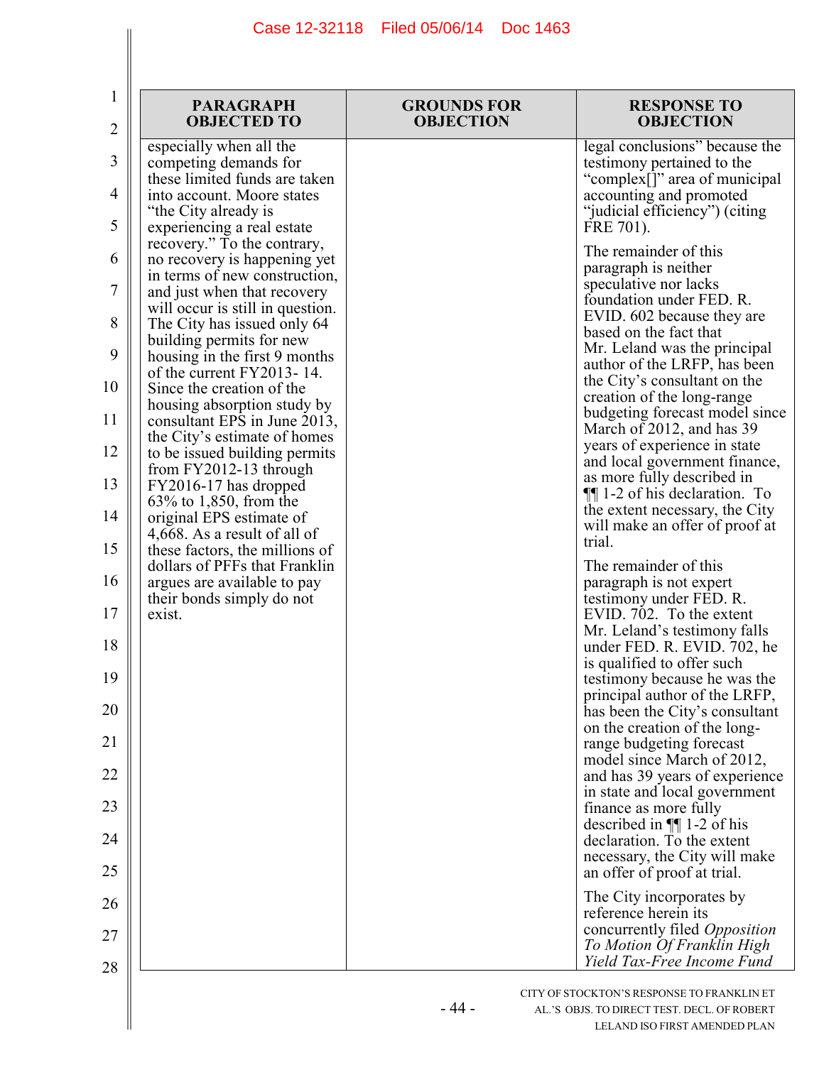| PARAGRAPH OBJECTED TO | GROUNDS FOR OBJECTION | RESPONSE TO OBJECTION |
|---|---|---|
| especially when all the competing demands for these limited funds are taken into account. Moore states "the City already is experiencing a real estate recovery." To the contrary, no recovery is happening yet in terms of new construction, and just when that recovery will occur is still in question. The City has issued only 64 building permits for new housing in the first 9 months of the current FY2013- 14. Since the creation of the housing absorption study by consultant EPS in June 2013, the City's estimate of homes to be issued building permits from FY2012-13 through FY2016-17 has dropped 63% to 1,850, from the original EPS estimate of 4,668. As a result of all of these factors, the millions of dollars of PFFs that Franklin argues are available to pay their bonds simply do not exist. | | legal conclusions" because the testimony pertained to the "complex[]" area of municipal accounting and promoted "judicial efficiency") (citing FRE 701).<br><br>The remainder of this paragraph is neither speculative nor lacks foundation under FED. R. EVID. 602 because they are based on the fact that Mr. Leland was the principal author of the LRFP, has been the City's consultant on the creation of the long-range budgeting forecast model since March of 2012, and has 39 years of experience in state and local government finance, as more fully described in ¶¶ 1-2 of his declaration. To the extent necessary, the City will make an offer of proof at trial.<br><br>The remainder of this paragraph is not expert testimony under FED. R. EVID. 702. To the extent Mr. Leland's testimony falls under FED. R. EVID. 702, he is qualified to offer such testimony because he was the principal author of the LRFP, has been the City's consultant on the creation of the long-range budgeting forecast model since March of 2012, and has 39 years of experience in state and local government finance as more fully described in ¶¶ 1-2 of his declaration. To the extent necessary, the City will make an offer of proof at trial.<br><br>The City incorporates by reference herein its concurrently filed *Opposition To Motion Of Franklin High Yield Tax-Free Income Fund* |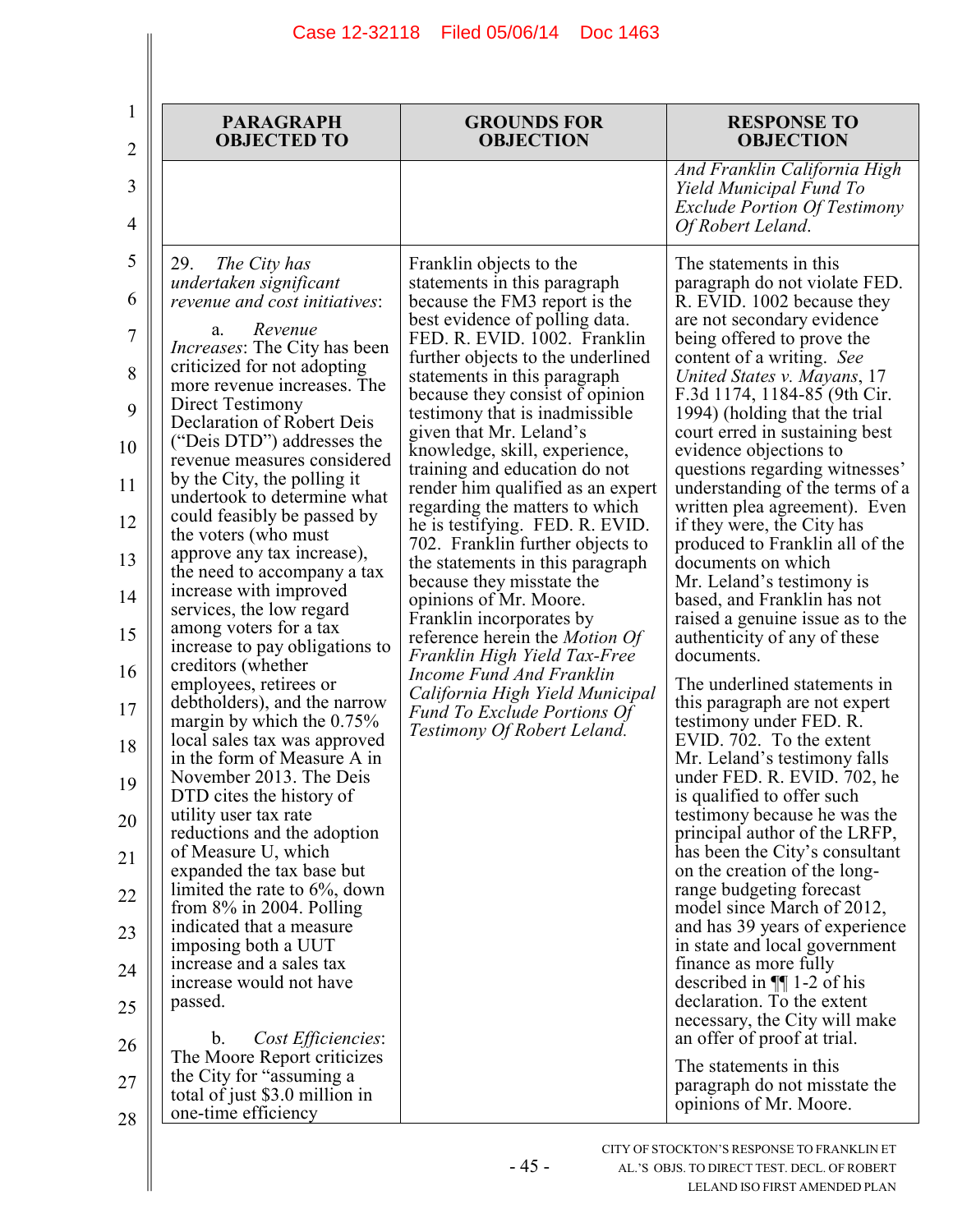| PARAGRAPH OBJECTED TO | GROUNDS FOR OBJECTION | RESPONSE TO OBJECTION |
|---|---|---|
| | | *And Franklin California High Yield Municipal Fund To Exclude Portion Of Testimony Of Robert Leland*. |
| 29. *The City has undertaken significant revenue and cost initiatives*: <br><br> a. *Revenue Increases*: The City has been criticized for not adopting more revenue increases. The Direct Testimony Declaration of Robert Deis ("Deis DTD") addresses the revenue measures considered by the City, the polling it undertook to determine what could feasibly be passed by the voters (who must approve any tax increase), the need to accompany a tax increase with improved services, the low regard among voters for a tax increase to pay obligations to creditors (whether employees, retirees or debtholders), and the narrow margin by which the 0.75% local sales tax was approved in the form of Measure A in November 2013. The Deis DTD cites the history of utility user tax rate reductions and the adoption of Measure U, which expanded the tax base but limited the rate to 6%, down from 8% in 2004. Polling indicated that a measure imposing both a UUT increase and a sales tax increase would not have passed. <br><br> b. *Cost Efficiencies*: The Moore Report criticizes the City for "assuming a total of just $3.0 million in one-time efficiency | Franklin objects to the statements in this paragraph because the FM3 report is the best evidence of polling data. FED. R. EVID. 1002. Franklin further objects to the underlined statements in this paragraph because they consist of opinion testimony that is inadmissible given that Mr. Leland's knowledge, skill, experience, training and education do not render him qualified as an expert regarding the matters to which he is testifying. FED. R. EVID. 702. Franklin further objects to the statements in this paragraph because they misstate the opinions of Mr. Moore. Franklin incorporates by reference herein the *Motion Of Franklin High Yield Tax-Free Income Fund And Franklin California High Yield Municipal Fund To Exclude Portions Of Testimony Of Robert Leland*. | The statements in this paragraph do not violate FED. R. EVID. 1002 because they are not secondary evidence being offered to prove the content of a writing. *See United States v. Mayans*, 17 F.3d 1174, 1184-85 (9th Cir. 1994) (holding that the trial court erred in sustaining best evidence objections to questions regarding witnesses' understanding of the terms of a written plea agreement). Even if they were, the City has produced to Franklin all of the documents on which Mr. Leland's testimony is based, and Franklin has not raised a genuine issue as to the authenticity of any of these documents. <br><br> The underlined statements in this paragraph are not expert testimony under FED. R. EVID. 702. To the extent Mr. Leland's testimony falls under FED. R. EVID. 702, he is qualified to offer such testimony because he was the principal author of the LRFP, has been the City's consultant on the creation of the long-range budgeting forecast model since March of 2012, and has 39 years of experience in state and local government finance as more fully described in ¶¶ 1-2 of his declaration. To the extent necessary, the City will make an offer of proof at trial. <br><br> The statements in this paragraph do not misstate the opinions of Mr. Moore. |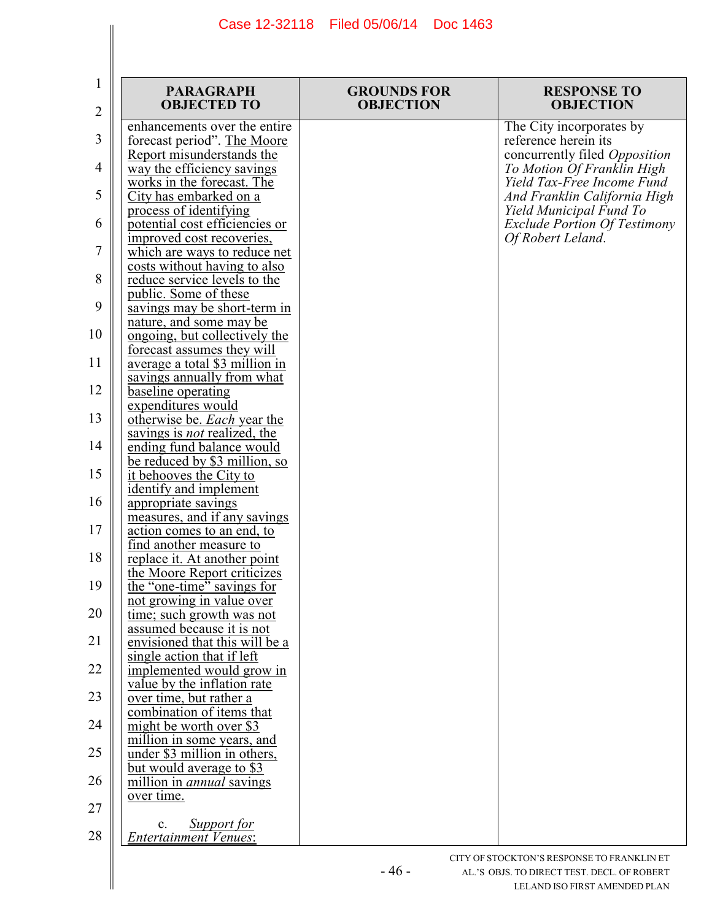| PARAGRAPH OBJECTED TO | GROUNDS FOR OBJECTION | RESPONSE TO OBJECTION |
|---|---|---|
| enhancements over the entire forecast period". <u>The Moore Report misunderstands the way the efficiency savings works in the forecast. The City has embarked on a process of identifying potential cost efficiencies or improved cost recoveries, which are ways to reduce net costs without having to also reduce service levels to the public. Some of these savings may be short-term in nature, and some may be ongoing, but collectively the forecast assumes they will average a total $3 million in savings annually from what baseline operating expenditures would otherwise be. *Each* year the savings is *not* realized, the ending fund balance would be reduced by $3 million, so it behooves the City to identify and implement appropriate savings measures, and if any savings action comes to an end, to find another measure to replace it. At another point the Moore Report criticizes the "one-time" savings for not growing in value over time; such growth was not assumed because it is not envisioned that this will be a single action that if left implemented would grow in value by the inflation rate over time, but rather a combination of items that might be worth over $3 million in some years, and under $3 million in others, but would average to $3 million in *annual* savings over time.</u><br><br>c. *<u>Support for Entertainment Venues</u>*: | | The City incorporates by reference herein its concurrently filed *Opposition To Motion Of Franklin High Yield Tax-Free Income Fund And Franklin California High Yield Municipal Fund To Exclude Portion Of Testimony Of Robert Leland*. |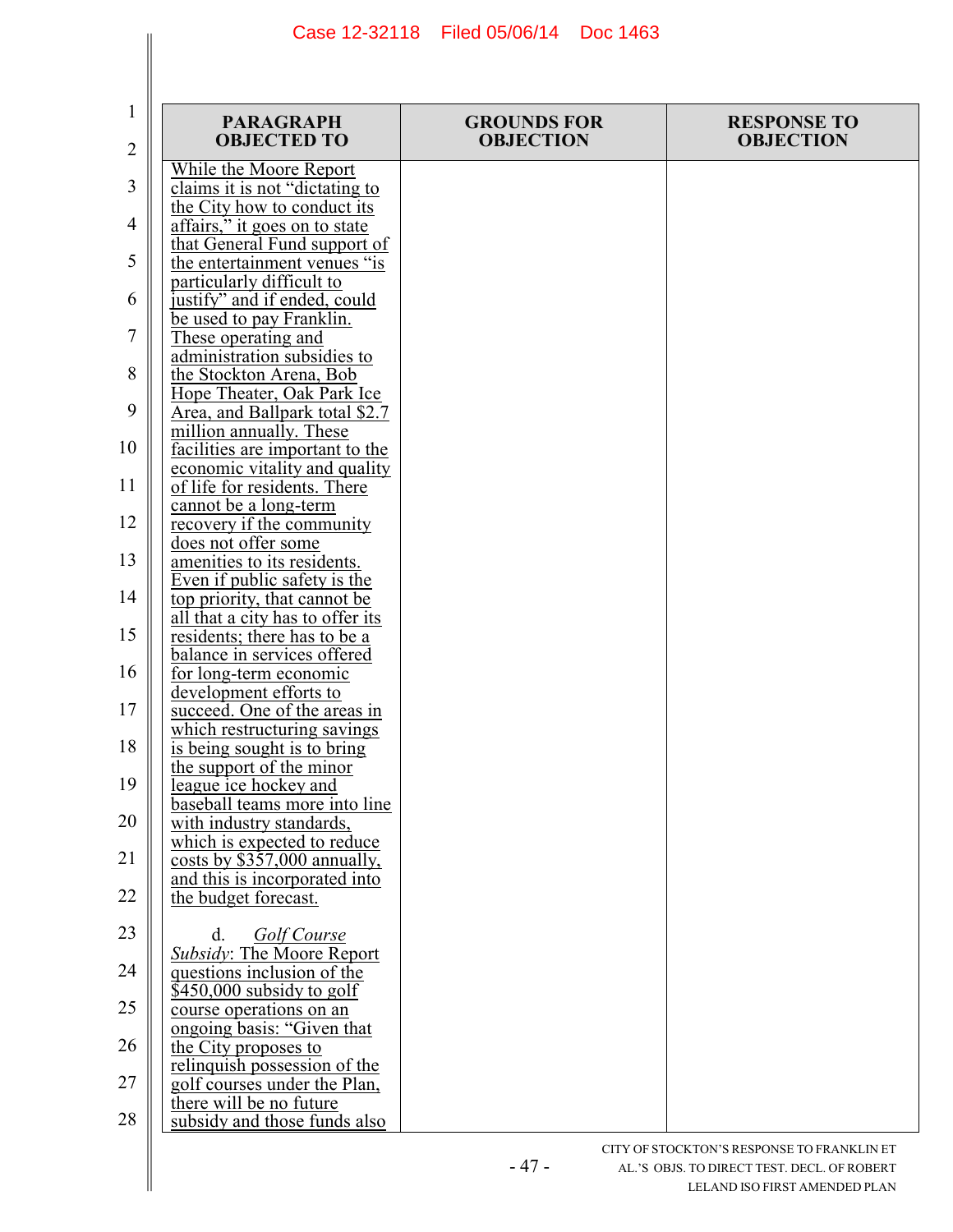| PARAGRAPH OBJECTED TO | GROUNDS FOR OBJECTION | RESPONSE TO OBJECTION |
|---|---|---|
| While the Moore Report claims it is not "dictating to the City how to conduct its affairs," it goes on to state that General Fund support of the entertainment venues "is particularly difficult to justify" and if ended, could be used to pay Franklin. These operating and administration subsidies to the Stockton Arena, Bob Hope Theater, Oak Park Ice Area, and Ballpark total $2.7 million annually. These facilities are important to the economic vitality and quality of life for residents. There cannot be a long-term recovery if the community does not offer some amenities to its residents. Even if public safety is the top priority, that cannot be all that a city has to offer its residents; there has to be a balance in services offered for long-term economic development efforts to succeed. One of the areas in which restructuring savings is being sought is to bring the support of the minor league ice hockey and baseball teams more into line with industry standards, which is expected to reduce costs by $357,000 annually, and this is incorporated into the budget forecast.<br><br>d. *Golf Course Subsidy*: The Moore Report questions inclusion of the $450,000 subsidy to golf course operations on an ongoing basis: "Given that the City proposes to relinquish possession of the golf courses under the Plan, there will be no future subsidy and those funds also | | |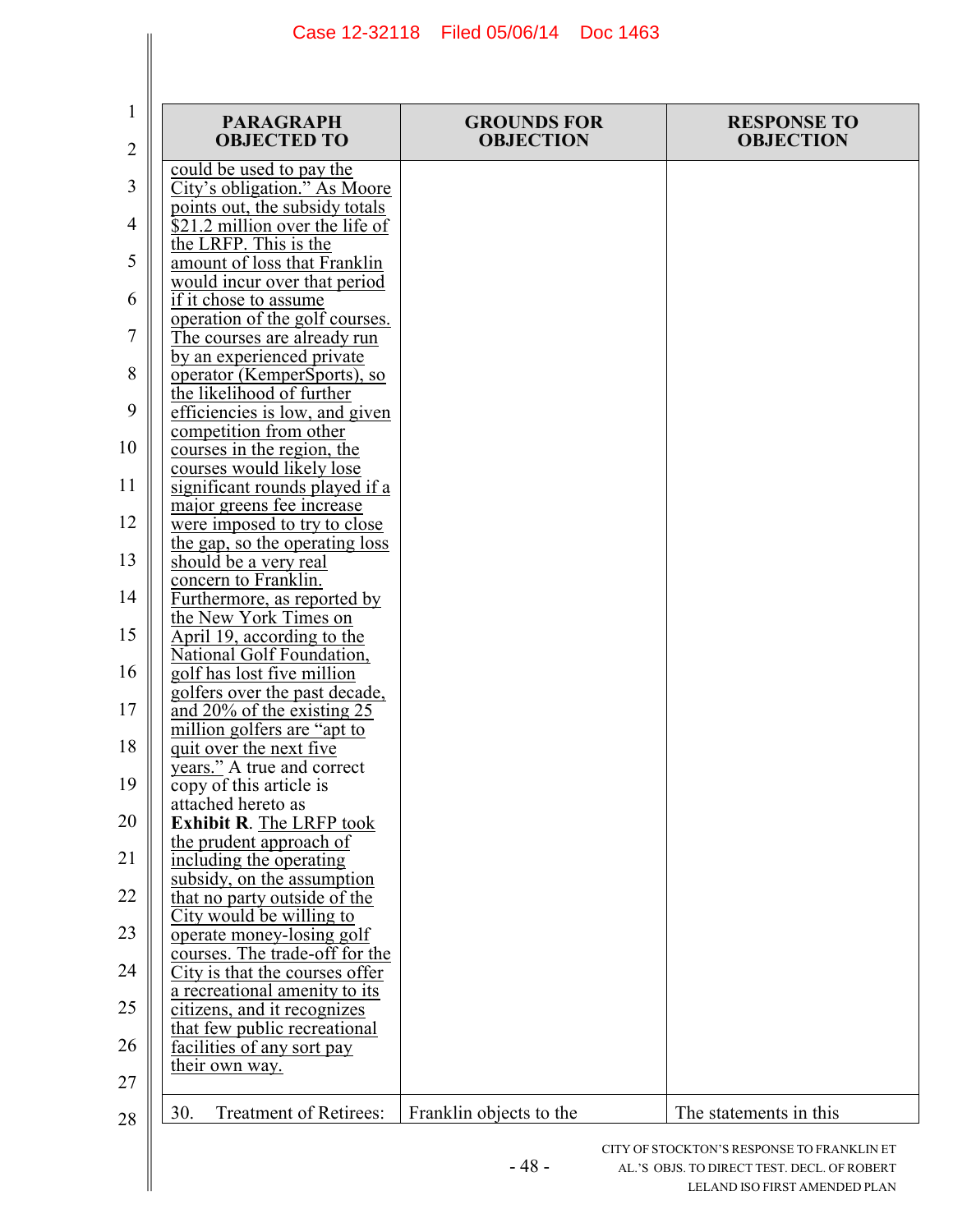| PARAGRAPH OBJECTED TO | GROUNDS FOR OBJECTION | RESPONSE TO OBJECTION |
|---|---|---|
| could be used to pay the City's obligation." As Moore points out, the subsidy totals $21.2 million over the life of the LRFP. This is the amount of loss that Franklin would incur over that period if it chose to assume operation of the golf courses. The courses are already run by an experienced private operator (KemperSports), so the likelihood of further efficiencies is low, and given competition from other courses in the region, the courses would likely lose significant rounds played if a major greens fee increase were imposed to try to close the gap, so the operating loss should be a very real concern to Franklin. Furthermore, as reported by the New York Times on April 19, according to the National Golf Foundation, golf has lost five million golfers over the past decade, and 20% of the existing 25 million golfers are "apt to quit over the next five years." A true and correct copy of this article is attached hereto as **Exhibit R**. The LRFP took the prudent approach of including the operating subsidy, on the assumption that no party outside of the City would be willing to operate money-losing golf courses. The trade-off for the City is that the courses offer a recreational amenity to its citizens, and it recognizes that few public recreational facilities of any sort pay their own way. | | |
| 30. Treatment of Retirees: | Franklin objects to the | The statements in this |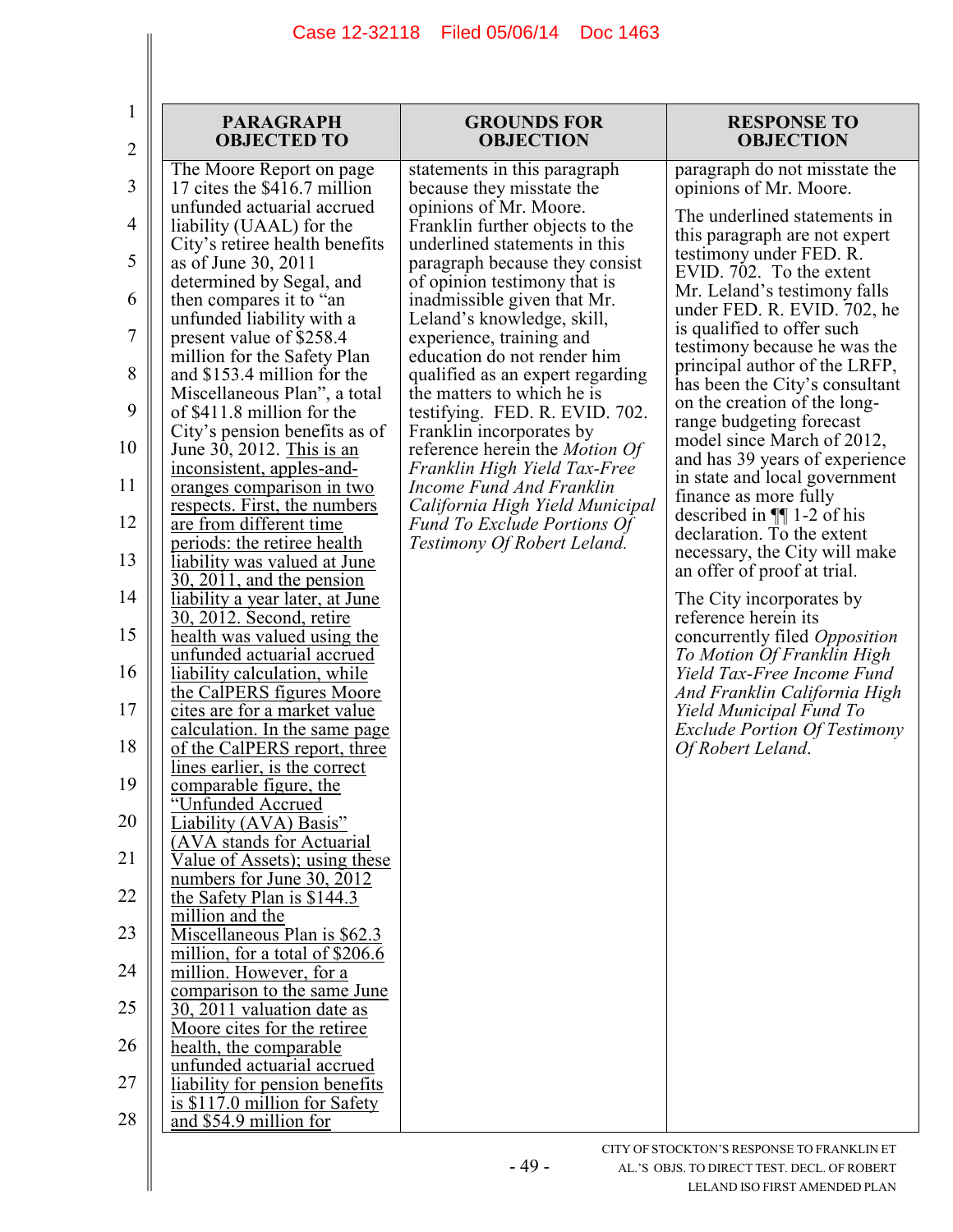| PARAGRAPH OBJECTED TO | GROUNDS FOR OBJECTION | RESPONSE TO OBJECTION |
|---|---|---|
| The Moore Report on page 17 cites the $416.7 million unfunded actuarial accrued liability (UAAL) for the City's retiree health benefits as of June 30, 2011 determined by Segal, and then compares it to "an unfunded liability with a present value of $258.4 million for the Safety Plan and $153.4 million for the Miscellaneous Plan", a total of $411.8 million for the City's pension benefits as of June 30, 2012. <u>This is an inconsistent, apples-and-oranges comparison in two respects. First, the numbers are from different time periods: the retiree health liability was valued at June 30, 2011, and the pension liability a year later, at June 30, 2012. Second, retire health was valued using the unfunded actuarial accrued liability calculation, while the CalPERS figures Moore cites are for a market value calculation. In the same page of the CalPERS report, three lines earlier, is the correct comparable figure, the "Unfunded Accrued Liability (AVA) Basis" (AVA stands for Actuarial Value of Assets); using these numbers for June 30, 2012 the Safety Plan is $144.3 million and the Miscellaneous Plan is $62.3 million, for a total of $206.6 million. However, for a comparison to the same June 30, 2011 valuation date as Moore cites for the retiree health, the comparable unfunded actuarial accrued liability for pension benefits is $117.0 million for Safety and $54.9 million for</u> | statements in this paragraph because they misstate the opinions of Mr. Moore.<br>Franklin further objects to the underlined statements in this paragraph because they consist of opinion testimony that is inadmissible given that Mr. Leland's knowledge, skill, experience, training and education do not render him qualified as an expert regarding the matters to which he is testifying. FED. R. EVID. 702. Franklin incorporates by reference herein the *Motion Of Franklin High Yield Tax-Free Income Fund And Franklin California High Yield Municipal Fund To Exclude Portions Of Testimony Of Robert Leland.* | paragraph do not misstate the opinions of Mr. Moore.<br><br>The underlined statements in this paragraph are not expert testimony under FED. R. EVID. 702. To the extent Mr. Leland's testimony falls under FED. R. EVID. 702, he is qualified to offer such testimony because he was the principal author of the LRFP, has been the City's consultant on the creation of the long-range budgeting forecast model since March of 2012, and has 39 years of experience in state and local government finance as more fully described in ¶¶ 1-2 of his declaration. To the extent necessary, the City will make an offer of proof at trial.<br><br>The City incorporates by reference herein its concurrently filed *Opposition To Motion Of Franklin High Yield Tax-Free Income Fund And Franklin California High Yield Municipal Fund To Exclude Portion Of Testimony Of Robert Leland.* |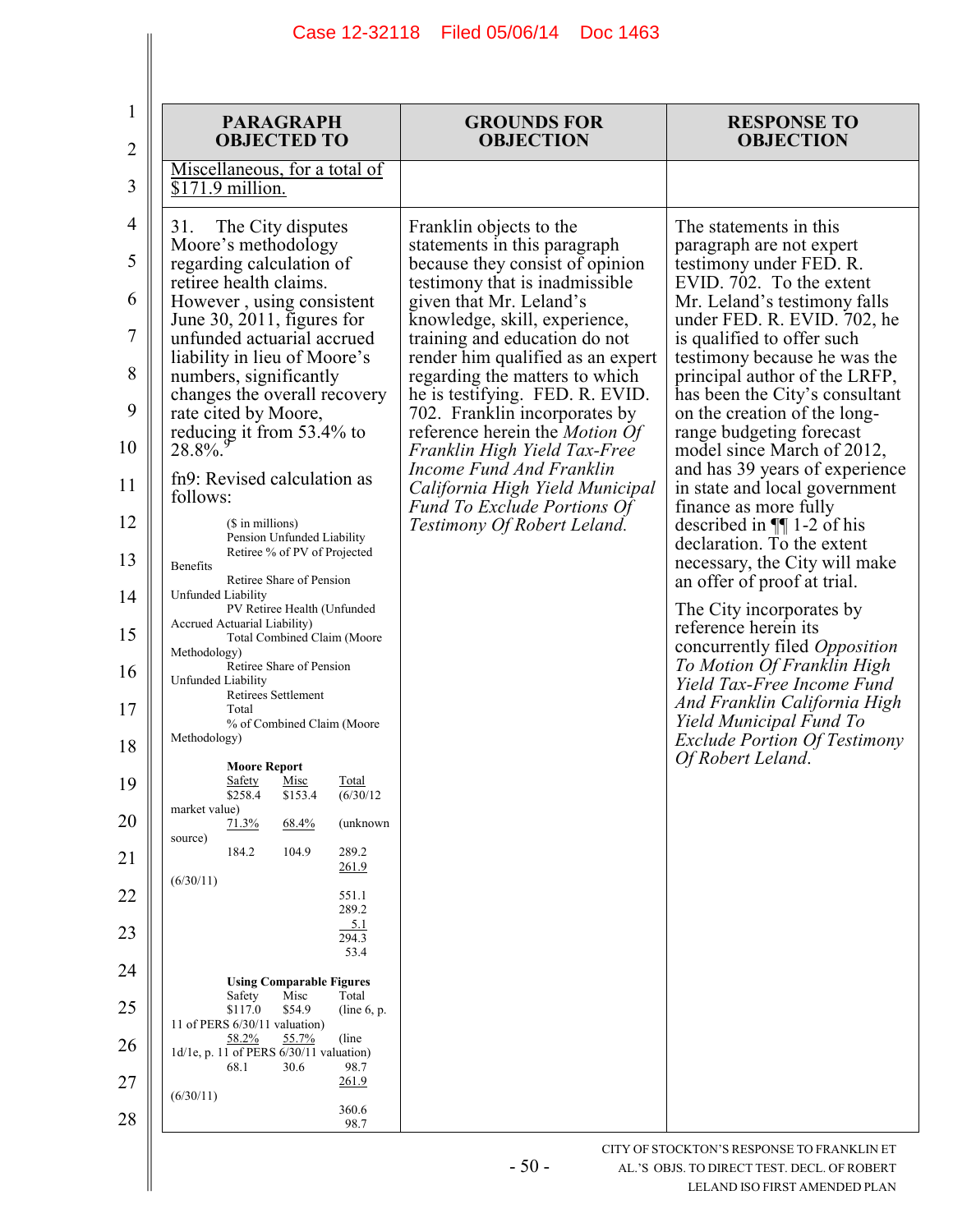| PARAGRAPH OBJECTED TO | GROUNDS FOR OBJECTION | RESPONSE TO OBJECTION |
|---|---|---|
| Miscellaneous, for a total of $171.9 million. | | |
| 31. The City disputes Moore's methodology regarding calculation of retiree health claims. However , using consistent June 30, 2011, figures for unfunded actuarial accrued liability in lieu of Moore's numbers, significantly changes the overall recovery rate cited by Moore, reducing it from 53.4% to 28.8%.[9]<br><br>fn9: Revised calculation as follows:<br><br>($ in millions)<br>Pension Unfunded Liability<br>Retiree % of PV of Projected Benefits<br>Retiree Share of Pension Unfunded Liability<br>PV Retiree Health (Unfunded Accrued Actuarial Liability)<br>Total Combined Claim (Moore Methodology)<br>Retiree Share of Pension Unfunded Liability<br>Retirees Settlement<br>Total<br>% of Combined Claim (Moore Methodology)<br><br>**Moore Report**<br>Safety / Misc / Total<br>$258.4 / $153.4 / (6/30/12 market value)<br>71.3% / 68.4% / (unknown source)<br>184.2 / 104.9 / 289.2<br>261.9 (6/30/11)<br>551.1<br>289.2<br>5.1<br>294.3<br>53.4<br><br>**Using Comparable Figures**<br>Safety / Misc / Total<br>$117.0 / $54.9 / (line 6, p. 11 of PERS 6/30/11 valuation)<br>58.2% / 55.7% / (line 1d/1e, p. 11 of PERS 6/30/11 valuation)<br>68.1 / 30.6 / 98.7<br>261.9 (6/30/11)<br>360.6<br>98.7 | Franklin objects to the statements in this paragraph because they consist of opinion testimony that is inadmissible given that Mr. Leland's knowledge, skill, experience, training and education do not render him qualified as an expert regarding the matters to which he is testifying. FED. R. EVID. 702. Franklin incorporates by reference herein the *Motion Of Franklin High Yield Tax-Free Income Fund And Franklin California High Yield Municipal Fund To Exclude Portions Of Testimony Of Robert Leland.* | The statements in this paragraph are not expert testimony under FED. R. EVID. 702. To the extent Mr. Leland's testimony falls under FED. R. EVID. 702, he is qualified to offer such testimony because he was the principal author of the LRFP, has been the City's consultant on the creation of the long-range budgeting forecast model since March of 2012, and has 39 years of experience in state and local government finance as more fully described in ¶¶ 1-2 of his declaration. To the extent necessary, the City will make an offer of proof at trial.<br><br>The City incorporates by reference herein its concurrently filed *Opposition To Motion Of Franklin High Yield Tax-Free Income Fund And Franklin California High Yield Municipal Fund To Exclude Portion Of Testimony Of Robert Leland.* |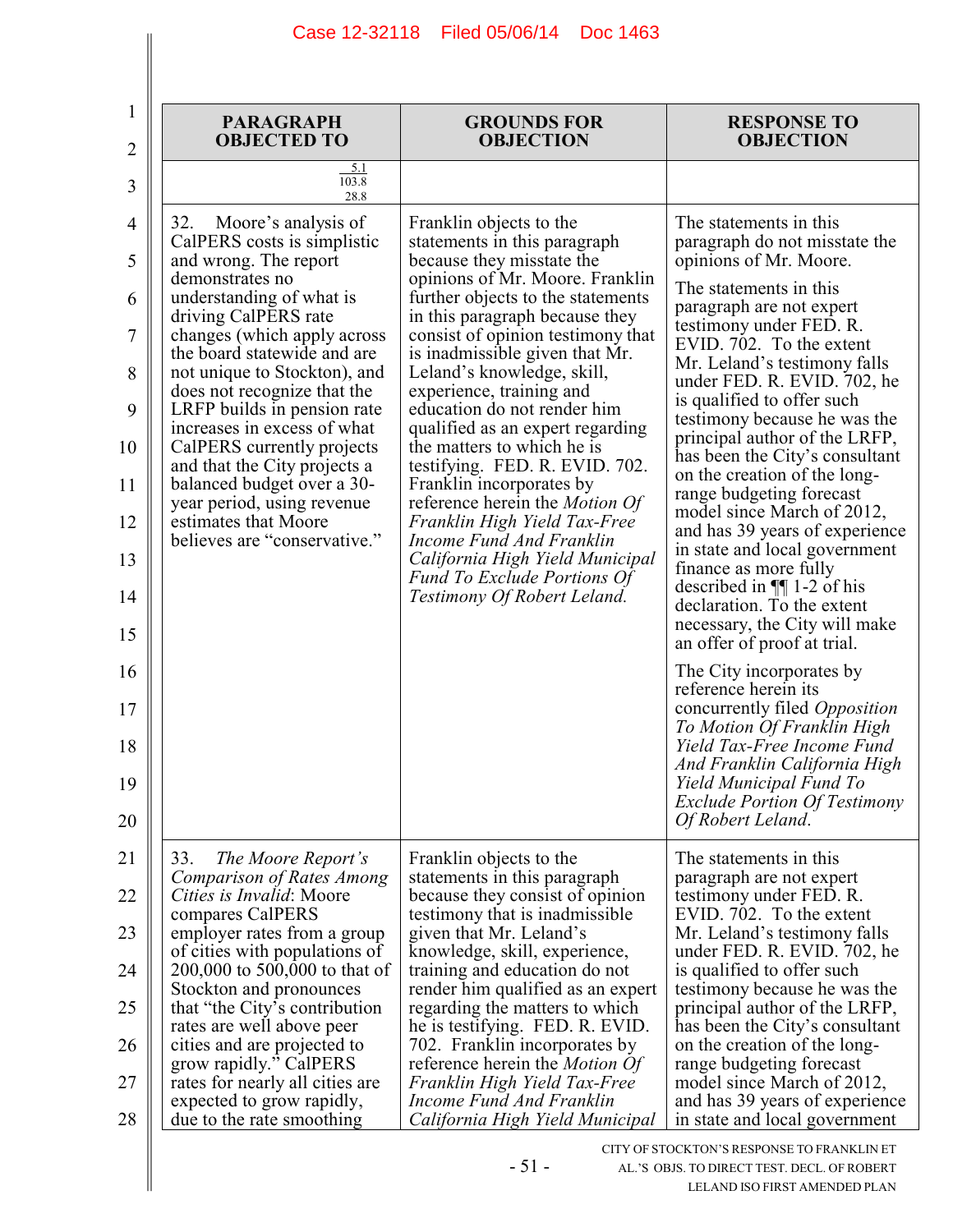| PARAGRAPH OBJECTED TO | GROUNDS FOR OBJECTION | RESPONSE TO OBJECTION |
|---|---|---|
| 5.1<br>103.8<br>28.8 | | |
| 32. Moore's analysis of CalPERS costs is simplistic and wrong. The report demonstrates no understanding of what is driving CalPERS rate changes (which apply across the board statewide and are not unique to Stockton), and does not recognize that the LRFP builds in pension rate increases in excess of what CalPERS currently projects and that the City projects a balanced budget over a 30-year period, using revenue estimates that Moore believes are "conservative." | Franklin objects to the statements in this paragraph because they misstate the opinions of Mr. Moore. Franklin further objects to the statements in this paragraph because they consist of opinion testimony that is inadmissible given that Mr. Leland's knowledge, skill, experience, training and education do not render him qualified as an expert regarding the matters to which he is testifying. FED. R. EVID. 702. Franklin incorporates by reference herein the *Motion Of Franklin High Yield Tax-Free Income Fund And Franklin California High Yield Municipal Fund To Exclude Portions Of Testimony Of Robert Leland.* | The statements in this paragraph do not misstate the opinions of Mr. Moore.<br><br>The statements in this paragraph are not expert testimony under FED. R. EVID. 702. To the extent Mr. Leland's testimony falls under FED. R. EVID. 702, he is qualified to offer such testimony because he was the principal author of the LRFP, has been the City's consultant on the creation of the long-range budgeting forecast model since March of 2012, and has 39 years of experience in state and local government finance as more fully described in ¶¶ 1-2 of his declaration. To the extent necessary, the City will make an offer of proof at trial.<br><br>The City incorporates by reference herein its concurrently filed *Opposition To Motion Of Franklin High Yield Tax-Free Income Fund And Franklin California High Yield Municipal Fund To Exclude Portion Of Testimony Of Robert Leland*. |
| 33. *The Moore Report's Comparison of Rates Among Cities is Invalid*: Moore compares CalPERS employer rates from a group of cities with populations of 200,000 to 500,000 to that of Stockton and pronounces that "the City's contribution rates are well above peer cities and are projected to grow rapidly." CalPERS rates for nearly all cities are expected to grow rapidly, due to the rate smoothing | Franklin objects to the statements in this paragraph because they consist of opinion testimony that is inadmissible given that Mr. Leland's knowledge, skill, experience, training and education do not render him qualified as an expert regarding the matters to which he is testifying. FED. R. EVID. 702. Franklin incorporates by reference herein the *Motion Of Franklin High Yield Tax-Free Income Fund And Franklin California High Yield Municipal* | The statements in this paragraph are not expert testimony under FED. R. EVID. 702. To the extent Mr. Leland's testimony falls under FED. R. EVID. 702, he is qualified to offer such testimony because he was the principal author of the LRFP, has been the City's consultant on the creation of the long-range budgeting forecast model since March of 2012, and has 39 years of experience in state and local government |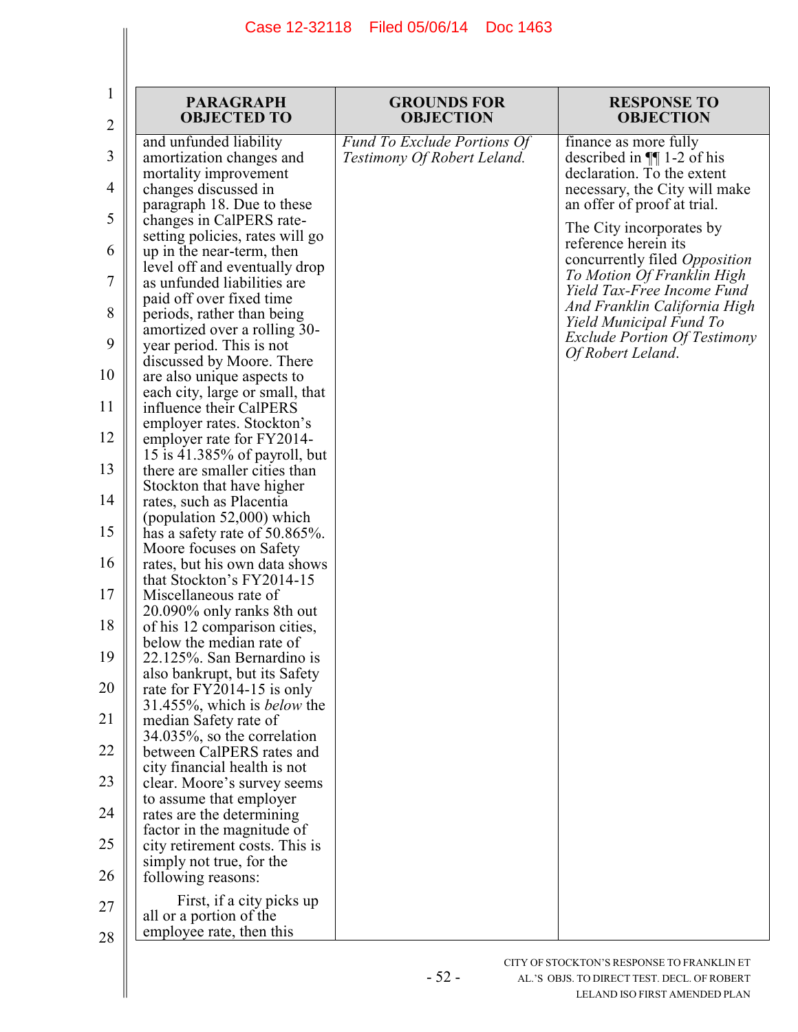| PARAGRAPH OBJECTED TO | GROUNDS FOR OBJECTION | RESPONSE TO OBJECTION |
|---|---|---|
| and unfunded liability amortization changes and mortality improvement changes discussed in paragraph 18. Due to these changes in CalPERS rate-setting policies, rates will go up in the near-term, then level off and eventually drop as unfunded liabilities are paid off over fixed time periods, rather than being amortized over a rolling 30-year period. This is not discussed by Moore. There are also unique aspects to each city, large or small, that influence their CalPERS employer rates. Stockton's employer rate for FY2014-15 is 41.385% of payroll, but there are smaller cities than Stockton that have higher rates, such as Placentia (population 52,000) which has a safety rate of 50.865%. Moore focuses on Safety rates, but his own data shows that Stockton's FY2014-15 Miscellaneous rate of 20.090% only ranks 8th out of his 12 comparison cities, below the median rate of 22.125%. San Bernardino is also bankrupt, but its Safety rate for FY2014-15 is only 31.455%, which is *below* the median Safety rate of 34.035%, so the correlation between CalPERS rates and city financial health is not clear. Moore's survey seems to assume that employer rates are the determining factor in the magnitude of city retirement costs. This is simply not true, for the following reasons:<br><br>First, if a city picks up all or a portion of the employee rate, then this | *Fund To Exclude Portions Of Testimony Of Robert Leland.* | finance as more fully described in ¶¶ 1-2 of his declaration. To the extent necessary, the City will make an offer of proof at trial.<br><br>The City incorporates by reference herein its concurrently filed *Opposition To Motion Of Franklin High Yield Tax-Free Income Fund And Franklin California High Yield Municipal Fund To Exclude Portion Of Testimony Of Robert Leland*. |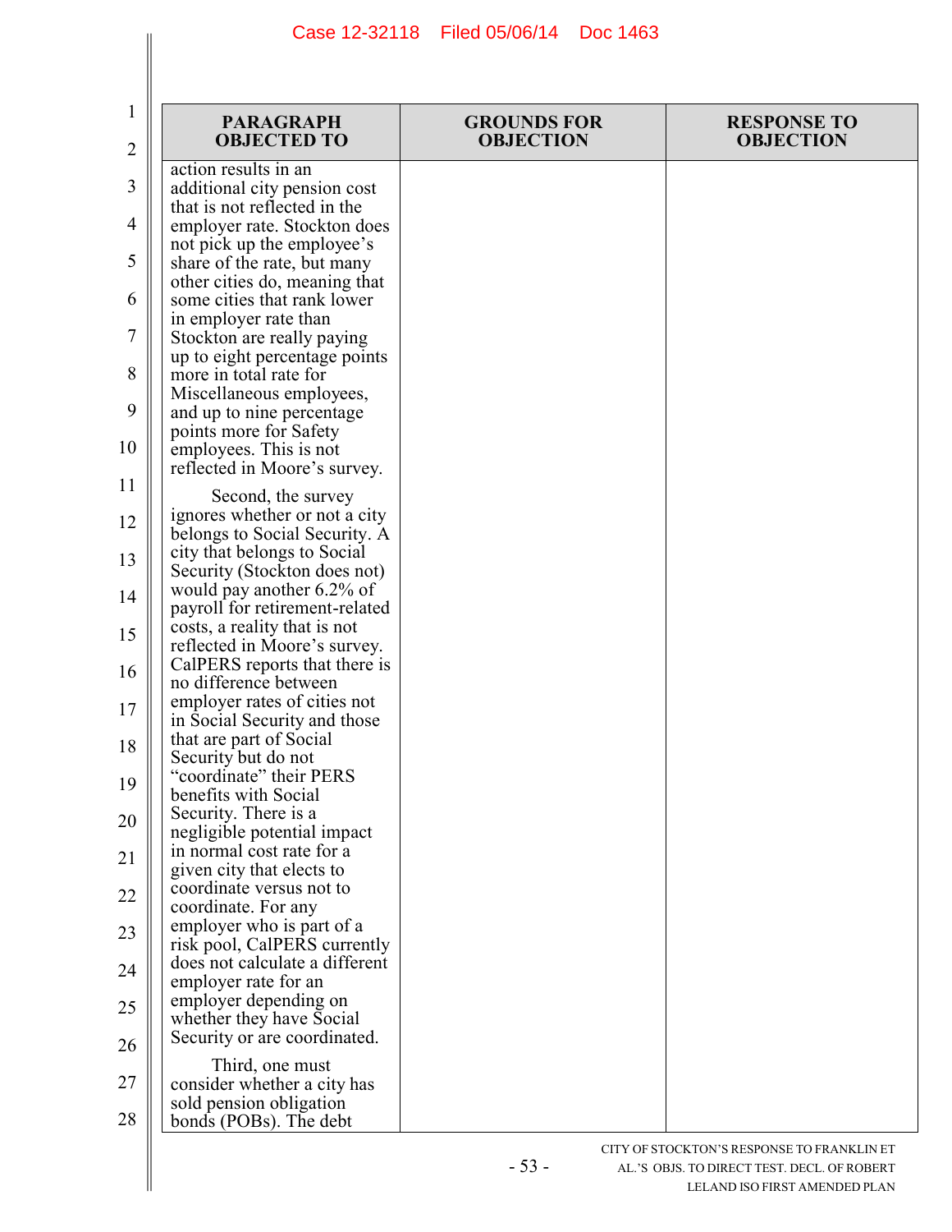| PARAGRAPH OBJECTED TO | GROUNDS FOR OBJECTION | RESPONSE TO OBJECTION |
|---|---|---|
| action results in an additional city pension cost that is not reflected in the employer rate. Stockton does not pick up the employee's share of the rate, but many other cities do, meaning that some cities that rank lower in employer rate than Stockton are really paying up to eight percentage points more in total rate for Miscellaneous employees, and up to nine percentage points more for Safety employees. This is not reflected in Moore's survey.<br><br>Second, the survey ignores whether or not a city belongs to Social Security. A city that belongs to Social Security (Stockton does not) would pay another 6.2% of payroll for retirement-related costs, a reality that is not reflected in Moore's survey. CalPERS reports that there is no difference between employer rates of cities not in Social Security and those that are part of Social Security but do not "coordinate" their PERS benefits with Social Security. There is a negligible potential impact in normal cost rate for a given city that elects to coordinate versus not to coordinate. For any employer who is part of a risk pool, CalPERS currently does not calculate a different employer rate for an employer depending on whether they have Social Security or are coordinated.<br><br>Third, one must consider whether a city has sold pension obligation bonds (POBs). The debt | | |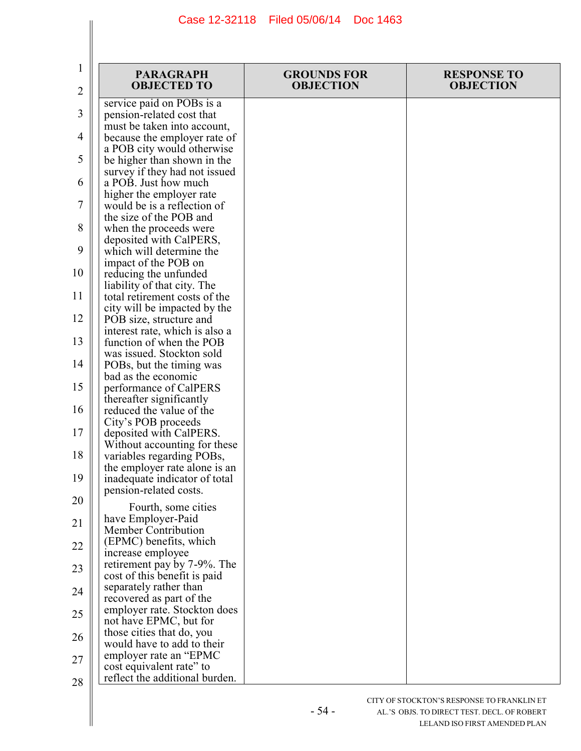| PARAGRAPH OBJECTED TO | GROUNDS FOR OBJECTION | RESPONSE TO OBJECTION |
|---|---|---|
| service paid on POBs is a pension-related cost that must be taken into account, because the employer rate of a POB city would otherwise be higher than shown in the survey if they had not issued a POB. Just how much higher the employer rate would be is a reflection of the size of the POB and when the proceeds were deposited with CalPERS, which will determine the impact of the POB on reducing the unfunded liability of that city. The total retirement costs of the city will be impacted by the POB size, structure and interest rate, which is also a function of when the POB was issued. Stockton sold POBs, but the timing was bad as the economic performance of CalPERS thereafter significantly reduced the value of the City's POB proceeds deposited with CalPERS. Without accounting for these variables regarding POBs, the employer rate alone is an inadequate indicator of total pension-related costs.<br><br>Fourth, some cities have Employer-Paid Member Contribution (EPMC) benefits, which increase employee retirement pay by 7-9%. The cost of this benefit is paid separately rather than recovered as part of the employer rate. Stockton does not have EPMC, but for those cities that do, you would have to add to their employer rate an "EPMC cost equivalent rate" to reflect the additional burden. | | |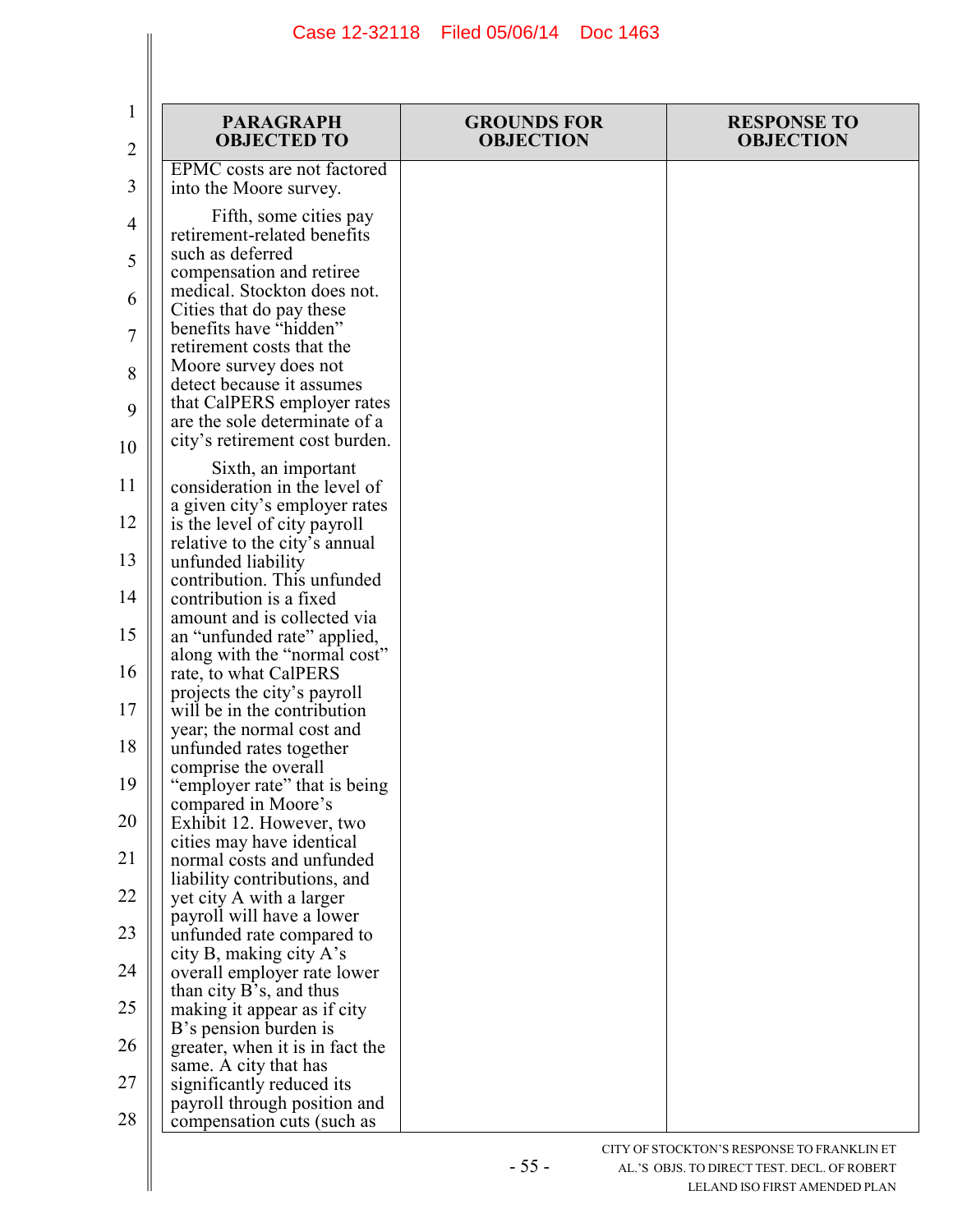| PARAGRAPH OBJECTED TO | GROUNDS FOR OBJECTION | RESPONSE TO OBJECTION |
|---|---|---|
| EPMC costs are not factored into the Moore survey.<br><br>Fifth, some cities pay retirement-related benefits such as deferred compensation and retiree medical. Stockton does not. Cities that do pay these benefits have "hidden" retirement costs that the Moore survey does not detect because it assumes that CalPERS employer rates are the sole determinate of a city's retirement cost burden.<br><br>Sixth, an important consideration in the level of a given city's employer rates is the level of city payroll relative to the city's annual unfunded liability contribution. This unfunded contribution is a fixed amount and is collected via an "unfunded rate" applied, along with the "normal cost" rate, to what CalPERS projects the city's payroll will be in the contribution year; the normal cost and unfunded rates together comprise the overall "employer rate" that is being compared in Moore's Exhibit 12. However, two cities may have identical normal costs and unfunded liability contributions, and yet city A with a larger payroll will have a lower unfunded rate compared to city B, making city A's overall employer rate lower than city B's, and thus making it appear as if city B's pension burden is greater, when it is in fact the same. A city that has significantly reduced its payroll through position and compensation cuts (such as | | |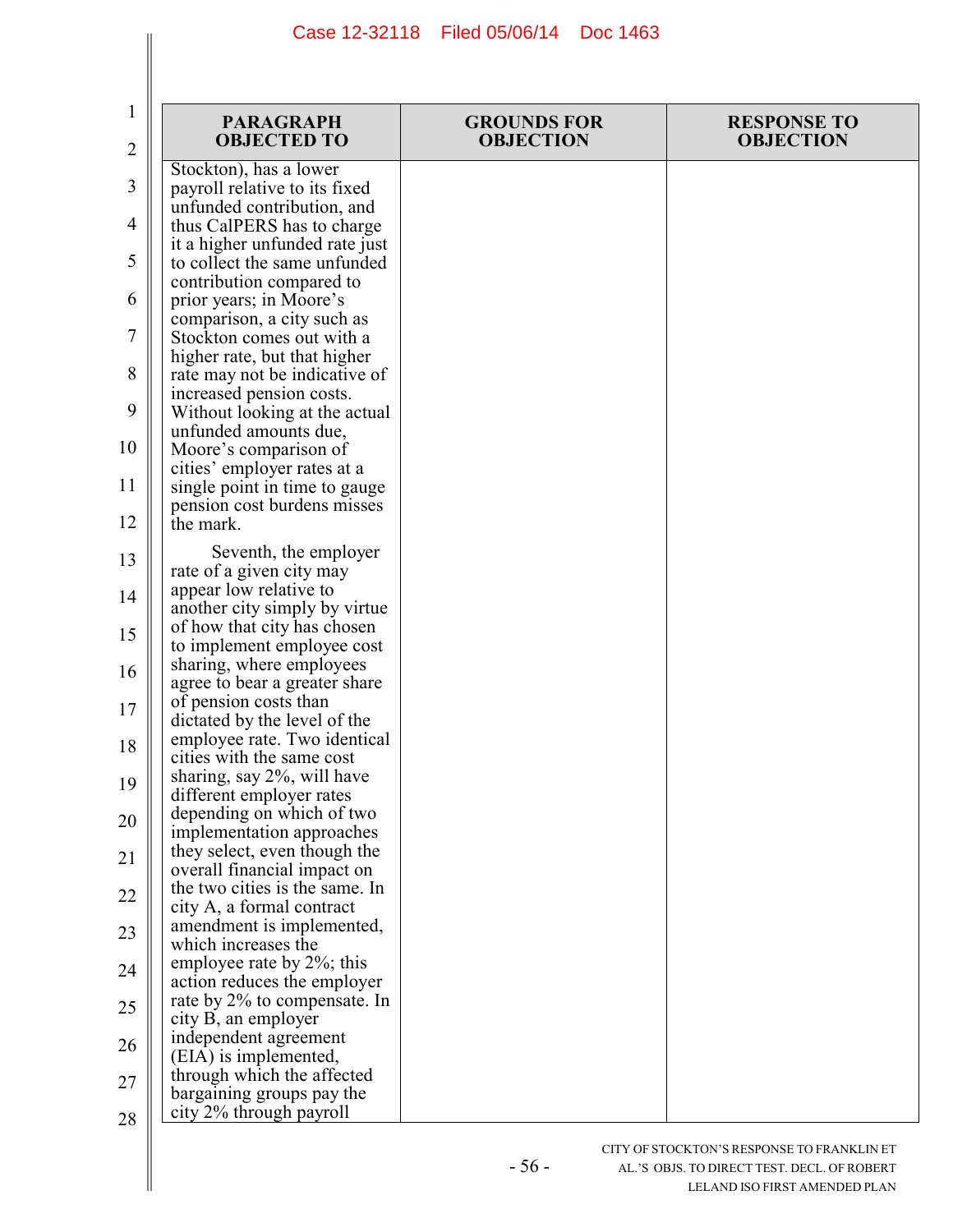| PARAGRAPH OBJECTED TO | GROUNDS FOR OBJECTION | RESPONSE TO OBJECTION |
|---|---|---|
| Stockton), has a lower payroll relative to its fixed unfunded contribution, and thus CalPERS has to charge it a higher unfunded rate just to collect the same unfunded contribution compared to prior years; in Moore's comparison, a city such as Stockton comes out with a higher rate, but that higher rate may not be indicative of increased pension costs. Without looking at the actual unfunded amounts due, Moore's comparison of cities' employer rates at a single point in time to gauge pension cost burdens misses the mark.<br><br>Seventh, the employer rate of a given city may appear low relative to another city simply by virtue of how that city has chosen to implement employee cost sharing, where employees agree to bear a greater share of pension costs than dictated by the level of the employee rate. Two identical cities with the same cost sharing, say 2%, will have different employer rates depending on which of two implementation approaches they select, even though the overall financial impact on the two cities is the same. In city A, a formal contract amendment is implemented, which increases the employee rate by 2%; this action reduces the employer rate by 2% to compensate. In city B, an employer independent agreement (EIA) is implemented, through which the affected bargaining groups pay the city 2% through payroll | | |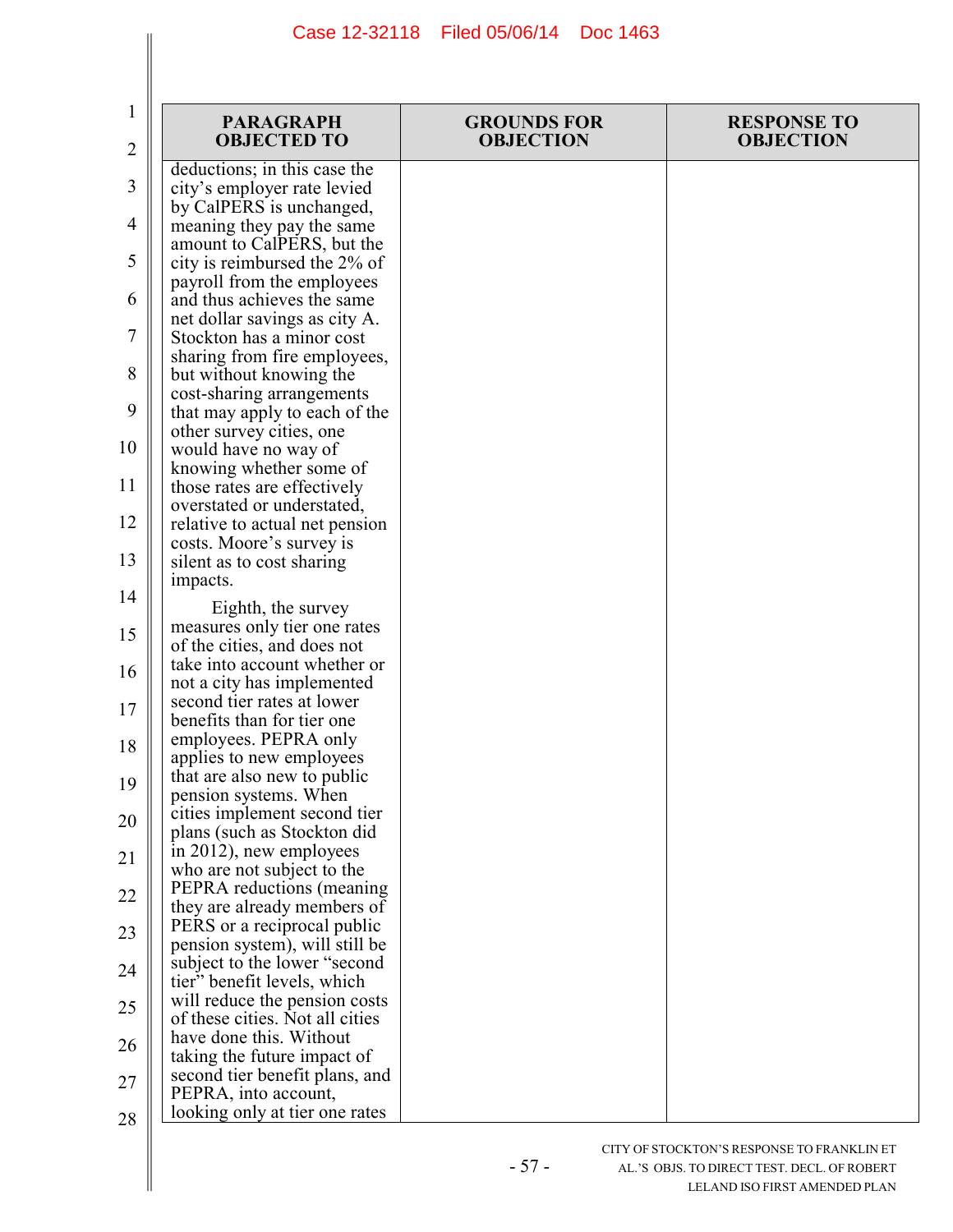| PARAGRAPH OBJECTED TO | GROUNDS FOR OBJECTION | RESPONSE TO OBJECTION |
|---|---|---|
| deductions; in this case the city's employer rate levied by CalPERS is unchanged, meaning they pay the same amount to CalPERS, but the city is reimbursed the 2% of payroll from the employees and thus achieves the same net dollar savings as city A. Stockton has a minor cost sharing from fire employees, but without knowing the cost-sharing arrangements that may apply to each of the other survey cities, one would have no way of knowing whether some of those rates are effectively overstated or understated, relative to actual net pension costs. Moore's survey is silent as to cost sharing impacts.<br><br>Eighth, the survey measures only tier one rates of the cities, and does not take into account whether or not a city has implemented second tier rates at lower benefits than for tier one employees. PEPRA only applies to new employees that are also new to public pension systems. When cities implement second tier plans (such as Stockton did in 2012), new employees who are not subject to the PEPRA reductions (meaning they are already members of PERS or a reciprocal public pension system), will still be subject to the lower "second tier" benefit levels, which will reduce the pension costs of these cities. Not all cities have done this. Without taking the future impact of second tier benefit plans, and PEPRA, into account, looking only at tier one rates | | |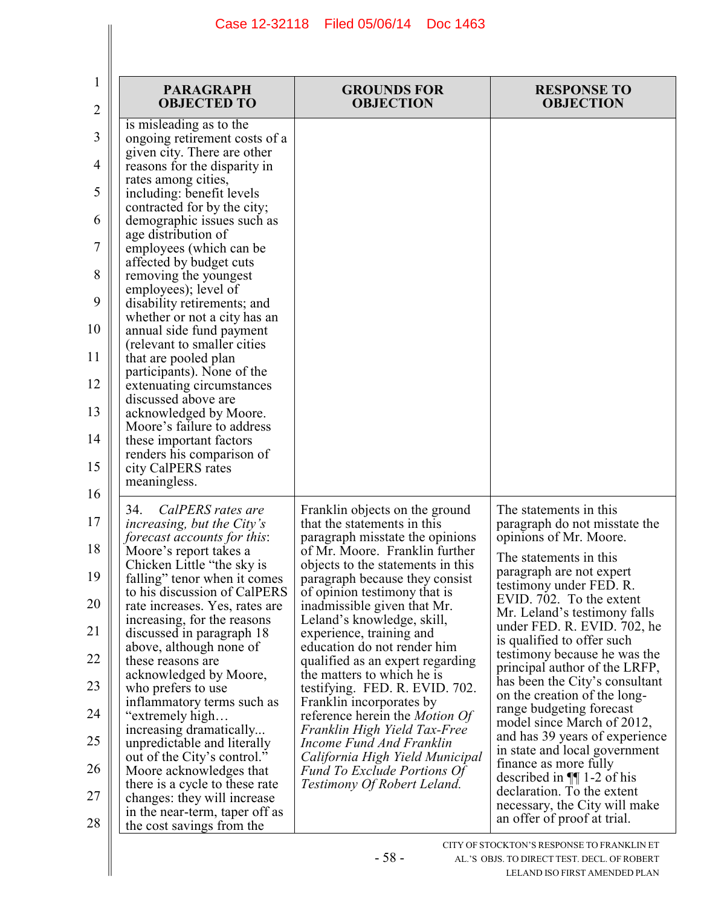| PARAGRAPH OBJECTED TO | GROUNDS FOR OBJECTION | RESPONSE TO OBJECTION |
|---|---|---|
| is misleading as to the ongoing retirement costs of a given city. There are other reasons for the disparity in rates among cities, including: benefit levels contracted for by the city; demographic issues such as age distribution of employees (which can be affected by budget cuts removing the youngest employees); level of disability retirements; and whether or not a city has an annual side fund payment (relevant to smaller cities that are pooled plan participants). None of the extenuating circumstances discussed above are acknowledged by Moore. Moore's failure to address these important factors renders his comparison of city CalPERS rates meaningless. | | |
| 34. *CalPERS rates are increasing, but the City's forecast accounts for this*: Moore's report takes a Chicken Little "the sky is falling" tenor when it comes to his discussion of CalPERS rate increases. Yes, rates are increasing, for the reasons discussed in paragraph 18 above, although none of these reasons are acknowledged by Moore, who prefers to use inflammatory terms such as "extremely high… increasing dramatically... unpredictable and literally out of the City's control." Moore acknowledges that there is a cycle to these rate changes: they will increase in the near-term, taper off as the cost savings from the | Franklin objects on the ground that the statements in this paragraph misstate the opinions of Mr. Moore. Franklin further objects to the statements in this paragraph because they consist of opinion testimony that is inadmissible given that Mr. Leland's knowledge, skill, experience, training and education do not render him qualified as an expert regarding the matters to which he is testifying. FED. R. EVID. 702. Franklin incorporates by reference herein the *Motion Of Franklin High Yield Tax-Free Income Fund And Franklin California High Yield Municipal Fund To Exclude Portions Of Testimony Of Robert Leland.* | The statements in this paragraph do not misstate the opinions of Mr. Moore.<br><br>The statements in this paragraph are not expert testimony under FED. R. EVID. 702. To the extent Mr. Leland's testimony falls under FED. R. EVID. 702, he is qualified to offer such testimony because he was the principal author of the LRFP, has been the City's consultant on the creation of the long-range budgeting forecast model since March of 2012, and has 39 years of experience in state and local government finance as more fully described in ¶¶ 1-2 of his declaration. To the extent necessary, the City will make an offer of proof at trial. |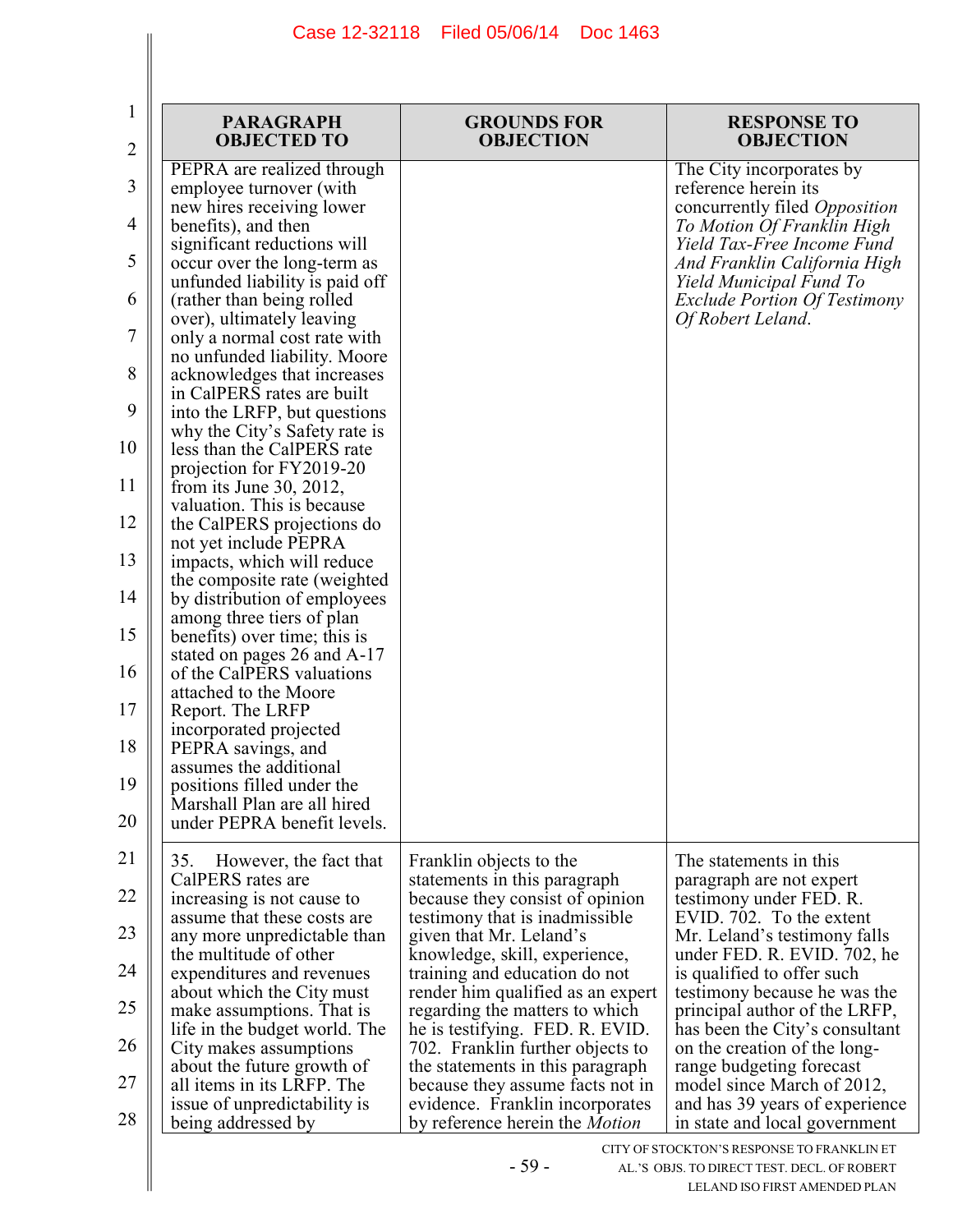| PARAGRAPH OBJECTED TO | GROUNDS FOR OBJECTION | RESPONSE TO OBJECTION |
|---|---|---|
| PEPRA are realized through employee turnover (with new hires receiving lower benefits), and then significant reductions will occur over the long-term as unfunded liability is paid off (rather than being rolled over), ultimately leaving only a normal cost rate with no unfunded liability. Moore acknowledges that increases in CalPERS rates are built into the LRFP, but questions why the City's Safety rate is less than the CalPERS rate projection for FY2019-20 from its June 30, 2012, valuation. This is because the CalPERS projections do not yet include PEPRA impacts, which will reduce the composite rate (weighted by distribution of employees among three tiers of plan benefits) over time; this is stated on pages 26 and A-17 of the CalPERS valuations attached to the Moore Report. The LRFP incorporated projected PEPRA savings, and assumes the additional positions filled under the Marshall Plan are all hired under PEPRA benefit levels. | | The City incorporates by reference herein its concurrently filed *Opposition To Motion Of Franklin High Yield Tax-Free Income Fund And Franklin California High Yield Municipal Fund To Exclude Portion Of Testimony Of Robert Leland*. |
| 35. However, the fact that CalPERS rates are increasing is not cause to assume that these costs are any more unpredictable than the multitude of other expenditures and revenues about which the City must make assumptions. That is life in the budget world. The City makes assumptions about the future growth of all items in its LRFP. The issue of unpredictability is being addressed by | Franklin objects to the statements in this paragraph because they consist of opinion testimony that is inadmissible given that Mr. Leland's knowledge, skill, experience, training and education do not render him qualified as an expert regarding the matters to which he is testifying. FED. R. EVID. 702. Franklin further objects to the statements in this paragraph because they assume facts not in evidence. Franklin incorporates by reference herein the *Motion* | The statements in this paragraph are not expert testimony under FED. R. EVID. 702. To the extent Mr. Leland's testimony falls under FED. R. EVID. 702, he is qualified to offer such testimony because he was the principal author of the LRFP, has been the City's consultant on the creation of the long-range budgeting forecast model since March of 2012, and has 39 years of experience in state and local government |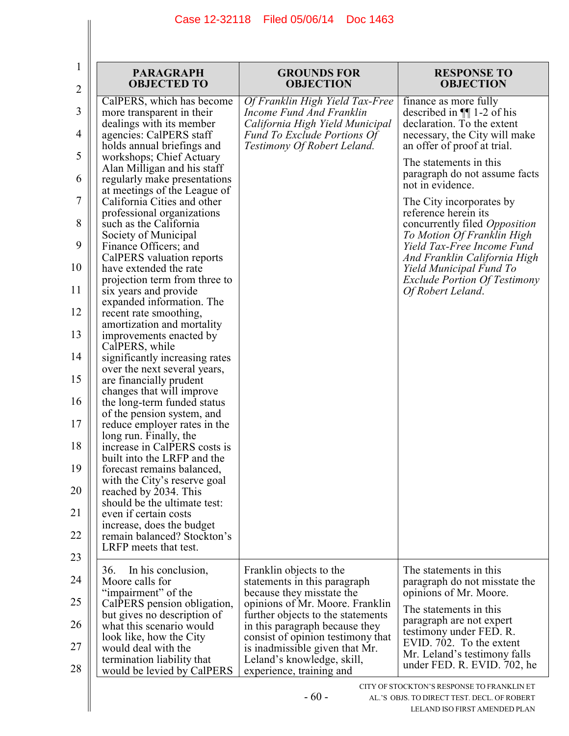| PARAGRAPH OBJECTED TO | GROUNDS FOR OBJECTION | RESPONSE TO OBJECTION |
|---|---|---|
| CalPERS, which has become more transparent in their dealings with its member agencies: CalPERS staff holds annual briefings and workshops; Chief Actuary Alan Milligan and his staff regularly make presentations at meetings of the League of California Cities and other professional organizations such as the California Society of Municipal Finance Officers; and CalPERS valuation reports have extended the rate projection term from three to six years and provide expanded information. The recent rate smoothing, amortization and mortality improvements enacted by CalPERS, while significantly increasing rates over the next several years, are financially prudent changes that will improve the long-term funded status of the pension system, and reduce employer rates in the long run. Finally, the increase in CalPERS costs is built into the LRFP and the forecast remains balanced, with the City's reserve goal reached by 2034. This should be the ultimate test: even if certain costs increase, does the budget remain balanced? Stockton's LRFP meets that test. | *Of Franklin High Yield Tax-Free Income Fund And Franklin California High Yield Municipal Fund To Exclude Portions Of Testimony Of Robert Leland.* | finance as more fully described in ¶¶ 1-2 of his declaration. To the extent necessary, the City will make an offer of proof at trial. The statements in this paragraph do not assume facts not in evidence. The City incorporates by reference herein its concurrently filed *Opposition To Motion Of Franklin High Yield Tax-Free Income Fund And Franklin California High Yield Municipal Fund To Exclude Portion Of Testimony Of Robert Leland*. |
| 36. In his conclusion, Moore calls for "impairment" of the CalPERS pension obligation, but gives no description of what this scenario would look like, how the City would deal with the termination liability that would be levied by CalPERS | Franklin objects to the statements in this paragraph because they misstate the opinions of Mr. Moore. Franklin further objects to the statements in this paragraph because they consist of opinion testimony that is inadmissible given that Mr. Leland's knowledge, skill, experience, training and | The statements in this paragraph do not misstate the opinions of Mr. Moore. The statements in this paragraph are not expert testimony under FED. R. EVID. 702. To the extent Mr. Leland's testimony falls under FED. R. EVID. 702, he |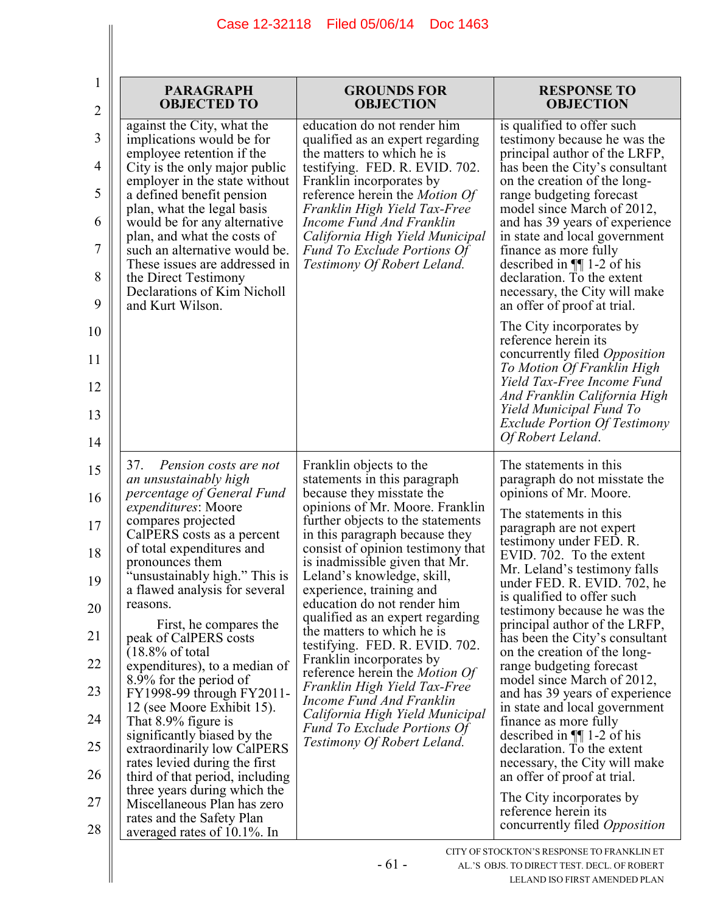| PARAGRAPH OBJECTED TO | GROUNDS FOR OBJECTION | RESPONSE TO OBJECTION |
|---|---|---|
| against the City, what the implications would be for employee retention if the City is the only major public employer in the state without a defined benefit pension plan, what the legal basis would be for any alternative plan, and what the costs of such an alternative would be. These issues are addressed in the Direct Testimony Declarations of Kim Nicholl and Kurt Wilson. | education do not render him qualified as an expert regarding the matters to which he is testifying. FED. R. EVID. 702. Franklin incorporates by reference herein the *Motion Of Franklin High Yield Tax-Free Income Fund And Franklin California High Yield Municipal Fund To Exclude Portions Of Testimony Of Robert Leland.* | is qualified to offer such testimony because he was the principal author of the LRFP, has been the City's consultant on the creation of the long-range budgeting forecast model since March of 2012, and has 39 years of experience in state and local government finance as more fully described in ¶¶ 1-2 of his declaration. To the extent necessary, the City will make an offer of proof at trial.<br><br>The City incorporates by reference herein its concurrently filed *Opposition To Motion Of Franklin High Yield Tax-Free Income Fund And Franklin California High Yield Municipal Fund To Exclude Portion Of Testimony Of Robert Leland*. |
| 37. *Pension costs are not an unsustainably high percentage of General Fund expenditures*: Moore compares projected CalPERS costs as a percent of total expenditures and pronounces them "unsustainably high." This is a flawed analysis for several reasons.<br><br>First, he compares the peak of CalPERS costs (18.8% of total expenditures), to a median of 8.9% for the period of FY1998-99 through FY2011-12 (see Moore Exhibit 15). That 8.9% figure is significantly biased by the extraordinarily low CalPERS rates levied during the first third of that period, including three years during which the Miscellaneous Plan has zero rates and the Safety Plan averaged rates of 10.1%. In | Franklin objects to the statements in this paragraph because they misstate the opinions of Mr. Moore. Franklin further objects to the statements in this paragraph because they consist of opinion testimony that is inadmissible given that Mr. Leland's knowledge, skill, experience, training and education do not render him qualified as an expert regarding the matters to which he is testifying. FED. R. EVID. 702. Franklin incorporates by reference herein the *Motion Of Franklin High Yield Tax-Free Income Fund And Franklin California High Yield Municipal Fund To Exclude Portions Of Testimony Of Robert Leland.* | The statements in this paragraph do not misstate the opinions of Mr. Moore.<br><br>The statements in this paragraph are not expert testimony under FED. R. EVID. 702. To the extent Mr. Leland's testimony falls under FED. R. EVID. 702, he is qualified to offer such testimony because he was the principal author of the LRFP, has been the City's consultant on the creation of the long-range budgeting forecast model since March of 2012, and has 39 years of experience in state and local government finance as more fully described in ¶¶ 1-2 of his declaration. To the extent necessary, the City will make an offer of proof at trial.<br><br>The City incorporates by reference herein its concurrently filed *Opposition* |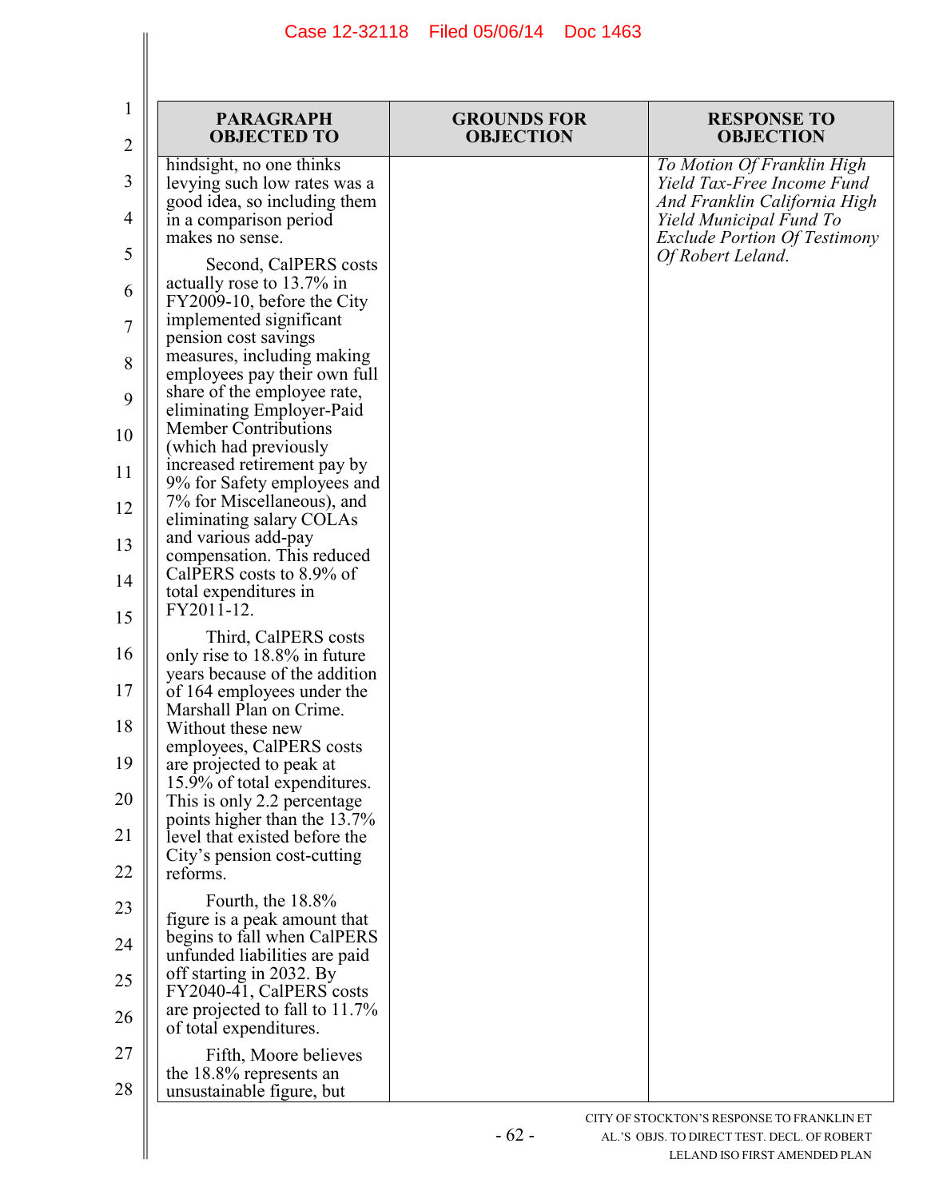| PARAGRAPH OBJECTED TO | GROUNDS FOR OBJECTION | RESPONSE TO OBJECTION |
|---|---|---|
| hindsight, no one thinks levying such low rates was a good idea, so including them in a comparison period makes no sense.<br><br>Second, CalPERS costs actually rose to 13.7% in FY2009-10, before the City implemented significant pension cost savings measures, including making employees pay their own full share of the employee rate, eliminating Employer-Paid Member Contributions (which had previously increased retirement pay by 9% for Safety employees and 7% for Miscellaneous), and eliminating salary COLAs and various add-pay compensation. This reduced CalPERS costs to 8.9% of total expenditures in FY2011-12.<br><br>Third, CalPERS costs only rise to 18.8% in future years because of the addition of 164 employees under the Marshall Plan on Crime. Without these new employees, CalPERS costs are projected to peak at 15.9% of total expenditures. This is only 2.2 percentage points higher than the 13.7% level that existed before the City's pension cost-cutting reforms.<br><br>Fourth, the 18.8% figure is a peak amount that begins to fall when CalPERS unfunded liabilities are paid off starting in 2032. By FY2040-41, CalPERS costs are projected to fall to 11.7% of total expenditures.<br><br>Fifth, Moore believes the 18.8% represents an unsustainable figure, but | | *To Motion Of Franklin High Yield Tax-Free Income Fund And Franklin California High Yield Municipal Fund To Exclude Portion Of Testimony Of Robert Leland.* |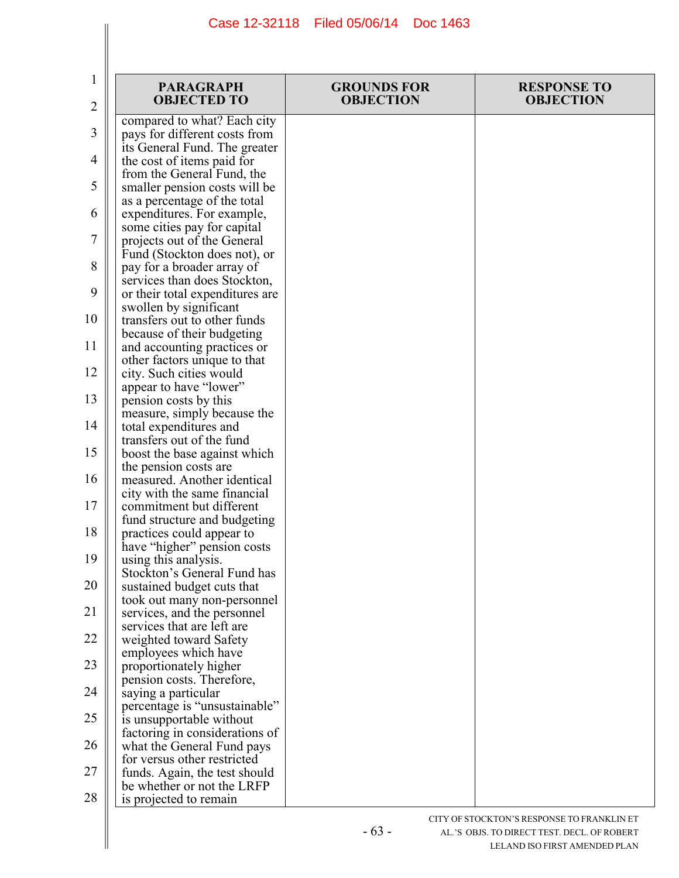| PARAGRAPH OBJECTED TO | GROUNDS FOR OBJECTION | RESPONSE TO OBJECTION |
|---|---|---|
| compared to what? Each city pays for different costs from its General Fund. The greater the cost of items paid for from the General Fund, the smaller pension costs will be as a percentage of the total expenditures. For example, some cities pay for capital projects out of the General Fund (Stockton does not), or pay for a broader array of services than does Stockton, or their total expenditures are swollen by significant transfers out to other funds because of their budgeting and accounting practices or other factors unique to that city. Such cities would appear to have "lower" pension costs by this measure, simply because the total expenditures and transfers out of the fund boost the base against which the pension costs are measured. Another identical city with the same financial commitment but different fund structure and budgeting practices could appear to have "higher" pension costs using this analysis. Stockton's General Fund has sustained budget cuts that took out many non-personnel services, and the personnel services that are left are weighted toward Safety employees which have proportionately higher pension costs. Therefore, saying a particular percentage is "unsustainable" is unsupportable without factoring in considerations of what the General Fund pays for versus other restricted funds. Again, the test should be whether or not the LRFP is projected to remain | | |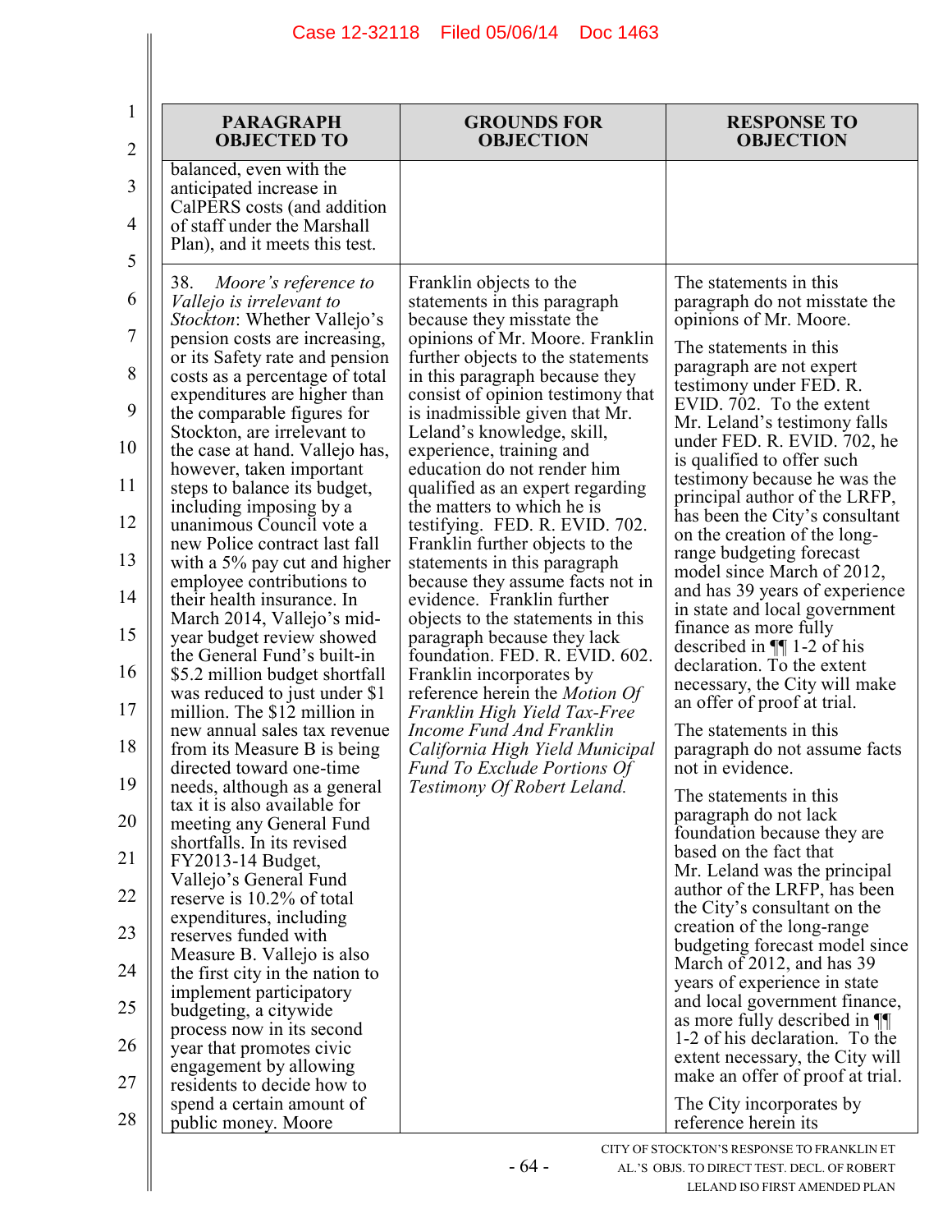| PARAGRAPH OBJECTED TO | GROUNDS FOR OBJECTION | RESPONSE TO OBJECTION |
|---|---|---|
| balanced, even with the anticipated increase in CalPERS costs (and addition of staff under the Marshall Plan), and it meets this test. | | |
| 38. *Moore's reference to Vallejo is irrelevant to Stockton*: Whether Vallejo's pension costs are increasing, or its Safety rate and pension costs as a percentage of total expenditures are higher than the comparable figures for Stockton, are irrelevant to the case at hand. Vallejo has, however, taken important steps to balance its budget, including imposing by a unanimous Council vote a new Police contract last fall with a 5% pay cut and higher employee contributions to their health insurance. In March 2014, Vallejo's mid-year budget review showed the General Fund's built-in $5.2 million budget shortfall was reduced to just under $1 million. The $12 million in new annual sales tax revenue from its Measure B is being directed toward one-time needs, although as a general tax it is also available for meeting any General Fund shortfalls. In its revised FY2013-14 Budget, Vallejo's General Fund reserve is 10.2% of total expenditures, including reserves funded with Measure B. Vallejo is also the first city in the nation to implement participatory budgeting, a citywide process now in its second year that promotes civic engagement by allowing residents to decide how to spend a certain amount of public money. Moore | Franklin objects to the statements in this paragraph because they misstate the opinions of Mr. Moore. Franklin further objects to the statements in this paragraph because they consist of opinion testimony that is inadmissible given that Mr. Leland's knowledge, skill, experience, training and education do not render him qualified as an expert regarding the matters to which he is testifying. FED. R. EVID. 702. Franklin further objects to the statements in this paragraph because they assume facts not in evidence. Franklin further objects to the statements in this paragraph because they lack foundation. FED. R. EVID. 602. Franklin incorporates by reference herein the *Motion Of Franklin High Yield Tax-Free Income Fund And Franklin California High Yield Municipal Fund To Exclude Portions Of Testimony Of Robert Leland.* | The statements in this paragraph do not misstate the opinions of Mr. Moore.<br><br>The statements in this paragraph are not expert testimony under FED. R. EVID. 702. To the extent Mr. Leland's testimony falls under FED. R. EVID. 702, he is qualified to offer such testimony because he was the principal author of the LRFP, has been the City's consultant on the creation of the long-range budgeting forecast model since March of 2012, and has 39 years of experience in state and local government finance as more fully described in ¶¶ 1-2 of his declaration. To the extent necessary, the City will make an offer of proof at trial.<br><br>The statements in this paragraph do not assume facts not in evidence.<br><br>The statements in this paragraph do not lack foundation because they are based on the fact that Mr. Leland was the principal author of the LRFP, has been the City's consultant on the creation of the long-range budgeting forecast model since March of 2012, and has 39 years of experience in state and local government finance, as more fully described in ¶¶ 1-2 of his declaration. To the extent necessary, the City will make an offer of proof at trial.<br><br>The City incorporates by reference herein its |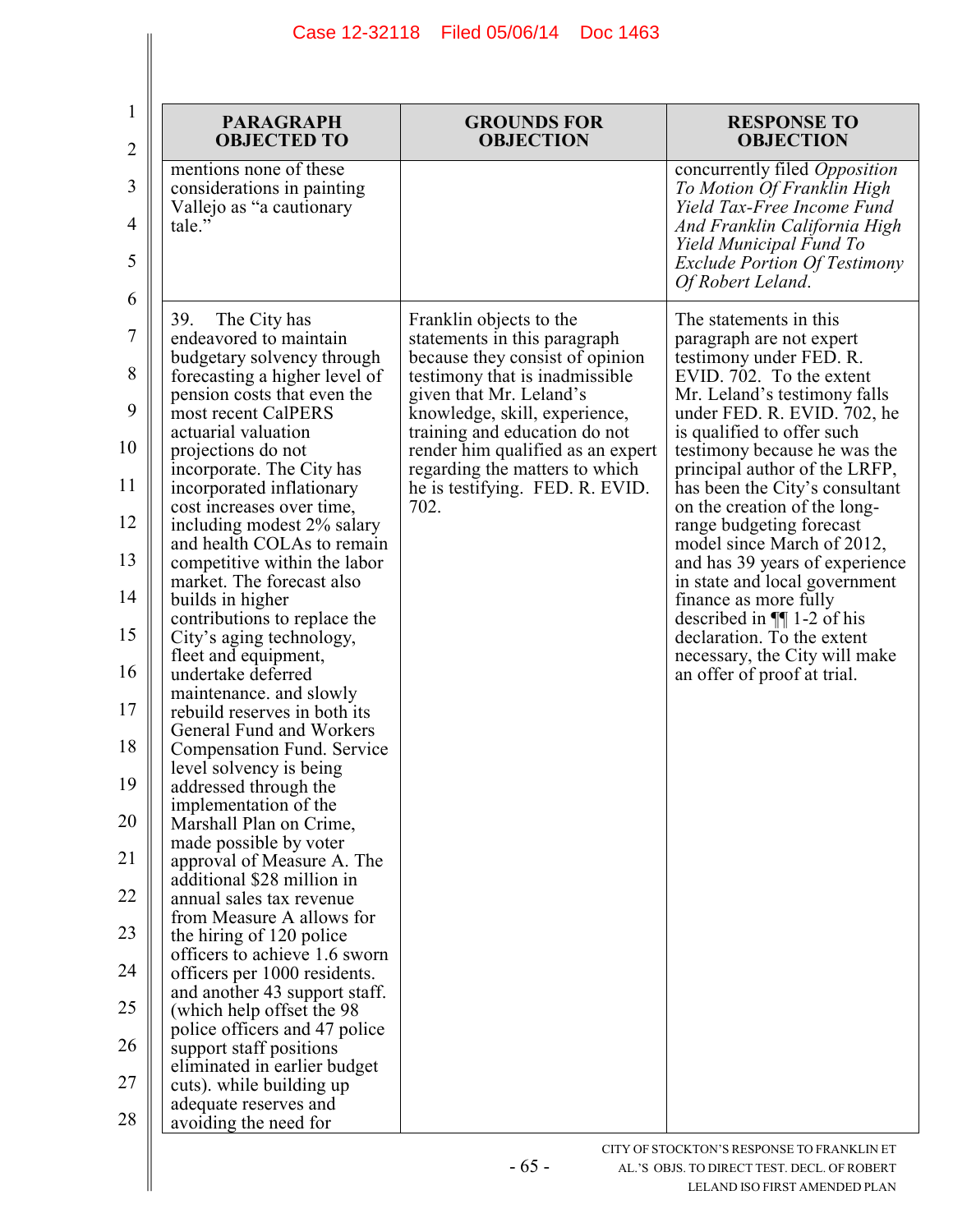| PARAGRAPH OBJECTED TO | GROUNDS FOR OBJECTION | RESPONSE TO OBJECTION |
|---|---|---|
| mentions none of these considerations in painting Vallejo as "a cautionary tale." | | concurrently filed *Opposition To Motion Of Franklin High Yield Tax-Free Income Fund And Franklin California High Yield Municipal Fund To Exclude Portion Of Testimony Of Robert Leland*. |
| 39. The City has endeavored to maintain budgetary solvency through forecasting a higher level of pension costs that even the most recent CalPERS actuarial valuation projections do not incorporate. The City has incorporated inflationary cost increases over time, including modest 2% salary and health COLAs to remain competitive within the labor market. The forecast also builds in higher contributions to replace the City's aging technology, fleet and equipment, undertake deferred maintenance. and slowly rebuild reserves in both its General Fund and Workers Compensation Fund. Service level solvency is being addressed through the implementation of the Marshall Plan on Crime, made possible by voter approval of Measure A. The additional $28 million in annual sales tax revenue from Measure A allows for the hiring of 120 police officers to achieve 1.6 sworn officers per 1000 residents. and another 43 support staff. (which help offset the 98 police officers and 47 police support staff positions eliminated in earlier budget cuts). while building up adequate reserves and avoiding the need for | Franklin objects to the statements in this paragraph because they consist of opinion testimony that is inadmissible given that Mr. Leland's knowledge, skill, experience, training and education do not render him qualified as an expert regarding the matters to which he is testifying. FED. R. EVID. 702. | The statements in this paragraph are not expert testimony under FED. R. EVID. 702. To the extent Mr. Leland's testimony falls under FED. R. EVID. 702, he is qualified to offer such testimony because he was the principal author of the LRFP, has been the City's consultant on the creation of the long-range budgeting forecast model since March of 2012, and has 39 years of experience in state and local government finance as more fully described in ¶¶ 1-2 of his declaration. To the extent necessary, the City will make an offer of proof at trial. |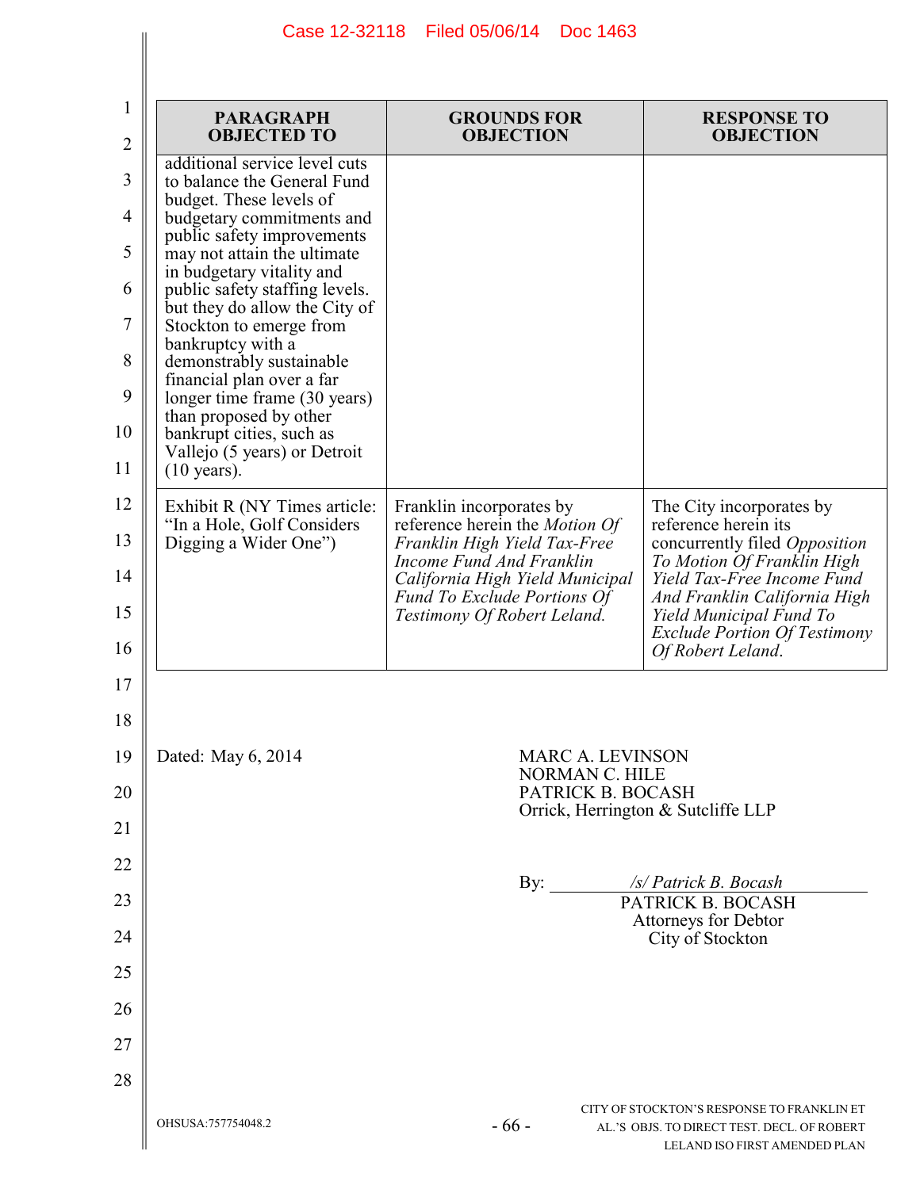| PARAGRAPH OBJECTED TO | GROUNDS FOR OBJECTION | RESPONSE TO OBJECTION |
|---|---|---|
| additional service level cuts to balance the General Fund budget. These levels of budgetary commitments and public safety improvements may not attain the ultimate in budgetary vitality and public safety staffing levels. but they do allow the City of Stockton to emerge from bankruptcy with a demonstrably sustainable financial plan over a far longer time frame (30 years) than proposed by other bankrupt cities, such as Vallejo (5 years) or Detroit (10 years). | | |
| Exhibit R (NY Times article: "In a Hole, Golf Considers Digging a Wider One") | Franklin incorporates by reference herein the *Motion Of Franklin High Yield Tax-Free Income Fund And Franklin California High Yield Municipal Fund To Exclude Portions Of Testimony Of Robert Leland.* | The City incorporates by reference herein its concurrently filed *Opposition To Motion Of Franklin High Yield Tax-Free Income Fund And Franklin California High Yield Municipal Fund To Exclude Portion Of Testimony Of Robert Leland*. |

Dated: May 6, 2014

MARC A. LEVINSON
NORMAN C. HILE
PATRICK B. BOCASH
Orrick, Herrington & Sutcliffe LLP

By: */s/ Patrick B. Bocash*
PATRICK B. BOCASH
Attorneys for Debtor
City of Stockton